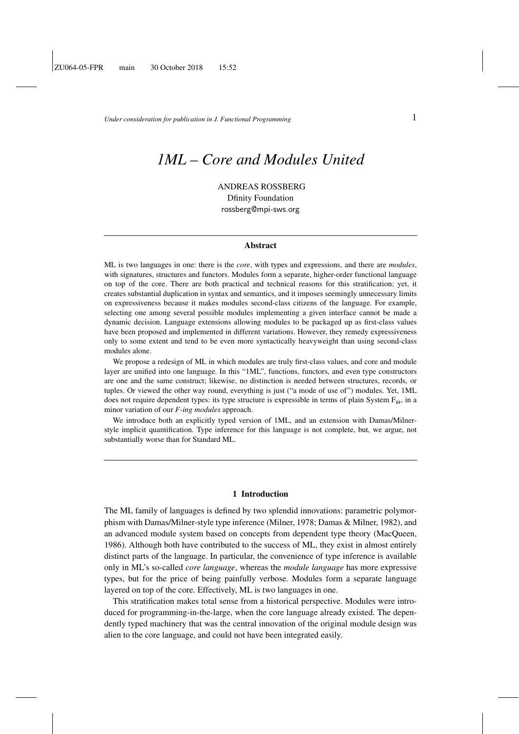*Under consideration for publication in J. Functional Programming*

# *1ML – Core and Modules United*

ANDREAS ROSSBERG
Dfinity Foundation
rossberg@mpi-sws.org

## Abstract

ML is two languages in one: there is the *core*, with types and expressions, and there are *modules*, with signatures, structures and functors. Modules form a separate, higher-order functional language on top of the core. There are both practical and technical reasons for this stratification; yet, it creates substantial duplication in syntax and semantics, and it imposes seemingly unnecessary limits on expressiveness because it makes modules second-class citizens of the language. For example, selecting one among several possible modules implementing a given interface cannot be made a dynamic decision. Language extensions allowing modules to be packaged up as first-class values have been proposed and implemented in different variations. However, they remedy expressiveness only to some extent and tend to be even more syntactically heavyweight than using second-class modules alone.

We propose a redesign of ML in which modules are truly first-class values, and core and module layer are unified into one language. In this "1ML", functions, functors, and even type constructors are one and the same construct; likewise, no distinction is needed between structures, records, or tuples. Or viewed the other way round, everything is just ("a mode of use of") modules. Yet, 1ML does not require dependent types: its type structure is expressible in terms of plain System $F_\omega$, in a minor variation of our *F-ing modules* approach.

We introduce both an explicitly typed version of 1ML, and an extension with Damas/Milner-style implicit quantification. Type inference for this language is not complete, but, we argue, not substantially worse than for Standard ML.

## 1 Introduction

The ML family of languages is defined by two splendid innovations: parametric polymorphism with Damas/Milner-style type inference (Milner, 1978; Damas & Milner, 1982), and an advanced module system based on concepts from dependent type theory (MacQueen, 1986). Although both have contributed to the success of ML, they exist in almost entirely distinct parts of the language. In particular, the convenience of type inference is available only in ML's so-called *core language*, whereas the *module language* has more expressive types, but for the price of being painfully verbose. Modules form a separate language layered on top of the core. Effectively, ML is two languages in one.

This stratification makes total sense from a historical perspective. Modules were introduced for programming-in-the-large, when the core language already existed. The dependently typed machinery that was the central innovation of the original module design was alien to the core language, and could not have been integrated easily.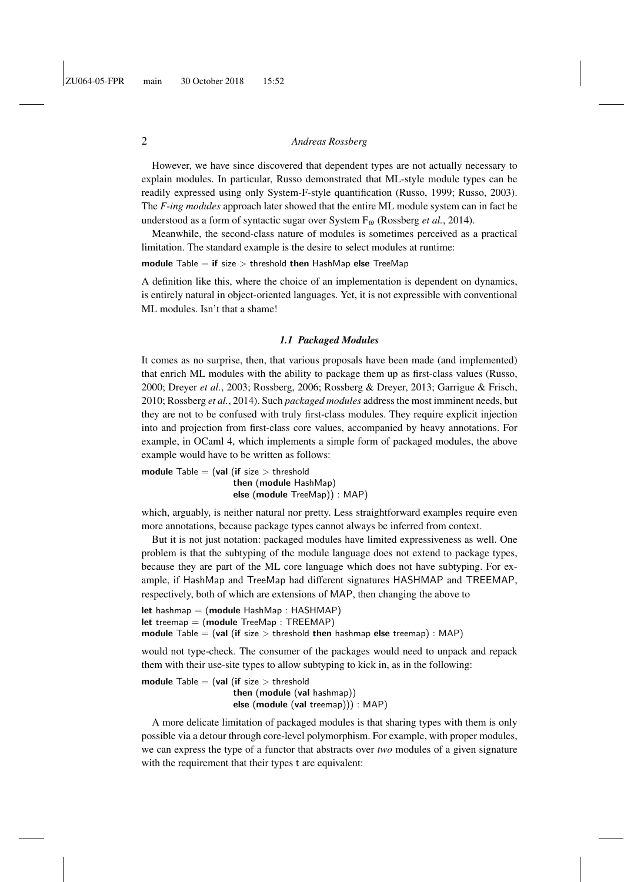However, we have since discovered that dependent types are not actually necessary to explain modules. In particular, Russo demonstrated that ML-style module types can be readily expressed using only System-F-style quantification (Russo, 1999; Russo, 2003). The *F-ing modules* approach later showed that the entire ML module system can in fact be understood as a form of syntactic sugar over System $F_\omega$ (Rossberg *et al.*, 2014).

Meanwhile, the second-class nature of modules is sometimes perceived as a practical limitation. The standard example is the desire to select modules at runtime:

```
module Table = if size > threshold then HashMap else TreeMap
```

A definition like this, where the choice of an implementation is dependent on dynamics, is entirely natural in object-oriented languages. Yet, it is not expressible with conventional ML modules. Isn't that a shame!

### *1.1 Packaged Modules*

It comes as no surprise, then, that various proposals have been made (and implemented) that enrich ML modules with the ability to package them up as first-class values (Russo, 2000; Dreyer *et al.*, 2003; Rossberg, 2006; Rossberg & Dreyer, 2013; Garrigue & Frisch, 2010; Rossberg *et al.*, 2014). Such *packaged modules* address the most imminent needs, but they are not to be confused with truly first-class modules. They require explicit injection into and projection from first-class core values, accompanied by heavy annotations. For example, in OCaml 4, which implements a simple form of packaged modules, the above example would have to be written as follows:

```
module Table = (val (if size > threshold
                     then (module HashMap)
                     else (module TreeMap)) : MAP)
```

which, arguably, is neither natural nor pretty. Less straightforward examples require even more annotations, because package types cannot always be inferred from context.

But it is not just notation: packaged modules have limited expressiveness as well. One problem is that the subtyping of the module language does not extend to package types, because they are part of the ML core language which does not have subtyping. For example, if HashMap and TreeMap had different signatures HASHMAP and TREEMAP, respectively, both of which are extensions of MAP, then changing the above to

```
let hashmap = (module HashMap : HASHMAP)
let treemap = (module TreeMap : TREEMAP)
module Table = (val (if size > threshold then hashmap else treemap) : MAP)
```

would not type-check. The consumer of the packages would need to unpack and repack them with their use-site types to allow subtyping to kick in, as in the following:

```
module Table = (val (if size > threshold
                     then (module (val hashmap))
                     else (module (val treemap))) : MAP)
```

A more delicate limitation of packaged modules is that sharing types with them is only possible via a detour through core-level polymorphism. For example, with proper modules, we can express the type of a functor that abstracts over *two* modules of a given signature with the requirement that their types t are equivalent: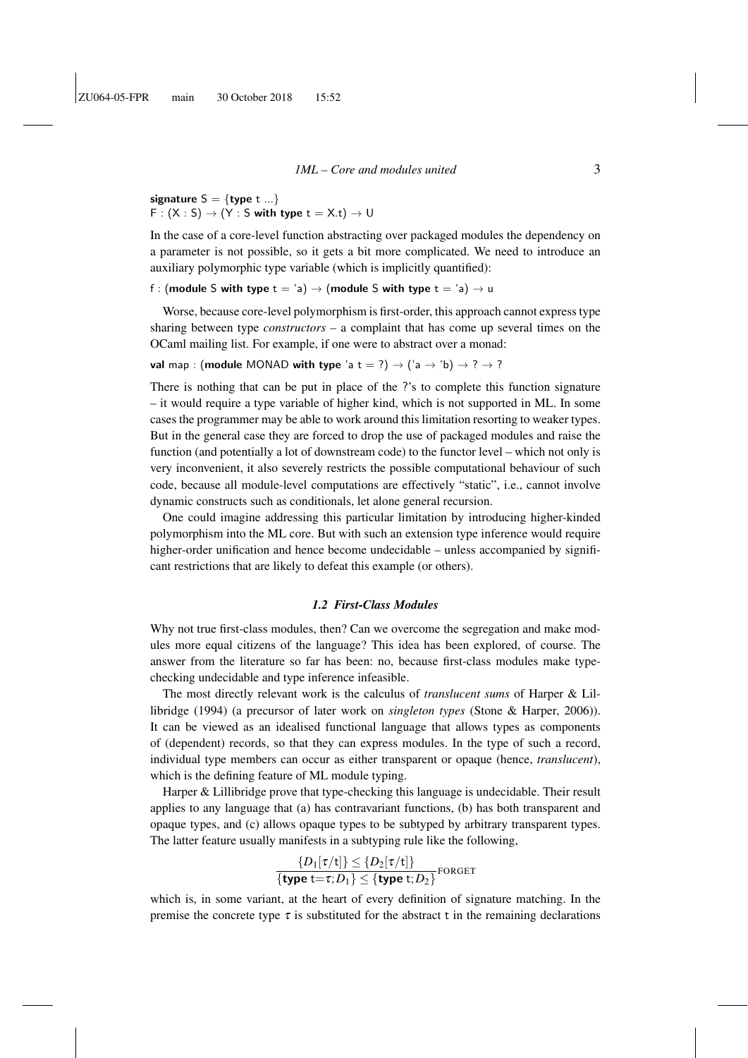```
signature S = {type t ...}
F : (X : S) → (Y : S with type t = X.t) → U
```

In the case of a core-level function abstracting over packaged modules the dependency on a parameter is not possible, so it gets a bit more complicated. We need to introduce an auxiliary polymorphic type variable (which is implicitly quantified):

```
f : (module S with type t = 'a) → (module S with type t = 'a) → u
```

Worse, because core-level polymorphism is first-order, this approach cannot express type sharing between type *constructors* – a complaint that has come up several times on the OCaml mailing list. For example, if one were to abstract over a monad:

```
val map : (module MONAD with type 'a t = ?) → ('a → 'b) → ? → ?
```

There is nothing that can be put in place of the ?'s to complete this function signature – it would require a type variable of higher kind, which is not supported in ML. In some cases the programmer may be able to work around this limitation resorting to weaker types. But in the general case they are forced to drop the use of packaged modules and raise the function (and potentially a lot of downstream code) to the functor level – which not only is very inconvenient, it also severely restricts the possible computational behaviour of such code, because all module-level computations are effectively "static", i.e., cannot involve dynamic constructs such as conditionals, let alone general recursion.

One could imagine addressing this particular limitation by introducing higher-kinded polymorphism into the ML core. But with such an extension type inference would require higher-order unification and hence become undecidable – unless accompanied by significant restrictions that are likely to defeat this example (or others).

### *1.2 First-Class Modules*

Why not true first-class modules, then? Can we overcome the segregation and make modules more equal citizens of the language? This idea has been explored, of course. The answer from the literature so far has been: no, because first-class modules make type-checking undecidable and type inference infeasible.

The most directly relevant work is the calculus of *translucent sums* of Harper & Lillibridge (1994) (a precursor of later work on *singleton types* (Stone & Harper, 2006)). It can be viewed as an idealised functional language that allows types as components of (dependent) records, so that they can express modules. In the type of such a record, individual type members can occur as either transparent or opaque (hence, *translucent*), which is the defining feature of ML module typing.

Harper & Lillibridge prove that type-checking this language is undecidable. Their result applies to any language that (a) has contravariant functions, (b) has both transparent and opaque types, and (c) allows opaque types to be subtyped by arbitrary transparent types. The latter feature usually manifests in a subtyping rule like the following,

$$\frac{\{D_1[\tau/\mathsf{t}]\} \leq \{D_2[\tau/\mathsf{t}]\}}{\{\textbf{type } \mathsf{t}{=}\tau; D_1\} \leq \{\textbf{type } \mathsf{t}; D_2\}}\text{FORGET}$$

which is, in some variant, at the heart of every definition of signature matching. In the premise the concrete type $\tau$ is substituted for the abstract t in the remaining declarations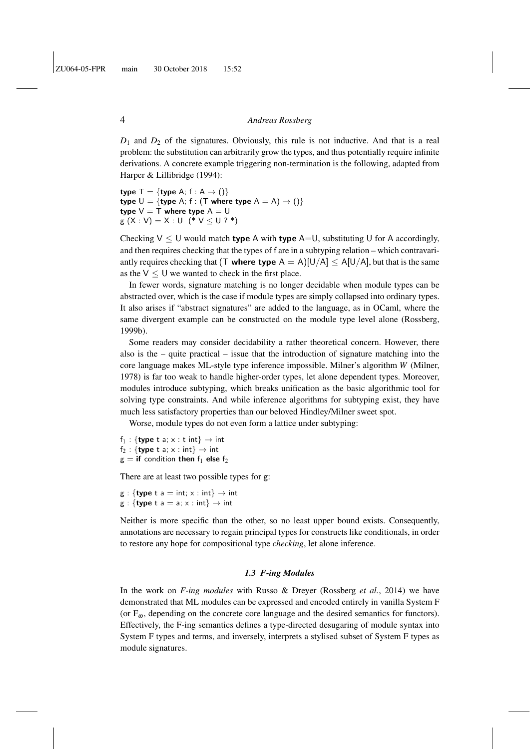$D_1$ and $D_2$ of the signatures. Obviously, this rule is not inductive. And that is a real problem: the substitution can arbitrarily grow the types, and thus potentially require infinite derivations. A concrete example triggering non-termination is the following, adapted from Harper & Lillibridge (1994):

```
type T = {type A; f : A → ()}
type U = {type A; f : (T where type A = A) → ()}
type V = T where type A = U
g (X : V) = X : U  (* V ≤ U ? *)
```

Checking V ≤ U would match **type** A with **type** A=U, substituting U for A accordingly, and then requires checking that the types of f are in a subtyping relation – which contravariantly requires checking that (T **where type** A = A)[U/A] ≤ A[U/A], but that is the same as the V ≤ U we wanted to check in the first place.

In fewer words, signature matching is no longer decidable when module types can be abstracted over, which is the case if module types are simply collapsed into ordinary types. It also arises if "abstract signatures" are added to the language, as in OCaml, where the same divergent example can be constructed on the module type level alone (Rossberg, 1999b).

Some readers may consider decidability a rather theoretical concern. However, there also is the – quite practical – issue that the introduction of signature matching into the core language makes ML-style type inference impossible. Milner's algorithm *W* (Milner, 1978) is far too weak to handle higher-order types, let alone dependent types. Moreover, modules introduce subtyping, which breaks unification as the basic algorithmic tool for solving type constraints. And while inference algorithms for subtyping exist, they have much less satisfactory properties than our beloved Hindley/Milner sweet spot.

Worse, module types do not even form a lattice under subtyping:

```
f1 : {type t a; x : t int} → int
f2 : {type t a; x : int} → int
g = if condition then f1 else f2
```

There are at least two possible types for g:

```
g : {type t a = int; x : int} → int
g : {type t a = a; x : int} → int
```

Neither is more specific than the other, so no least upper bound exists. Consequently, annotations are necessary to regain principal types for constructs like conditionals, in order to restore any hope for compositional type *checking*, let alone inference.

### *1.3 F-ing Modules*

In the work on *F-ing modules* with Russo & Dreyer (Rossberg *et al.*, 2014) we have demonstrated that ML modules can be expressed and encoded entirely in vanilla System F (or $F_\omega$, depending on the concrete core language and the desired semantics for functors). Effectively, the F-ing semantics defines a type-directed desugaring of module syntax into System F types and terms, and inversely, interprets a stylised subset of System F types as module signatures.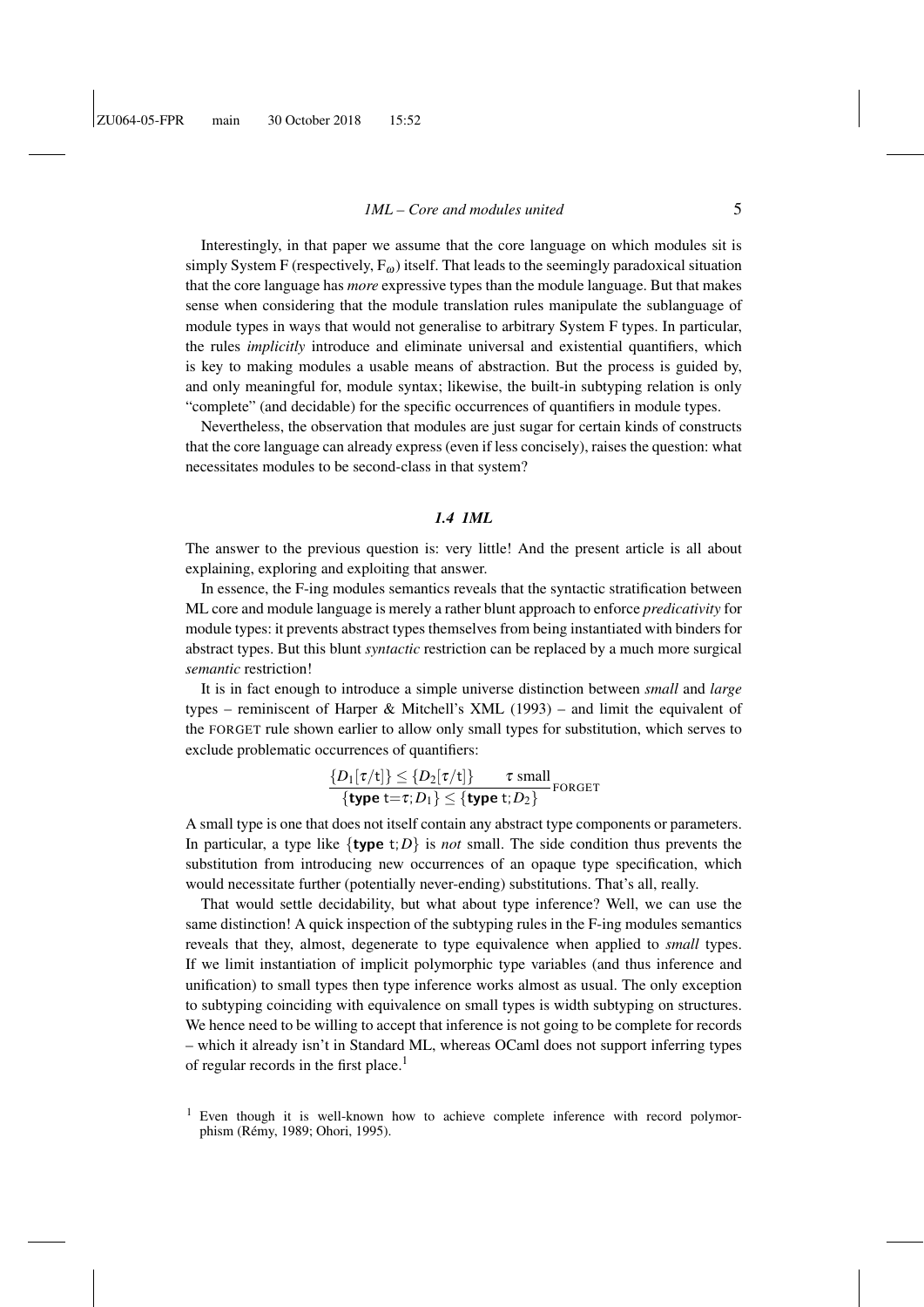Interestingly, in that paper we assume that the core language on which modules sit is simply System F (respectively, $F_\omega$) itself. That leads to the seemingly paradoxical situation that the core language has *more* expressive types than the module language. But that makes sense when considering that the module translation rules manipulate the sublanguage of module types in ways that would not generalise to arbitrary System F types. In particular, the rules *implicitly* introduce and eliminate universal and existential quantifiers, which is key to making modules a usable means of abstraction. But the process is guided by, and only meaningful for, module syntax; likewise, the built-in subtyping relation is only "complete" (and decidable) for the specific occurrences of quantifiers in module types.

Nevertheless, the observation that modules are just sugar for certain kinds of constructs that the core language can already express (even if less concisely), raises the question: what necessitates modules to be second-class in that system?

### *1.4 1ML*

The answer to the previous question is: very little! And the present article is all about explaining, exploring and exploiting that answer.

In essence, the F-ing modules semantics reveals that the syntactic stratification between ML core and module language is merely a rather blunt approach to enforce *predicativity* for module types: it prevents abstract types themselves from being instantiated with binders for abstract types. But this blunt *syntactic* restriction can be replaced by a much more surgical *semantic* restriction!

It is in fact enough to introduce a simple universe distinction between *small* and *large* types – reminiscent of Harper & Mitchell's XML (1993) – and limit the equivalent of the FORGET rule shown earlier to allow only small types for substitution, which serves to exclude problematic occurrences of quantifiers:

$$\frac{\{D_1[\tau/\mathsf{t}]\} \leq \{D_2[\tau/\mathsf{t}]\} \qquad \tau \text{ small}}{\{\textbf{type}\ \mathsf{t}{=}\tau; D_1\} \leq \{\textbf{type}\ \mathsf{t}; D_2\}}\text{FORGET}$$

A small type is one that does not itself contain any abstract type components or parameters. In particular, a type like $\{\textbf{type}\ \mathsf{t}; D\}$ is *not* small. The side condition thus prevents the substitution from introducing new occurrences of an opaque type specification, which would necessitate further (potentially never-ending) substitutions. That's all, really.

That would settle decidability, but what about type inference? Well, we can use the same distinction! A quick inspection of the subtyping rules in the F-ing modules semantics reveals that they, almost, degenerate to type equivalence when applied to *small* types. If we limit instantiation of implicit polymorphic type variables (and thus inference and unification) to small types then type inference works almost as usual. The only exception to subtyping coinciding with equivalence on small types is width subtyping on structures. We hence need to be willing to accept that inference is not going to be complete for records – which it already isn't in Standard ML, whereas OCaml does not support inferring types of regular records in the first place.[1]

[1] Even though it is well-known how to achieve complete inference with record polymorphism (Rémy, 1989; Ohori, 1995).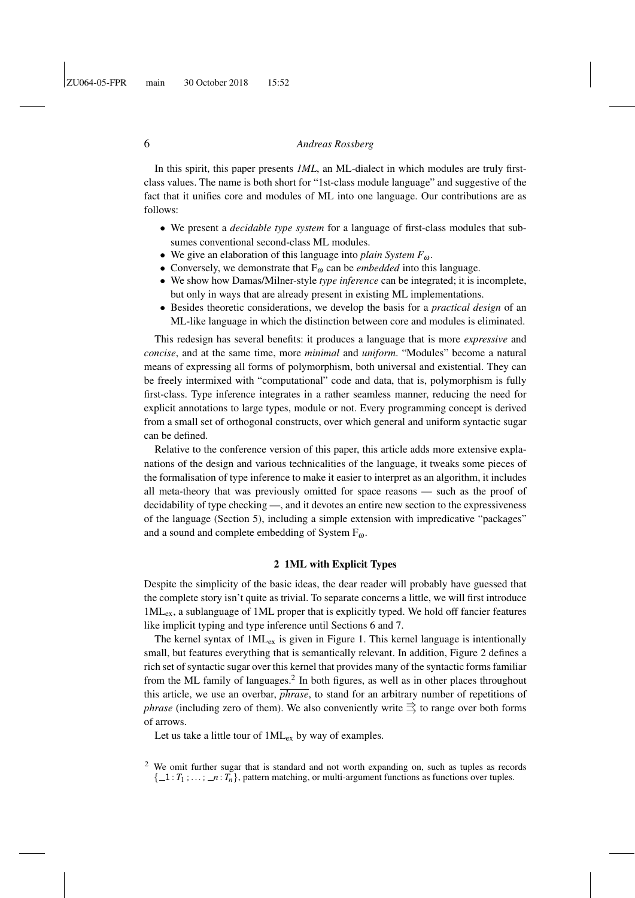In this spirit, this paper presents *1ML*, an ML-dialect in which modules are truly first-class values. The name is both short for "1st-class module language" and suggestive of the fact that it unifies core and modules of ML into one language. Our contributions are as follows:

- We present a *decidable type system* for a language of first-class modules that subsumes conventional second-class ML modules.
- We give an elaboration of this language into *plain System $F_\omega$*.
- Conversely, we demonstrate that $F_\omega$ can be *embedded* into this language.
- We show how Damas/Milner-style *type inference* can be integrated; it is incomplete, but only in ways that are already present in existing ML implementations.
- Besides theoretic considerations, we develop the basis for a *practical design* of an ML-like language in which the distinction between core and modules is eliminated.

This redesign has several benefits: it produces a language that is more *expressive* and *concise*, and at the same time, more *minimal* and *uniform*. "Modules" become a natural means of expressing all forms of polymorphism, both universal and existential. They can be freely intermixed with "computational" code and data, that is, polymorphism is fully first-class. Type inference integrates in a rather seamless manner, reducing the need for explicit annotations to large types, module or not. Every programming concept is derived from a small set of orthogonal constructs, over which general and uniform syntactic sugar can be defined.

Relative to the conference version of this paper, this article adds more extensive explanations of the design and various technicalities of the language, it tweaks some pieces of the formalisation of type inference to make it easier to interpret as an algorithm, it includes all meta-theory that was previously omitted for space reasons — such as the proof of decidability of type checking —, and it devotes an entire new section to the expressiveness of the language (Section 5), including a simple extension with impredicative "packages" and a sound and complete embedding of System $F_\omega$.

## 2 1ML with Explicit Types

Despite the simplicity of the basic ideas, the dear reader will probably have guessed that the complete story isn't quite as trivial. To separate concerns a little, we will first introduce $1\text{ML}_{\text{ex}}$, a sublanguage of 1ML proper that is explicitly typed. We hold off fancier features like implicit typing and type inference until Sections 6 and 7.

The kernel syntax of $1\text{ML}_{\text{ex}}$ is given in Figure 1. This kernel language is intentionally small, but features everything that is semantically relevant. In addition, Figure 2 defines a rich set of syntactic sugar over this kernel that provides many of the syntactic forms familiar from the ML family of languages.[2] In both figures, as well as in other places throughout this article, we use an overbar, $\overline{\textit{phrase}}$, to stand for an arbitrary number of repetitions of *phrase* (including zero of them). We also conveniently write $\overset{\rightarrow}{\Rightarrow}$ to range over both forms of arrows.

Let us take a little tour of $1\text{ML}_{\text{ex}}$ by way of examples.

[2] We omit further sugar that is standard and not worth expanding on, such as tuples as records $\{\_1 : T_1 \,; \ldots ; \_n : T_n\}$, pattern matching, or multi-argument functions as functions over tuples.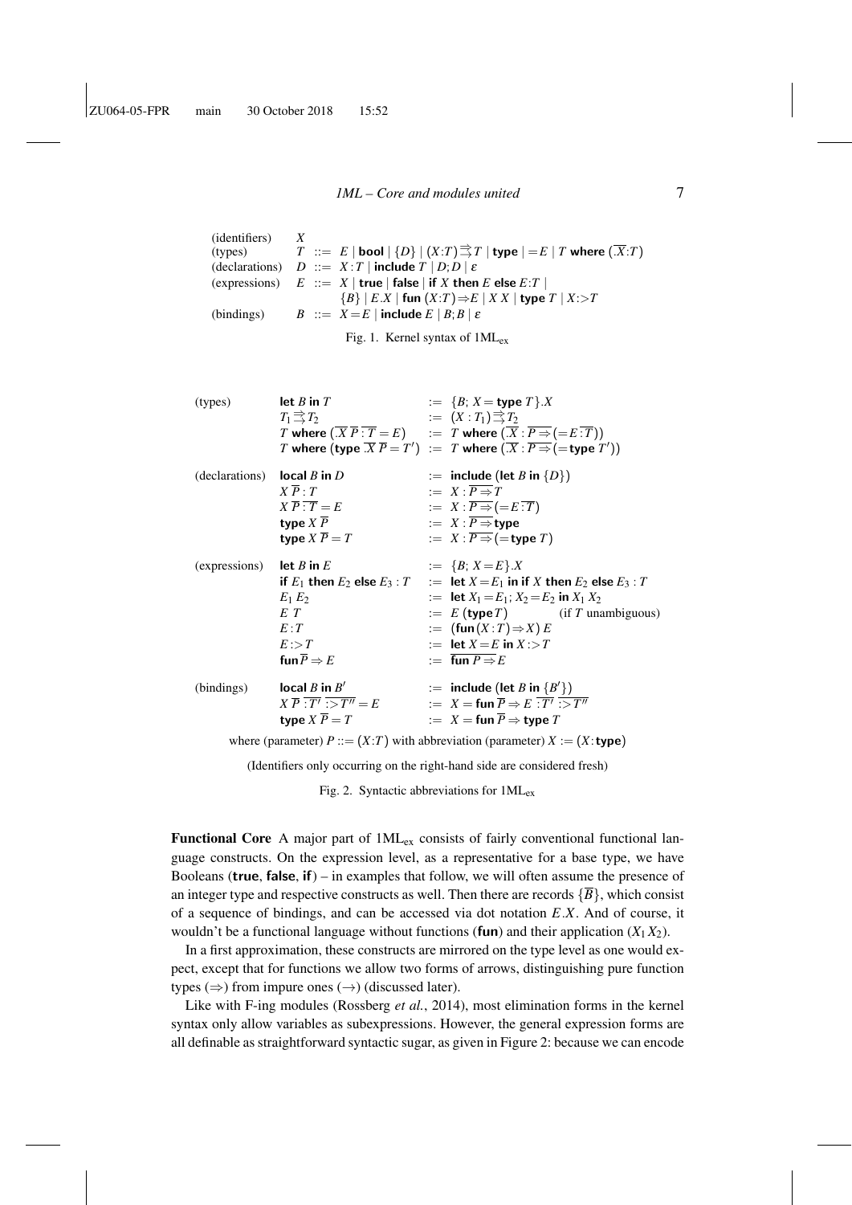| | | |
|---|---|---|
| (identifiers) | $X$ | |
| (types) | $T$ | $::= \; E \mid \textbf{bool} \mid \{D\} \mid (X{:}T) \overset{\Rightarrow}{\rightarrow} T \mid \textbf{type} \mid {=}E \mid T \textbf{ where } (\overline{.X}{:}T)$ |
| (declarations) | $D$ | $::= \; X{:}T \mid \textbf{include } T \mid D;D \mid \varepsilon$ |
| (expressions) | $E$ | $::= \; X \mid \textbf{true} \mid \textbf{false} \mid \textbf{if } X \textbf{ then } E \textbf{ else } E{:}T \mid$ |
| | | $\{B\} \mid E.X \mid \textbf{fun } (X{:}T) \Rightarrow E \mid X\,X \mid \textbf{type } T \mid X{:>}T$ |
| (bindings) | $B$ | $::= \; X{=}E \mid \textbf{include } E \mid B;B \mid \varepsilon$ |

Fig. 1. Kernel syntax of $1\text{ML}_{\text{ex}}$

| | | |
|---|---|---|
| (types) | $\textbf{let } B \textbf{ in } T$ | $:= \; \{B;\, X = \textbf{type } T\}.X$ |
| | $T_1 \overset{\Rightarrow}{\rightarrow} T_2$ | $:= \; (X : T_1) \overset{\Rightarrow}{\rightarrow} T_2$ |
| | $T \textbf{ where } (\overline{.X}\,\overline{P}\,\overline{:T} = E)$ | $:= \; T \textbf{ where } (\overline{.X} : \overline{P \Rightarrow} ({=}E\,\overline{:T}))$ |
| | $T \textbf{ where } (\textbf{type } \overline{.X}\,\overline{P} = T')$ | $:= \; T \textbf{ where } (\overline{.X} : \overline{P \Rightarrow} ({=}\textbf{type } T'))$ |
| (declarations) | $\textbf{local } B \textbf{ in } D$ | $:= \; \textbf{include } (\textbf{let } B \textbf{ in } \{D\})$ |
| | $X\,\overline{P} : T$ | $:= \; X : \overline{P \Rightarrow} T$ |
| | $X\,\overline{P}\,\overline{:T} = E$ | $:= \; X : \overline{P \Rightarrow} ({=}E\,\overline{:T})$ |
| | $\textbf{type } X\,\overline{P}$ | $:= \; X : \overline{P \Rightarrow} \textbf{type}$ |
| | $\textbf{type } X\,\overline{P} = T$ | $:= \; X : \overline{P \Rightarrow} ({=}\textbf{type } T)$ |
| (expressions) | $\textbf{let } B \textbf{ in } E$ | $:= \; \{B;\, X{=}E\}.X$ |
| | $\textbf{if } E_1 \textbf{ then } E_2 \textbf{ else } E_3 : T$ | $:= \; \textbf{let } X{=}E_1 \textbf{ in if } X \textbf{ then } E_2 \textbf{ else } E_3 : T$ |
| | $E_1\, E_2$ | $:= \; \textbf{let } X_1{=}E_1;\, X_2{=}E_2 \textbf{ in } X_1\, X_2$ |
| | $E\; T$ | $:= \; E\, (\textbf{type} T)$ (if $T$ unambiguous) |
| | $E{:}T$ | $:= \; (\textbf{fun} (X : T) \Rightarrow X)\; E$ |
| | $E{:>}T$ | $:= \; \textbf{let } X{=}E \textbf{ in } X{:>}T$ |
| | $\textbf{fun} \overline{P} \Rightarrow E$ | $:= \; \overline{\textbf{fun } P \Rightarrow} E$ |
| (bindings) | $\textbf{local } B \textbf{ in } B'$ | $:= \; \textbf{include } (\textbf{let } B \textbf{ in } \{B'\})$ |
| | $X\,\overline{P}\,\overline{:T'}\,\overline{:>T''} = E$ | $:= \; X = \textbf{fun } \overline{P} \Rightarrow E\,\overline{:T'}\,\overline{:>T''}$ |
| | $\textbf{type } X\,\overline{P} = T$ | $:= \; X = \textbf{fun } \overline{P} \Rightarrow \textbf{type } T$ |

where (parameter) $P ::= (X{:}T)$ with abbreviation (parameter) $X := (X{:}\textbf{type})$

(Identifiers only occurring on the right-hand side are considered fresh)

Fig. 2. Syntactic abbreviations for $1\text{ML}_{\text{ex}}$

**Functional Core** A major part of $1\text{ML}_{\text{ex}}$ consists of fairly conventional functional language constructs. On the expression level, as a representative for a base type, we have Booleans (**true**, **false**, **if**) – in examples that follow, we will often assume the presence of an integer type and respective constructs as well. Then there are records $\{\overline{B}\}$, which consist of a sequence of bindings, and can be accessed via dot notation $E.X$. And of course, it wouldn't be a functional language without functions (**fun**) and their application ($X_1\, X_2$).

In a first approximation, these constructs are mirrored on the type level as one would expect, except that for functions we allow two forms of arrows, distinguishing pure function types ($\Rightarrow$) from impure ones ($\rightarrow$) (discussed later).

Like with F-ing modules (Rossberg *et al.*, 2014), most elimination forms in the kernel syntax only allow variables as subexpressions. However, the general expression forms are all definable as straightforward syntactic sugar, as given in Figure 2: because we can encode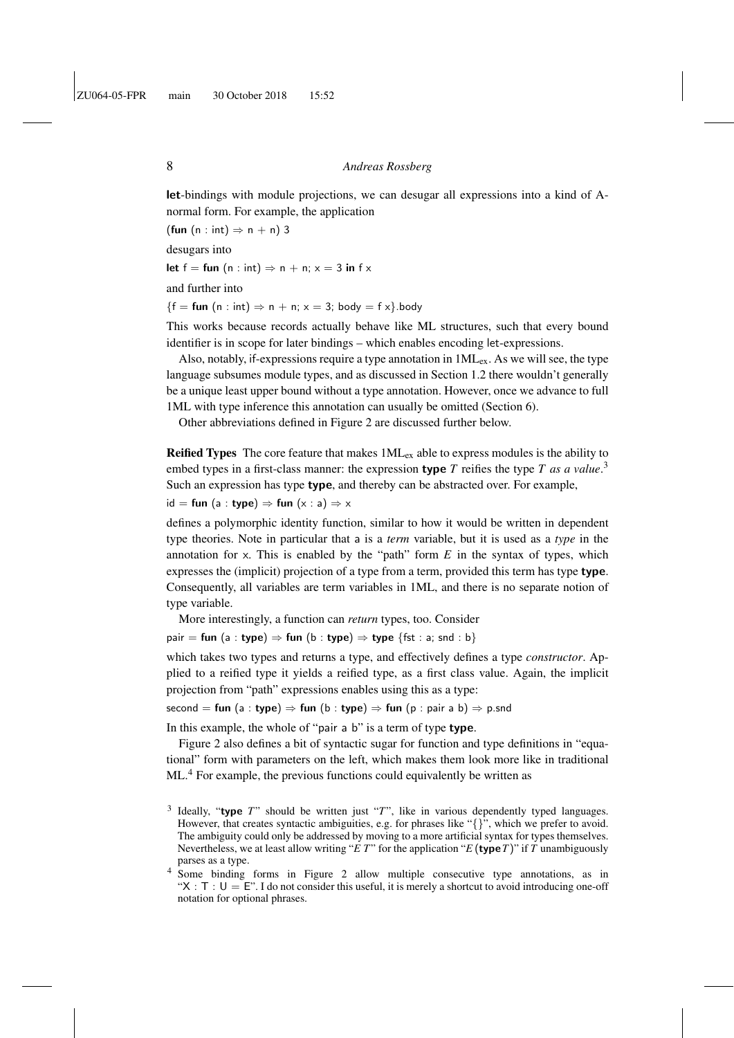**let**-bindings with module projections, we can desugar all expressions into a kind of A-normal form. For example, the application

```
(fun (n : int) ⇒ n + n) 3
```

desugars into

```
let f = fun (n : int) ⇒ n + n; x = 3 in f x
```

and further into

```
{f = fun (n : int) ⇒ n + n; x = 3; body = f x}.body
```

This works because records actually behave like ML structures, such that every bound identifier is in scope for later bindings – which enables encoding let-expressions.

Also, notably, if-expressions require a type annotation in $1\text{ML}_{\text{ex}}$. As we will see, the type language subsumes module types, and as discussed in Section 1.2 there wouldn't generally be a unique least upper bound without a type annotation. However, once we advance to full 1ML with type inference this annotation can usually be omitted (Section 6).

Other abbreviations defined in Figure 2 are discussed further below.

**Reified Types** The core feature that makes $1\text{ML}_{\text{ex}}$ able to express modules is the ability to embed types in a first-class manner: the expression **type** $T$ reifies the type $T$ *as a value*.[3] Such an expression has type **type**, and thereby can be abstracted over. For example,

```
id = fun (a : type) ⇒ fun (x : a) ⇒ x
```

defines a polymorphic identity function, similar to how it would be written in dependent type theories. Note in particular that a is a *term* variable, but it is used as a *type* in the annotation for x. This is enabled by the "path" form $E$ in the syntax of types, which expresses the (implicit) projection of a type from a term, provided this term has type **type**. Consequently, all variables are term variables in 1ML, and there is no separate notion of type variable.

More interestingly, a function can *return* types, too. Consider

```
pair = fun (a : type) ⇒ fun (b : type) ⇒ type {fst : a; snd : b}
```

which takes two types and returns a type, and effectively defines a type *constructor*. Applied to a reified type it yields a reified type, as a first class value. Again, the implicit projection from "path" expressions enables using this as a type:

```
second = fun (a : type) ⇒ fun (b : type) ⇒ fun (p : pair a b) ⇒ p.snd
```

In this example, the whole of "pair a b" is a term of type **type**.

Figure 2 also defines a bit of syntactic sugar for function and type definitions in "equational" form with parameters on the left, which makes them look more like in traditional ML.[4] For example, the previous functions could equivalently be written as

[3] Ideally, "**type** $T$" should be written just "$T$", like in various dependently typed languages. However, that creates syntactic ambiguities, e.g. for phrases like "{}", which we prefer to avoid. The ambiguity could only be addressed by moving to a more artificial syntax for types themselves. Nevertheless, we at least allow writing "$E\ T$" for the application "$E$ (**type** $T$)" if $T$ unambiguously parses as a type.

[4] Some binding forms in Figure 2 allow multiple consecutive type annotations, as in "X : T : U = E". I do not consider this useful, it is merely a shortcut to avoid introducing one-off notation for optional phrases.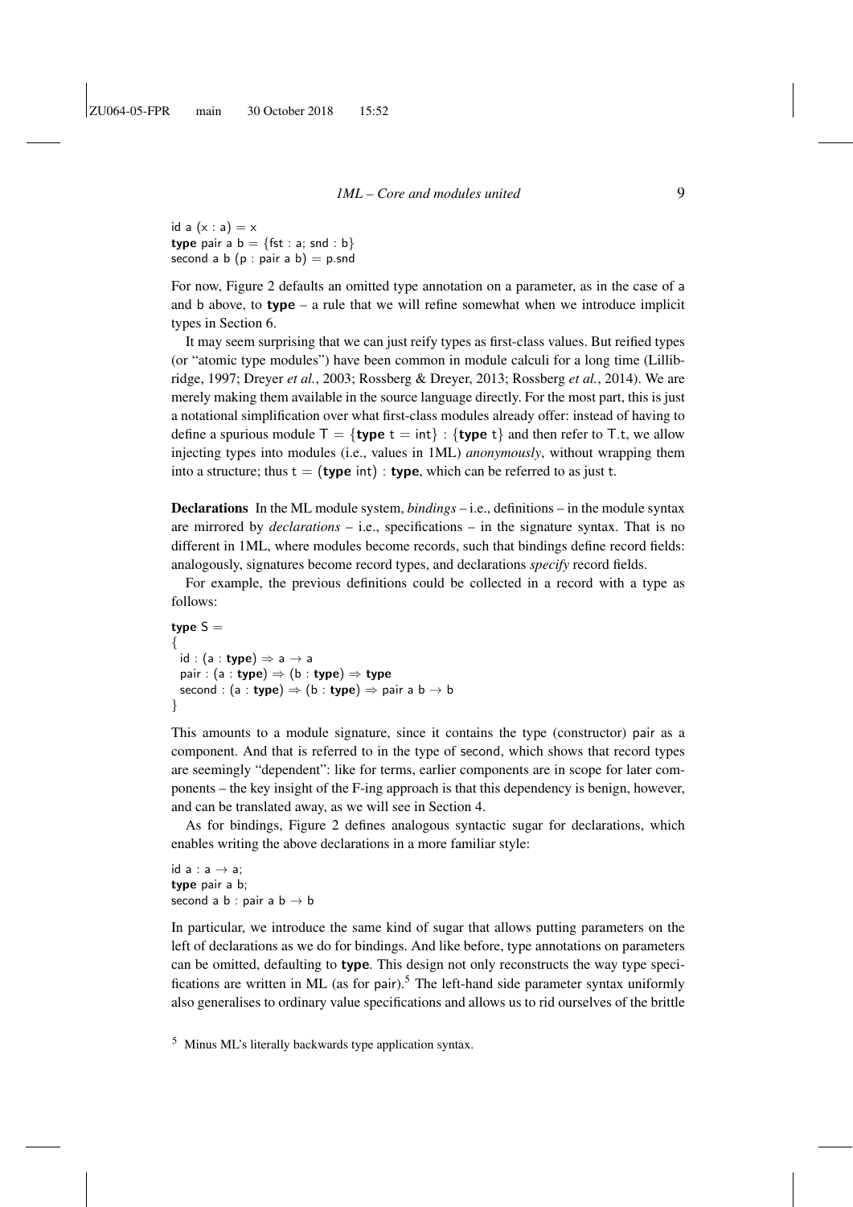```
id a (x : a) = x
type pair a b = {fst : a; snd : b}
second a b (p : pair a b) = p.snd
```

For now, Figure 2 defaults an omitted type annotation on a parameter, as in the case of a and b above, to **type** – a rule that we will refine somewhat when we introduce implicit types in Section 6.

It may seem surprising that we can just reify types as first-class values. But reified types (or "atomic type modules") have been common in module calculi for a long time (Lillibridge, 1997; Dreyer *et al.*, 2003; Rossberg & Dreyer, 2013; Rossberg *et al.*, 2014). We are merely making them available in the source language directly. For the most part, this is just a notational simplification over what first-class modules already offer: instead of having to define a spurious module T = {**type** t = int} : {**type** t} and then refer to T.t, we allow injecting types into modules (i.e., values in 1ML) *anonymously*, without wrapping them into a structure; thus t = (**type** int) : **type**, which can be referred to as just t.

**Declarations** In the ML module system, *bindings* – i.e., definitions – in the module syntax are mirrored by *declarations* – i.e., specifications – in the signature syntax. That is no different in 1ML, where modules become records, such that bindings define record fields: analogously, signatures become record types, and declarations *specify* record fields.

For example, the previous definitions could be collected in a record with a type as follows:

```
type S =
{
  id : (a : type) ⇒ a → a
  pair : (a : type) ⇒ (b : type) ⇒ type
  second : (a : type) ⇒ (b : type) ⇒ pair a b → b
}
```

This amounts to a module signature, since it contains the type (constructor) pair as a component. And that is referred to in the type of second, which shows that record types are seemingly "dependent": like for terms, earlier components are in scope for later components – the key insight of the F-ing approach is that this dependency is benign, however, and can be translated away, as we will see in Section 4.

As for bindings, Figure 2 defines analogous syntactic sugar for declarations, which enables writing the above declarations in a more familiar style:

```
id a : a → a;
type pair a b;
second a b : pair a b → b
```

In particular, we introduce the same kind of sugar that allows putting parameters on the left of declarations as we do for bindings. And like before, type annotations on parameters can be omitted, defaulting to **type**. This design not only reconstructs the way type specifications are written in ML (as for pair).[5] The left-hand side parameter syntax uniformly also generalises to ordinary value specifications and allows us to rid ourselves of the brittle

[5] Minus ML's literally backwards type application syntax.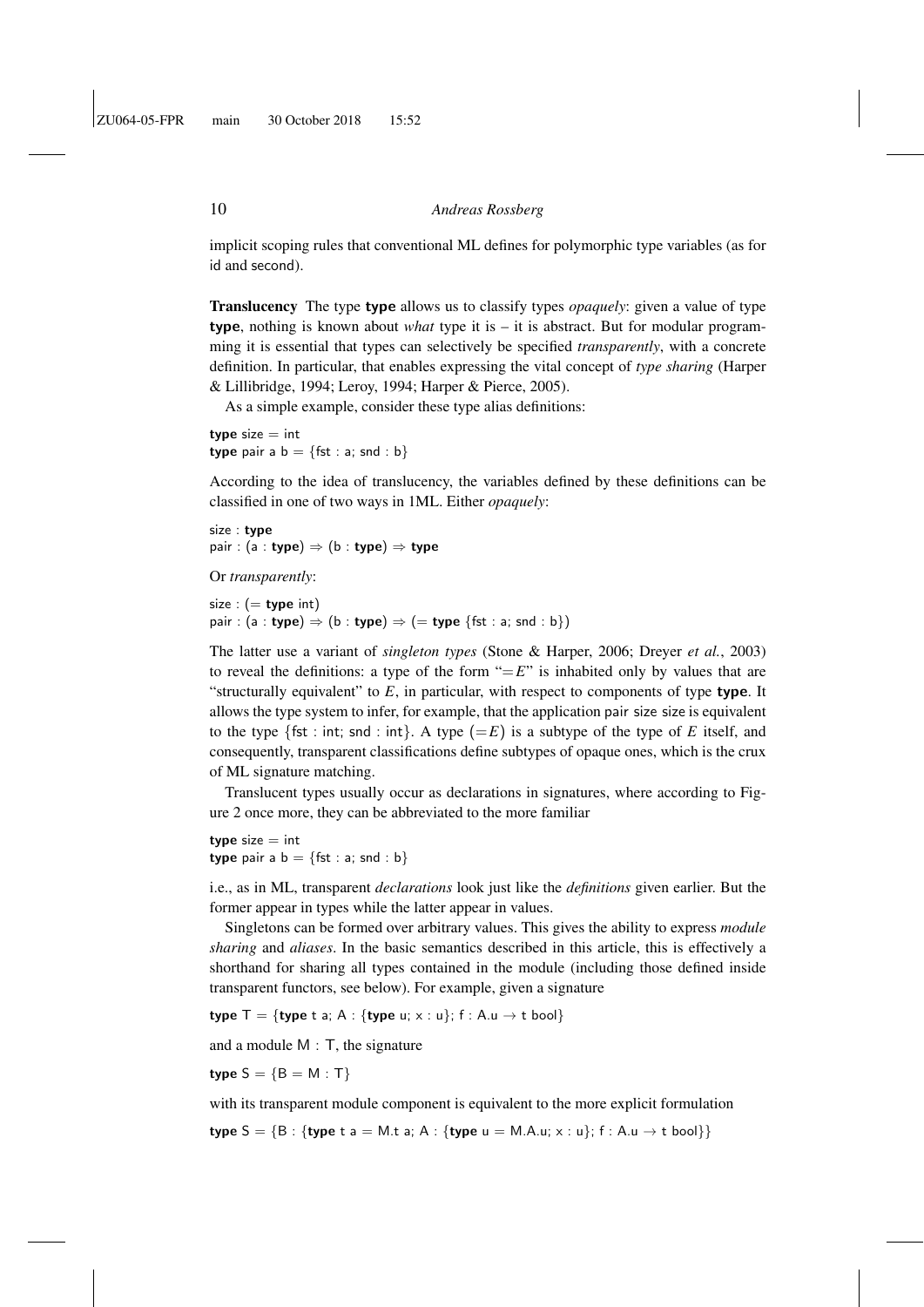implicit scoping rules that conventional ML defines for polymorphic type variables (as for id and second).

**Translucency** The type **type** allows us to classify types *opaquely*: given a value of type **type**, nothing is known about *what* type it is – it is abstract. But for modular programming it is essential that types can selectively be specified *transparently*, with a concrete definition. In particular, that enables expressing the vital concept of *type sharing* (Harper & Lillibridge, 1994; Leroy, 1994; Harper & Pierce, 2005).

As a simple example, consider these type alias definitions:

```
type size = int
type pair a b = {fst : a; snd : b}
```

According to the idea of translucency, the variables defined by these definitions can be classified in one of two ways in 1ML. Either *opaquely*:

```
size : type
pair : (a : type) ⇒ (b : type) ⇒ type
```

Or *transparently*:

```
size : (= type int)
pair : (a : type) ⇒ (b : type) ⇒ (= type {fst : a; snd : b})
```

The latter use a variant of *singleton types* (Stone & Harper, 2006; Dreyer *et al.*, 2003) to reveal the definitions: a type of the form "$=E$" is inhabited only by values that are "structurally equivalent" to $E$, in particular, with respect to components of type **type**. It allows the type system to infer, for example, that the application pair size size is equivalent to the type {fst : int; snd : int}. A type $(=E)$ is a subtype of the type of $E$ itself, and consequently, transparent classifications define subtypes of opaque ones, which is the crux of ML signature matching.

Translucent types usually occur as declarations in signatures, where according to Figure 2 once more, they can be abbreviated to the more familiar

```
type size = int
type pair a b = {fst : a; snd : b}
```

i.e., as in ML, transparent *declarations* look just like the *definitions* given earlier. But the former appear in types while the latter appear in values.

Singletons can be formed over arbitrary values. This gives the ability to express *module sharing* and *aliases*. In the basic semantics described in this article, this is effectively a shorthand for sharing all types contained in the module (including those defined inside transparent functors, see below). For example, given a signature

```
type T = {type t a; A : {type u; x : u}; f : A.u → t bool}
```

and a module M : T, the signature

```
type S = {B = M : T}
```

with its transparent module component is equivalent to the more explicit formulation

```
type S = {B : {type t a = M.t a; A : {type u = M.A.u; x : u}; f : A.u → t bool}}
```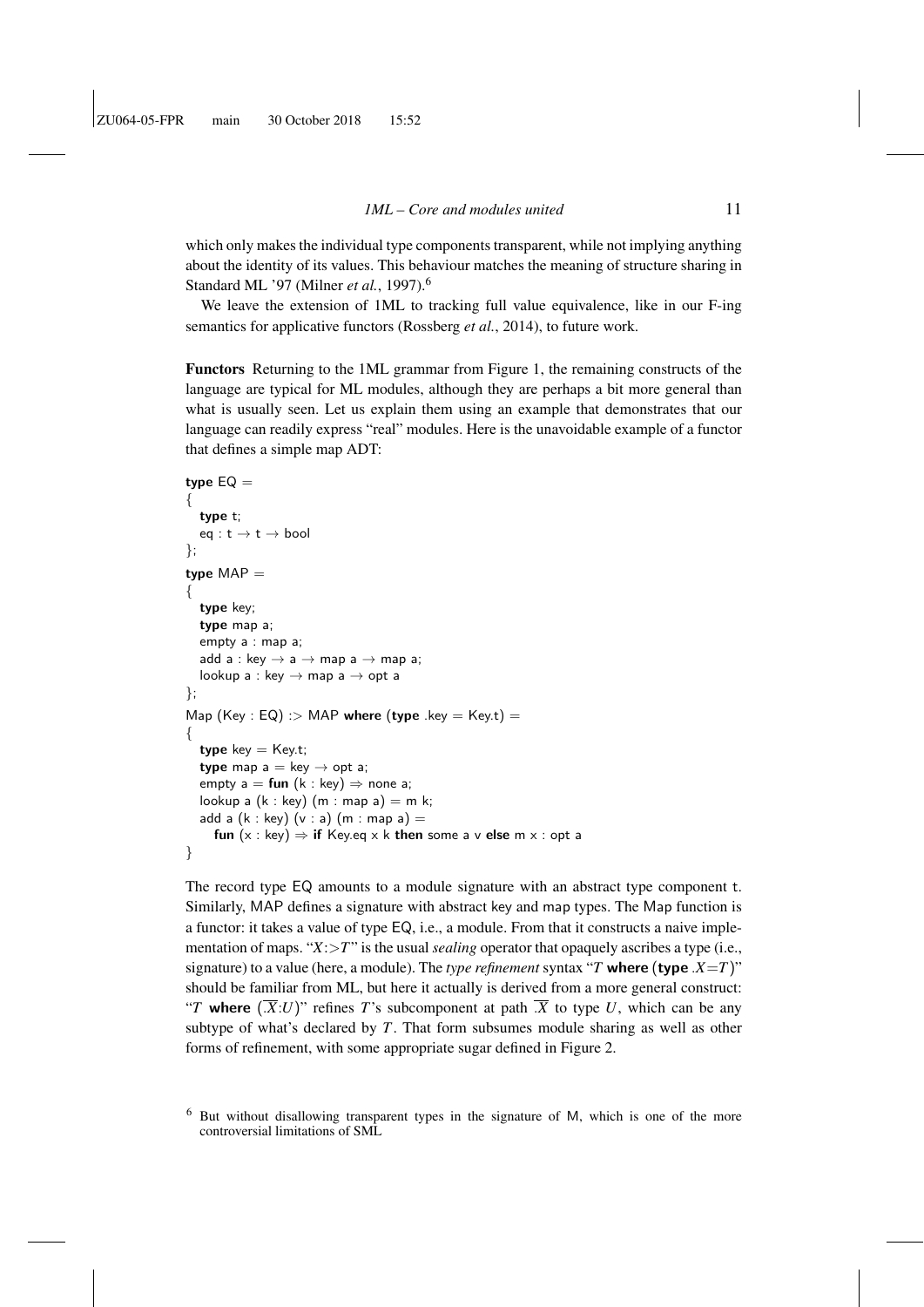which only makes the individual type components transparent, while not implying anything about the identity of its values. This behaviour matches the meaning of structure sharing in Standard ML '97 (Milner *et al.*, 1997).[6]

We leave the extension of 1ML to tracking full value equivalence, like in our F-ing semantics for applicative functors (Rossberg *et al.*, 2014), to future work.

**Functors** Returning to the 1ML grammar from Figure 1, the remaining constructs of the language are typical for ML modules, although they are perhaps a bit more general than what is usually seen. Let us explain them using an example that demonstrates that our language can readily express "real" modules. Here is the unavoidable example of a functor that defines a simple map ADT:

```
type EQ =
{
  type t;
  eq : t → t → bool
};
type MAP =
{
  type key;
  type map a;
  empty a : map a;
  add a : key → a → map a → map a;
  lookup a : key → map a → opt a
};
Map (Key : EQ) :> MAP where (type .key = Key.t) =
{
  type key = Key.t;
  type map a = key → opt a;
  empty a = fun (k : key) ⇒ none a;
  lookup a (k : key) (m : map a) = m k;
  add a (k : key) (v : a) (m : map a) =
    fun (x : key) ⇒ if Key.eq x k then some a v else m x : opt a
}
```

The record type EQ amounts to a module signature with an abstract type component t. Similarly, MAP defines a signature with abstract key and map types. The Map function is a functor: it takes a value of type EQ, i.e., a module. From that it constructs a naive implementation of maps. "$X$:>$T$" is the usual *sealing* operator that opaquely ascribes a type (i.e., signature) to a value (here, a module). The *type refinement* syntax "$T$ **where** (**type** $.X$=$T$)" should be familiar from ML, but here it actually is derived from a more general construct: "$T$ **where** ($\overline{.X}$:$U$)" refines $T$'s subcomponent at path $\overline{.X}$ to type $U$, which can be any subtype of what's declared by $T$. That form subsumes module sharing as well as other forms of refinement, with some appropriate sugar defined in Figure 2.

[6] But without disallowing transparent types in the signature of M, which is one of the more controversial limitations of SML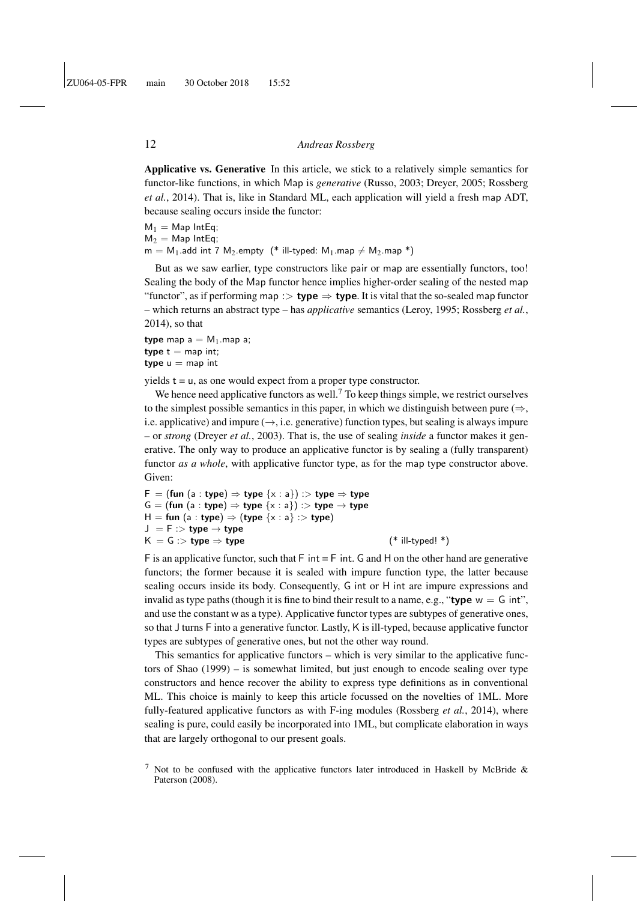**Applicative vs. Generative** In this article, we stick to a relatively simple semantics for functor-like functions, in which Map is *generative* (Russo, 2003; Dreyer, 2005; Rossberg *et al.*, 2014). That is, like in Standard ML, each application will yield a fresh map ADT, because sealing occurs inside the functor:

```
M1 = Map IntEq;
M2 = Map IntEq;
m = M1.add int 7 M2.empty  (* ill-typed: M1.map ≠ M2.map *)
```

But as we saw earlier, type constructors like pair or map are essentially functors, too! Sealing the body of the Map functor hence implies higher-order sealing of the nested map "functor", as if performing map :> **type** ⇒ **type**. It is vital that the so-sealed map functor – which returns an abstract type – has *applicative* semantics (Leroy, 1995; Rossberg *et al.*, 2014), so that

```
type map a = M1.map a;
type t = map int;
type u = map int
```

yields t = u, as one would expect from a proper type constructor.

We hence need applicative functors as well.[7] To keep things simple, we restrict ourselves to the simplest possible semantics in this paper, in which we distinguish between pure (⇒, i.e. applicative) and impure (→, i.e. generative) function types, but sealing is always impure – or *strong* (Dreyer *et al.*, 2003). That is, the use of sealing *inside* a functor makes it generative. The only way to produce an applicative functor is by sealing a (fully transparent) functor *as a whole*, with applicative functor type, as for the map type constructor above. Given:

```
F = (fun (a : type) ⇒ type {x : a}) :> type ⇒ type
G = (fun (a : type) ⇒ type {x : a}) :> type → type
H = fun (a : type) ⇒ (type {x : a} :> type)
J = F :> type → type
K = G :> type ⇒ type                                    (* ill-typed! *)
```

F is an applicative functor, such that F int = F int. G and H on the other hand are generative functors; the former because it is sealed with impure function type, the latter because sealing occurs inside its body. Consequently, G int or H int are impure expressions and invalid as type paths (though it is fine to bind their result to a name, e.g., "**type** w = G int", and use the constant w as a type). Applicative functor types are subtypes of generative ones, so that J turns F into a generative functor. Lastly, K is ill-typed, because applicative functor types are subtypes of generative ones, but not the other way round.

This semantics for applicative functors – which is very similar to the applicative functors of Shao (1999) – is somewhat limited, but just enough to encode sealing over type constructors and hence recover the ability to express type definitions as in conventional ML. This choice is mainly to keep this article focussed on the novelties of 1ML. More fully-featured applicative functors as with F-ing modules (Rossberg *et al.*, 2014), where sealing is pure, could easily be incorporated into 1ML, but complicate elaboration in ways that are largely orthogonal to our present goals.

[7] Not to be confused with the applicative functors later introduced in Haskell by McBride & Paterson (2008).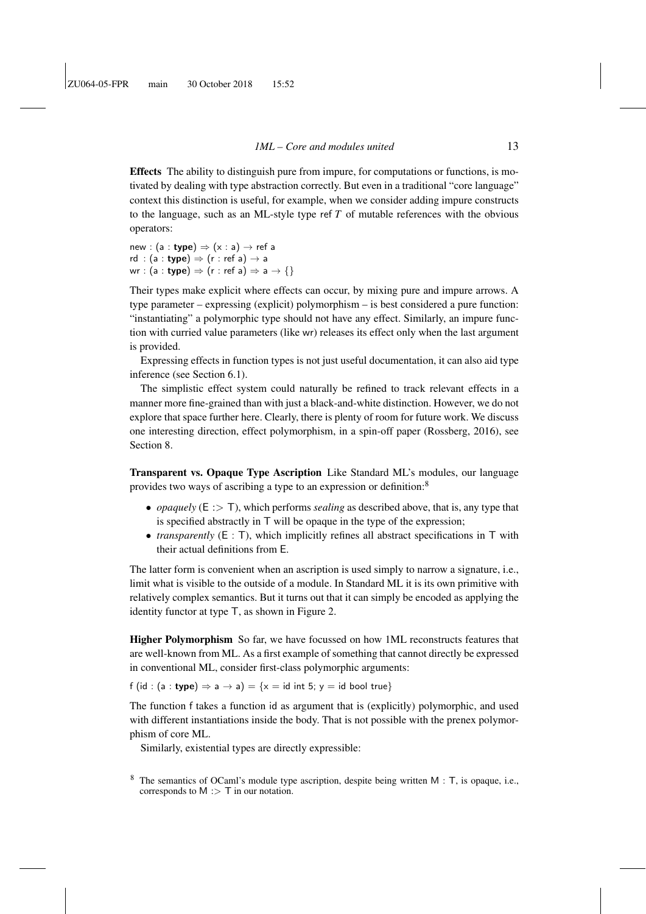**Effects** The ability to distinguish pure from impure, for computations or functions, is motivated by dealing with type abstraction correctly. But even in a traditional "core language" context this distinction is useful, for example, when we consider adding impure constructs to the language, such as an ML-style type ref $T$ of mutable references with the obvious operators:

```
new : (a : type) ⇒ (x : a) → ref a
rd  : (a : type) ⇒ (r : ref a) → a
wr  : (a : type) ⇒ (r : ref a) ⇒ a → {}
```

Their types make explicit where effects can occur, by mixing pure and impure arrows. A type parameter – expressing (explicit) polymorphism – is best considered a pure function: "instantiating" a polymorphic type should not have any effect. Similarly, an impure function with curried value parameters (like wr) releases its effect only when the last argument is provided.

Expressing effects in function types is not just useful documentation, it can also aid type inference (see Section 6.1).

The simplistic effect system could naturally be refined to track relevant effects in a manner more fine-grained than with just a black-and-white distinction. However, we do not explore that space further here. Clearly, there is plenty of room for future work. We discuss one interesting direction, effect polymorphism, in a spin-off paper (Rossberg, 2016), see Section 8.

**Transparent vs. Opaque Type Ascription** Like Standard ML's modules, our language provides two ways of ascribing a type to an expression or definition:[8]

- *opaquely* (E :> T), which performs *sealing* as described above, that is, any type that is specified abstractly in T will be opaque in the type of the expression;
- *transparently* (E : T), which implicitly refines all abstract specifications in T with their actual definitions from E.

The latter form is convenient when an ascription is used simply to narrow a signature, i.e., limit what is visible to the outside of a module. In Standard ML it is its own primitive with relatively complex semantics. But it turns out that it can simply be encoded as applying the identity functor at type T, as shown in Figure 2.

**Higher Polymorphism** So far, we have focussed on how 1ML reconstructs features that are well-known from ML. As a first example of something that cannot directly be expressed in conventional ML, consider first-class polymorphic arguments:

```
f (id : (a : type) ⇒ a → a) = {x = id int 5; y = id bool true}
```

The function f takes a function id as argument that is (explicitly) polymorphic, and used with different instantiations inside the body. That is not possible with the prenex polymorphism of core ML.

Similarly, existential types are directly expressible:

[8] The semantics of OCaml's module type ascription, despite being written M : T, is opaque, i.e., corresponds to M :> T in our notation.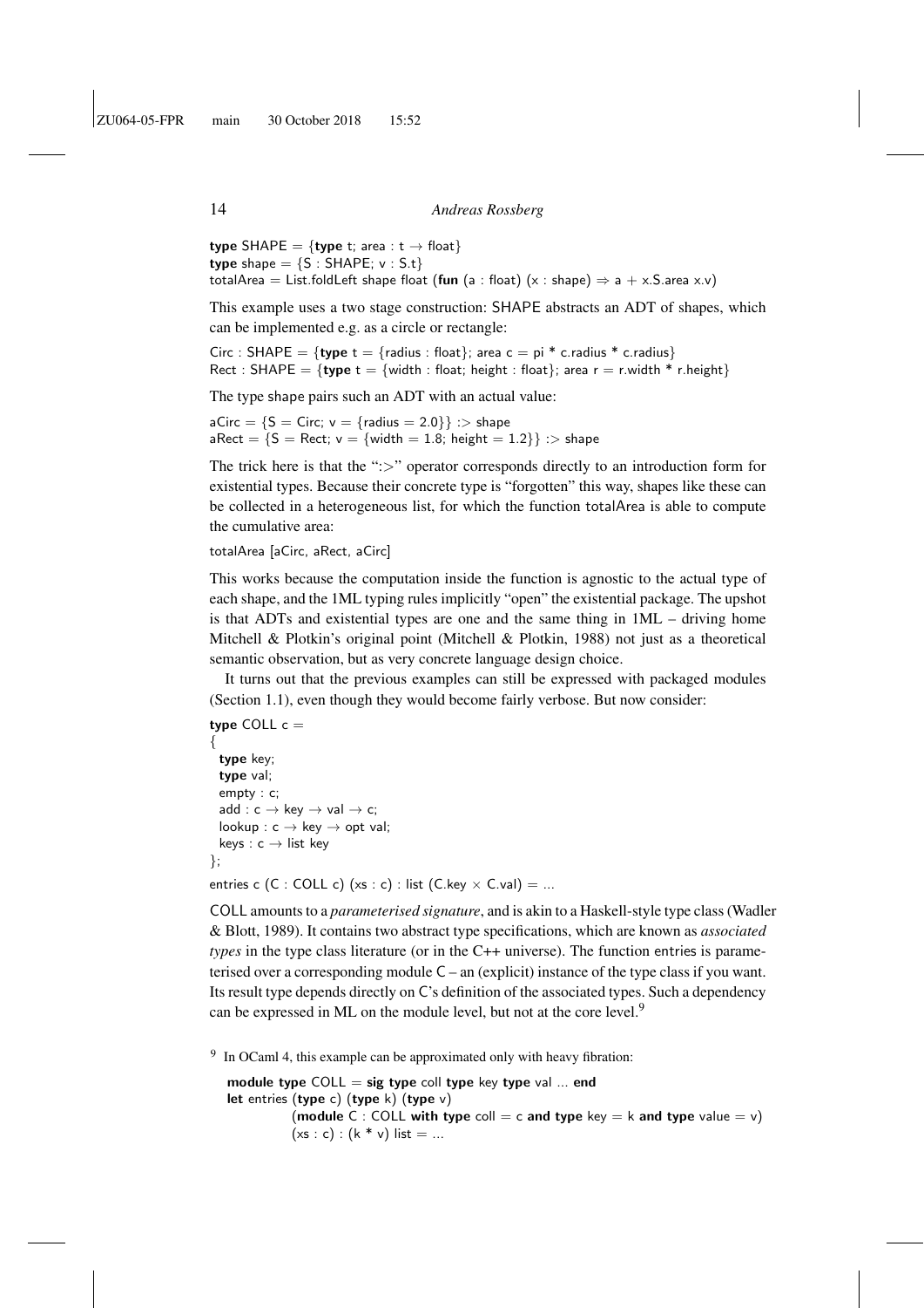```
type SHAPE = {type t; area : t → float}
type shape = {S : SHAPE; v : S.t}
totalArea = List.foldLeft shape float (fun (a : float) (x : shape) ⇒ a + x.S.area x.v)
```

This example uses a two stage construction: SHAPE abstracts an ADT of shapes, which can be implemented e.g. as a circle or rectangle:

```
Circ : SHAPE = {type t = {radius : float}; area c = pi * c.radius * c.radius}
Rect : SHAPE = {type t = {width : float; height : float}; area r = r.width * r.height}
```

The type shape pairs such an ADT with an actual value:

```
aCirc = {S = Circ; v = {radius = 2.0}} :> shape
aRect = {S = Rect; v = {width = 1.8; height = 1.2}} :> shape
```

The trick here is that the ":>" operator corresponds directly to an introduction form for existential types. Because their concrete type is "forgotten" this way, shapes like these can be collected in a heterogeneous list, for which the function totalArea is able to compute the cumulative area:

```
totalArea [aCirc, aRect, aCirc]
```

This works because the computation inside the function is agnostic to the actual type of each shape, and the 1ML typing rules implicitly "open" the existential package. The upshot is that ADTs and existential types are one and the same thing in 1ML – driving home Mitchell & Plotkin's original point (Mitchell & Plotkin, 1988) not just as a theoretical semantic observation, but as very concrete language design choice.

It turns out that the previous examples can still be expressed with packaged modules (Section 1.1), even though they would become fairly verbose. But now consider:

```
type COLL c =
{
  type key;
  type val;
  empty : c;
  add : c → key → val → c;
  lookup : c → key → opt val;
  keys : c → list key
};
entries c (C : COLL c) (xs : c) : list (C.key × C.val) = ...
```

COLL amounts to a *parameterised signature*, and is akin to a Haskell-style type class (Wadler & Blott, 1989). It contains two abstract type specifications, which are known as *associated types* in the type class literature (or in the C++ universe). The function entries is parameterised over a corresponding module C – an (explicit) instance of the type class if you want. Its result type depends directly on C's definition of the associated types. Such a dependency can be expressed in ML on the module level, but not at the core level.[9]

[9] In OCaml 4, this example can be approximated only with heavy fibration:

```
module type COLL = sig type coll type key type val ... end
let entries (type c) (type k) (type v)
        (module C : COLL with type coll = c and type key = k and type value = v)
        (xs : c) : (k * v) list = ...
```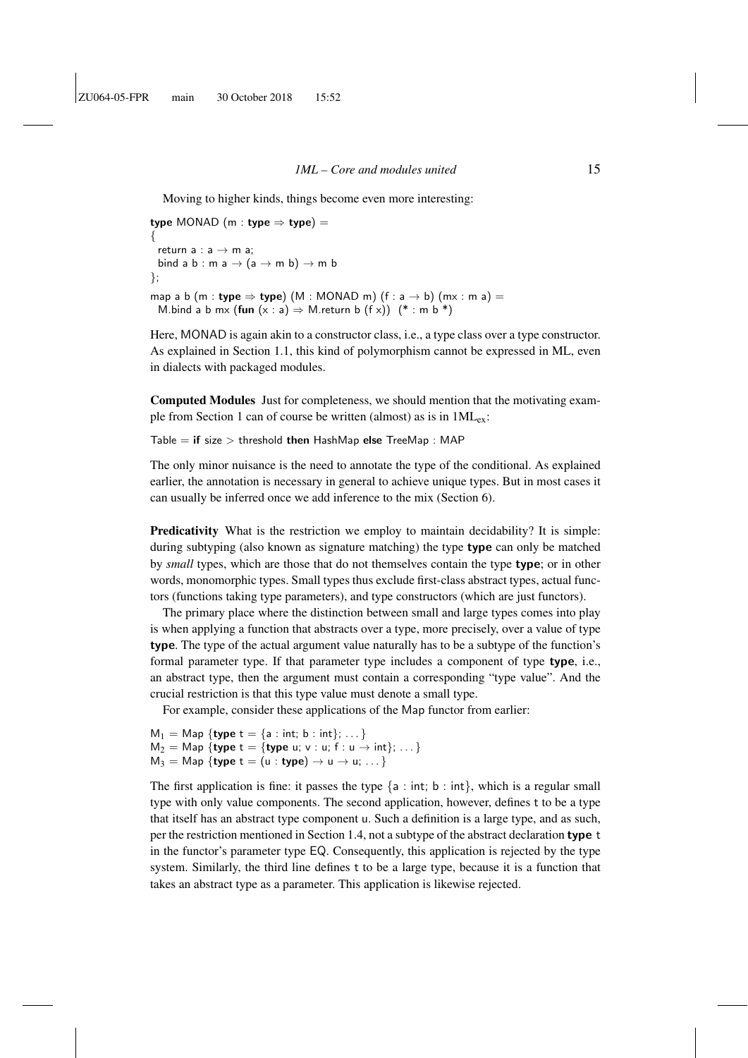Moving to higher kinds, things become even more interesting:

```
type MONAD (m : type ⇒ type) =
{
  return a : a → m a;
  bind a b : m a → (a → m b) → m b
};
map a b (m : type ⇒ type) (M : MONAD m) (f : a → b) (mx : m a) =
  M.bind a b mx (fun (x : a) ⇒ M.return b (f x))  (* : m b *)
```

Here, MONAD is again akin to a constructor class, i.e., a type class over a type constructor. As explained in Section 1.1, this kind of polymorphism cannot be expressed in ML, even in dialects with packaged modules.

**Computed Modules** Just for completeness, we should mention that the motivating example from Section 1 can of course be written (almost) as is in $1\mathrm{ML}_{\mathrm{ex}}$:

```
Table = if size > threshold then HashMap else TreeMap : MAP
```

The only minor nuisance is the need to annotate the type of the conditional. As explained earlier, the annotation is necessary in general to achieve unique types. But in most cases it can usually be inferred once we add inference to the mix (Section 6).

**Predicativity** What is the restriction we employ to maintain decidability? It is simple: during subtyping (also known as signature matching) the type **type** can only be matched by *small* types, which are those that do not themselves contain the type **type**; or in other words, monomorphic types. Small types thus exclude first-class abstract types, actual functors (functions taking type parameters), and type constructors (which are just functors).

The primary place where the distinction between small and large types comes into play is when applying a function that abstracts over a type, more precisely, over a value of type **type**. The type of the actual argument value naturally has to be a subtype of the function's formal parameter type. If that parameter type includes a component of type **type**, i.e., an abstract type, then the argument must contain a corresponding "type value". And the crucial restriction is that this type value must denote a small type.

For example, consider these applications of the Map functor from earlier:

```
M1 = Map {type t = {a : int; b : int}; ...}
M2 = Map {type t = {type u; v : u; f : u → int}; ...}
M3 = Map {type t = (u : type) → u → u; ...}
```

The first application is fine: it passes the type {a : int; b : int}, which is a regular small type with only value components. The second application, however, defines t to be a type that itself has an abstract type component u. Such a definition is a large type, and as such, per the restriction mentioned in Section 1.4, not a subtype of the abstract declaration **type** t in the functor's parameter type EQ. Consequently, this application is rejected by the type system. Similarly, the third line defines t to be a large type, because it is a function that takes an abstract type as a parameter. This application is likewise rejected.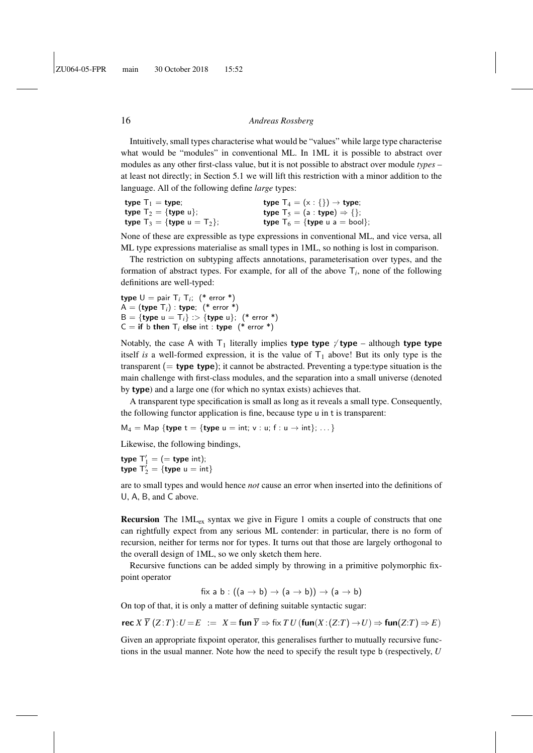Intuitively, small types characterise what would be "values" while large type characterise what would be "modules" in conventional ML. In 1ML it is possible to abstract over modules as any other first-class value, but it is not possible to abstract over module *types* – at least not directly; in Section 5.1 we will lift this restriction with a minor addition to the language. All of the following define *large* types:

```
type T₁ = type;                      type T₄ = (x : {}) → type;
type T₂ = {type u};                  type T₅ = (a : type) ⇒ {};
type T₃ = {type u = T₂};             type T₆ = {type u a = bool};
```

None of these are expressible as type expressions in conventional ML, and vice versa, all ML type expressions materialise as small types in 1ML, so nothing is lost in comparison.

The restriction on subtyping affects annotations, parameterisation over types, and the formation of abstract types. For example, for all of the above $\mathsf{T}_i$, none of the following definitions are well-typed:

```
type U = pair Tᵢ Tᵢ;  (* error *)
A = (type Tᵢ) : type;  (* error *)
B = {type u = Tᵢ} :> {type u};  (* error *)
C = if b then Tᵢ else int : type  (* error *)
```

Notably, the case A with $\mathsf{T}_1$ literally implies **type type** $\not\leq$ **type** – although **type type** itself *is* a well-formed expression, it is the value of $\mathsf{T}_1$ above! But its only type is the transparent (= **type type**); it cannot be abstracted. Preventing a type:type situation is the main challenge with first-class modules, and the separation into a small universe (denoted by **type**) and a large one (for which no syntax exists) achieves that.

A transparent type specification is small as long as it reveals a small type. Consequently, the following functor application is fine, because type u in t is transparent:

```
M₄ = Map {type t = {type u = int; v : u; f : u → int}; ...}
```

Likewise, the following bindings,

```
type T₁′ = (= type int);
type T₂′ = {type u = int}
```

are to small types and would hence *not* cause an error when inserted into the definitions of U, A, B, and C above.

**Recursion** The $1\mathrm{ML}_{\mathrm{ex}}$ syntax we give in Figure 1 omits a couple of constructs that one can rightfully expect from any serious ML contender: in particular, there is no form of recursion, neither for terms nor for types. It turns out that those are largely orthogonal to the overall design of 1ML, so we only sketch them here.

Recursive functions can be added simply by throwing in a primitive polymorphic fixpoint operator

$$\mathsf{fix}\ \mathsf{a}\ \mathsf{b} : ((\mathsf{a} \to \mathsf{b}) \to (\mathsf{a} \to \mathsf{b})) \to (\mathsf{a} \to \mathsf{b})$$

On top of that, it is only a matter of defining suitable syntactic sugar:

$$\mathbf{rec}\ X\ \overline{Y}\ (Z{:}T){:}U = E \ \ := \ \ X = \mathbf{fun}\ \overline{Y} \Rightarrow \mathsf{fix}\ T\ U\ (\mathbf{fun}(X{:}(Z{:}T) \to U) \Rightarrow \mathbf{fun}(Z{:}T) \Rightarrow E)$$

Given an appropriate fixpoint operator, this generalises further to mutually recursive functions in the usual manner. Note how the need to specify the result type b (respectively, $U$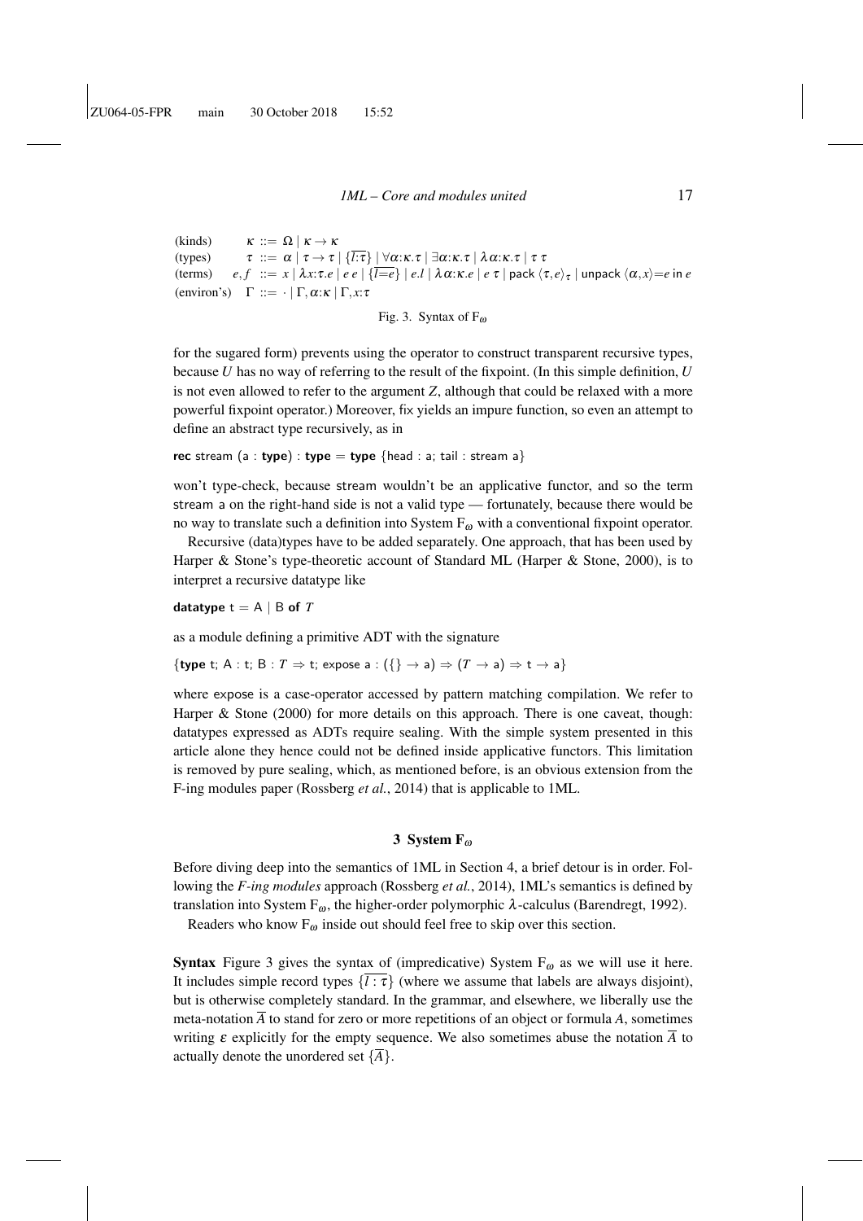$$
\begin{array}{llcl}
\text{(kinds)} & \kappa & ::= & \Omega \mid \kappa \to \kappa \\
\text{(types)} & \tau & ::= & \alpha \mid \tau \to \tau \mid \{\overline{l{:}\tau}\} \mid \forall\alpha{:}\kappa.\tau \mid \exists\alpha{:}\kappa.\tau \mid \lambda\alpha{:}\kappa.\tau \mid \tau\ \tau \\
\text{(terms)} & e,f & ::= & x \mid \lambda x{:}\tau.e \mid e\ e \mid \{\overline{l{=}e}\} \mid e.l \mid \lambda\alpha{:}\kappa.e \mid e\ \tau \mid \mathsf{pack}\ \langle\tau,e\rangle_\tau \mid \mathsf{unpack}\ \langle\alpha,x\rangle{=}e\ \mathsf{in}\ e \\
\text{(environ's)} & \Gamma & ::= & \cdot \mid \Gamma,\alpha{:}\kappa \mid \Gamma,x{:}\tau
\end{array}
$$

Fig. 3. Syntax of $F_\omega$

for the sugared form) prevents using the operator to construct transparent recursive types, because $U$ has no way of referring to the result of the fixpoint. (In this simple definition, $U$ is not even allowed to refer to the argument $Z$, although that could be relaxed with a more powerful fixpoint operator.) Moreover, fix yields an impure function, so even an attempt to define an abstract type recursively, as in

```
rec stream (a : type) : type = type {head : a; tail : stream a}
```

won't type-check, because stream wouldn't be an applicative functor, and so the term stream a on the right-hand side is not a valid type — fortunately, because there would be no way to translate such a definition into System $F_\omega$ with a conventional fixpoint operator.

Recursive (data)types have to be added separately. One approach, that has been used by Harper & Stone's type-theoretic account of Standard ML (Harper & Stone, 2000), is to interpret a recursive datatype like

```
datatype t = A | B of T
```

as a module defining a primitive ADT with the signature

```
{type t; A : t; B : T ⇒ t; expose a : ({} → a) ⇒ (T → a) ⇒ t → a}
```

where expose is a case-operator accessed by pattern matching compilation. We refer to Harper & Stone (2000) for more details on this approach. There is one caveat, though: datatypes expressed as ADTs require sealing. With the simple system presented in this article alone they hence could not be defined inside applicative functors. This limitation is removed by pure sealing, which, as mentioned before, is an obvious extension from the F-ing modules paper (Rossberg *et al.*, 2014) that is applicable to 1ML.

## 3 System $F_\omega$

Before diving deep into the semantics of 1ML in Section 4, a brief detour is in order. Following the *F-ing modules* approach (Rossberg *et al.*, 2014), 1ML's semantics is defined by translation into System $F_\omega$, the higher-order polymorphic $\lambda$-calculus (Barendregt, 1992).

Readers who know $F_\omega$ inside out should feel free to skip over this section.

**Syntax** Figure 3 gives the syntax of (impredicative) System $F_\omega$ as we will use it here. It includes simple record types $\{\overline{l:\tau}\}$ (where we assume that labels are always disjoint), but is otherwise completely standard. In the grammar, and elsewhere, we liberally use the meta-notation $\overline{A}$ to stand for zero or more repetitions of an object or formula $A$, sometimes writing $\varepsilon$ explicitly for the empty sequence. We also sometimes abuse the notation $\overline{A}$ to actually denote the unordered set $\{\overline{A}\}$.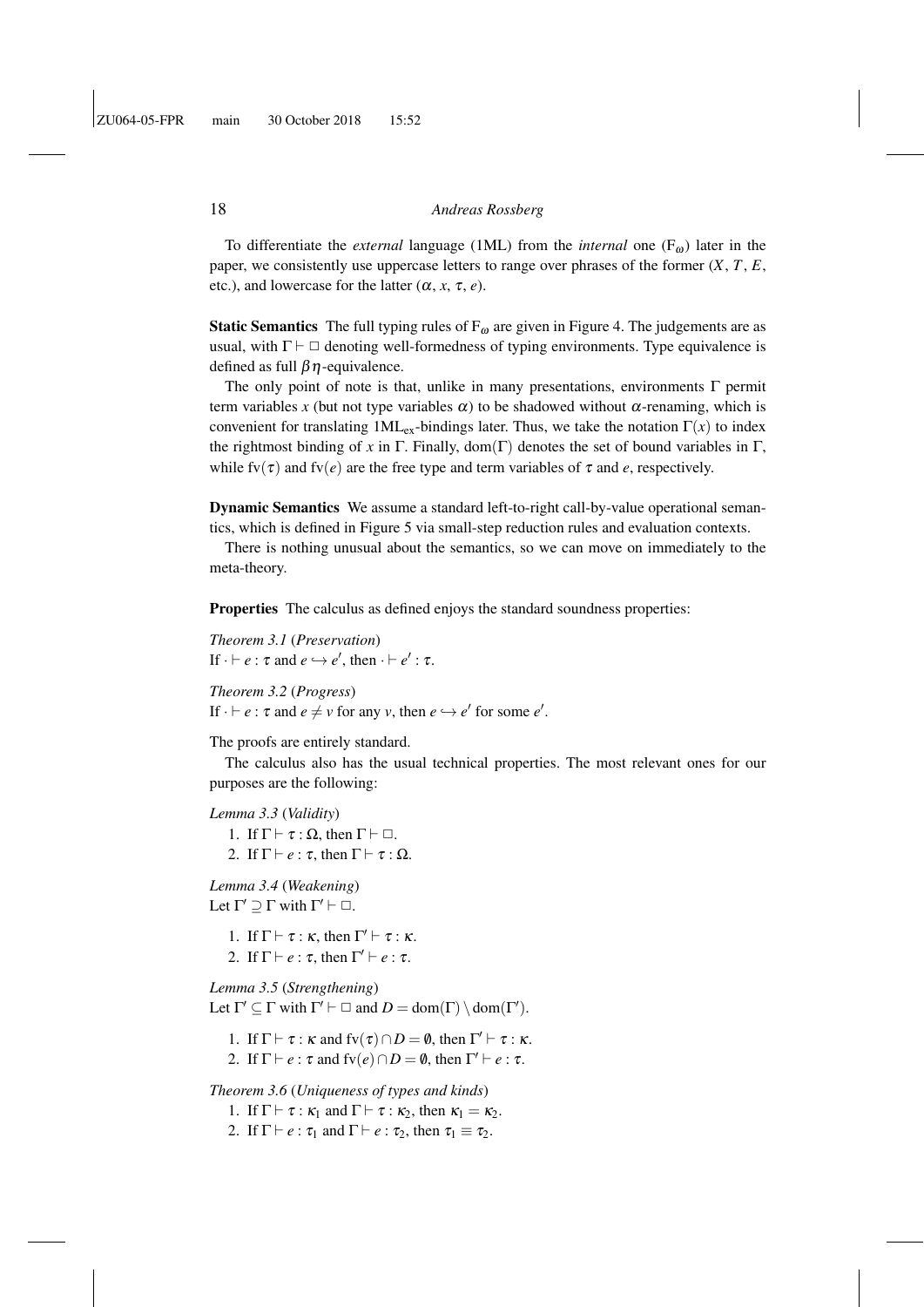To differentiate the *external* language (1ML) from the *internal* one ($F_\omega$) later in the paper, we consistently use uppercase letters to range over phrases of the former ($X$, $T$, $E$, etc.), and lowercase for the latter ($\alpha$, $x$, $\tau$, $e$).

**Static Semantics** The full typing rules of $F_\omega$ are given in Figure 4. The judgements are as usual, with $\Gamma \vdash \Box$ denoting well-formedness of typing environments. Type equivalence is defined as full $\beta\eta$-equivalence.

The only point of note is that, unlike in many presentations, environments $\Gamma$ permit term variables $x$ (but not type variables $\alpha$) to be shadowed without $\alpha$-renaming, which is convenient for translating $1\mathrm{ML}_{\mathrm{ex}}$-bindings later. Thus, we take the notation $\Gamma(x)$ to index the rightmost binding of $x$ in $\Gamma$. Finally, $\mathrm{dom}(\Gamma)$ denotes the set of bound variables in $\Gamma$, while $\mathrm{fv}(\tau)$ and $\mathrm{fv}(e)$ are the free type and term variables of $\tau$ and $e$, respectively.

**Dynamic Semantics** We assume a standard left-to-right call-by-value operational semantics, which is defined in Figure 5 via small-step reduction rules and evaluation contexts.

There is nothing unusual about the semantics, so we can move on immediately to the meta-theory.

**Properties** The calculus as defined enjoys the standard soundness properties:

*Theorem 3.1* (*Preservation*)
If $\cdot \vdash e : \tau$ and $e \hookrightarrow e'$, then $\cdot \vdash e' : \tau$.

*Theorem 3.2* (*Progress*)
If $\cdot \vdash e : \tau$ and $e \neq v$ for any $v$, then $e \hookrightarrow e'$ for some $e'$.

The proofs are entirely standard.

The calculus also has the usual technical properties. The most relevant ones for our purposes are the following:

*Lemma 3.3* (*Validity*)

1. If $\Gamma \vdash \tau : \Omega$, then $\Gamma \vdash \Box$.
2. If $\Gamma \vdash e : \tau$, then $\Gamma \vdash \tau : \Omega$.

*Lemma 3.4* (*Weakening*)
Let $\Gamma' \supseteq \Gamma$ with $\Gamma' \vdash \Box$.

1. If $\Gamma \vdash \tau : \kappa$, then $\Gamma' \vdash \tau : \kappa$.
2. If $\Gamma \vdash e : \tau$, then $\Gamma' \vdash e : \tau$.

*Lemma 3.5* (*Strengthening*)
Let $\Gamma' \subseteq \Gamma$ with $\Gamma' \vdash \Box$ and $D = \mathrm{dom}(\Gamma) \setminus \mathrm{dom}(\Gamma')$.

1. If $\Gamma \vdash \tau : \kappa$ and $\mathrm{fv}(\tau) \cap D = \emptyset$, then $\Gamma' \vdash \tau : \kappa$.
2. If $\Gamma \vdash e : \tau$ and $\mathrm{fv}(e) \cap D = \emptyset$, then $\Gamma' \vdash e : \tau$.

*Theorem 3.6* (*Uniqueness of types and kinds*)

1. If $\Gamma \vdash \tau : \kappa_1$ and $\Gamma \vdash \tau : \kappa_2$, then $\kappa_1 = \kappa_2$.
2. If $\Gamma \vdash e : \tau_1$ and $\Gamma \vdash e : \tau_2$, then $\tau_1 \equiv \tau_2$.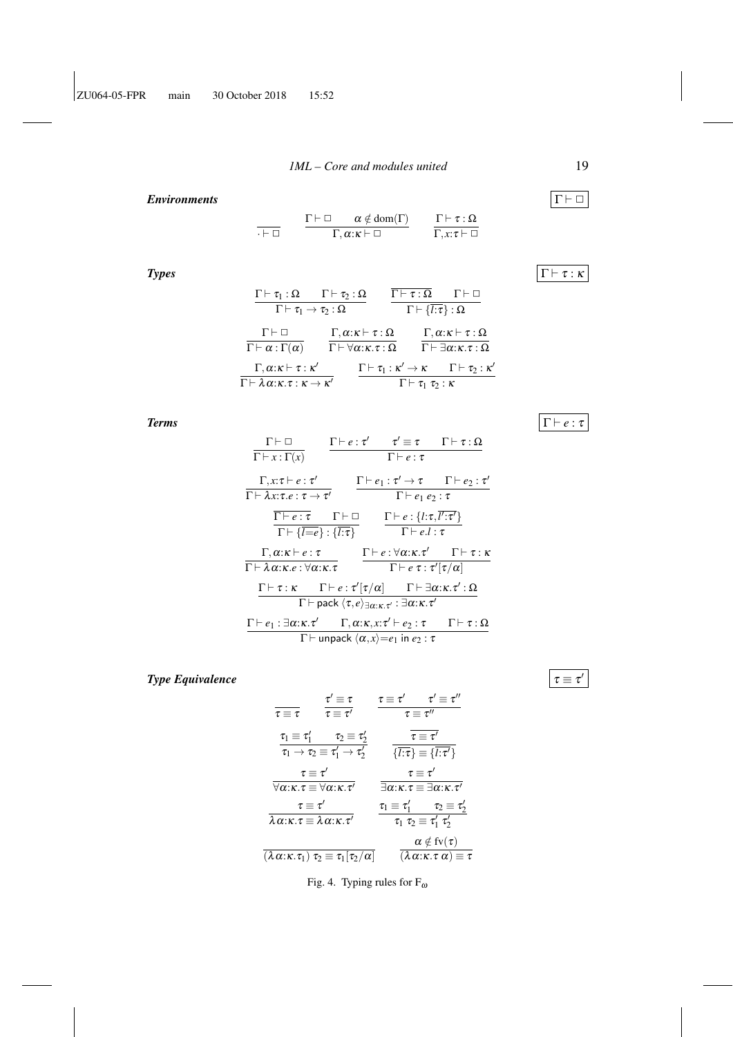***Environments*** $\boxed{\Gamma \vdash \Box}$

$$\frac{}{\cdot \vdash \Box} \qquad \frac{\Gamma \vdash \Box \quad \alpha \notin \mathrm{dom}(\Gamma)}{\Gamma, \alpha{:}\kappa \vdash \Box} \qquad \frac{\Gamma \vdash \tau : \Omega}{\Gamma, x{:}\tau \vdash \Box}$$

***Types*** $\boxed{\Gamma \vdash \tau : \kappa}$

$$\frac{\Gamma \vdash \tau_1 : \Omega \quad \Gamma \vdash \tau_2 : \Omega}{\Gamma \vdash \tau_1 \to \tau_2 : \Omega} \qquad \frac{\overline{\Gamma \vdash \tau : \Omega} \quad \Gamma \vdash \Box}{\Gamma \vdash \{\overline{l{:}\tau}\} : \Omega}$$

$$\frac{\Gamma \vdash \Box}{\Gamma \vdash \alpha : \Gamma(\alpha)} \qquad \frac{\Gamma, \alpha{:}\kappa \vdash \tau : \Omega}{\Gamma \vdash \forall \alpha{:}\kappa.\tau : \Omega} \qquad \frac{\Gamma, \alpha{:}\kappa \vdash \tau : \Omega}{\Gamma \vdash \exists \alpha{:}\kappa.\tau : \Omega}$$

$$\frac{\Gamma, \alpha{:}\kappa \vdash \tau : \kappa'}{\Gamma \vdash \lambda \alpha{:}\kappa.\tau : \kappa \to \kappa'} \qquad \frac{\Gamma \vdash \tau_1 : \kappa' \to \kappa \quad \Gamma \vdash \tau_2 : \kappa'}{\Gamma \vdash \tau_1\ \tau_2 : \kappa}$$

***Terms*** $\boxed{\Gamma \vdash e : \tau}$

$$\frac{\Gamma \vdash \Box}{\Gamma \vdash x : \Gamma(x)} \qquad \frac{\Gamma \vdash e : \tau' \quad \tau' \equiv \tau \quad \Gamma \vdash \tau : \Omega}{\Gamma \vdash e : \tau}$$

$$\frac{\Gamma, x{:}\tau \vdash e : \tau'}{\Gamma \vdash \lambda x{:}\tau.e : \tau \to \tau'} \qquad \frac{\Gamma \vdash e_1 : \tau' \to \tau \quad \Gamma \vdash e_2 : \tau'}{\Gamma \vdash e_1\ e_2 : \tau}$$

$$\frac{\overline{\Gamma \vdash e : \tau} \quad \Gamma \vdash \Box}{\Gamma \vdash \{\overline{l{=}e}\} : \{\overline{l{:}\tau}\}} \qquad \frac{\Gamma \vdash e : \{l{:}\tau, \overline{l'{:}\tau'}\}}{\Gamma \vdash e.l : \tau}$$

$$\frac{\Gamma, \alpha{:}\kappa \vdash e : \tau}{\Gamma \vdash \lambda \alpha{:}\kappa.e : \forall \alpha{:}\kappa.\tau} \qquad \frac{\Gamma \vdash e : \forall \alpha{:}\kappa.\tau' \quad \Gamma \vdash \tau : \kappa}{\Gamma \vdash e\ \tau : \tau'[\tau/\alpha]}$$

$$\frac{\Gamma \vdash \tau : \kappa \quad \Gamma \vdash e : \tau'[\tau/\alpha] \quad \Gamma \vdash \exists \alpha{:}\kappa.\tau' : \Omega}{\Gamma \vdash \mathsf{pack}\ \langle \tau, e \rangle_{\exists \alpha:\kappa.\tau'} : \exists \alpha{:}\kappa.\tau'}$$

$$\frac{\Gamma \vdash e_1 : \exists \alpha{:}\kappa.\tau' \quad \Gamma, \alpha{:}\kappa, x{:}\tau' \vdash e_2 : \tau \quad \Gamma \vdash \tau : \Omega}{\Gamma \vdash \mathsf{unpack}\ \langle \alpha, x \rangle{=}e_1\ \mathsf{in}\ e_2 : \tau}$$

***Type Equivalence*** $\boxed{\tau \equiv \tau'}$

$$\frac{}{\tau \equiv \tau} \qquad \frac{\tau' \equiv \tau}{\tau \equiv \tau'} \qquad \frac{\tau \equiv \tau' \quad \tau' \equiv \tau''}{\tau \equiv \tau''}$$

$$\frac{\tau_1 \equiv \tau_1' \quad \tau_2 \equiv \tau_2'}{\tau_1 \to \tau_2 \equiv \tau_1' \to \tau_2'} \qquad \frac{\overline{\tau \equiv \tau'}}{\{\overline{l{:}\tau}\} \equiv \{\overline{l{:}\tau'}\}}$$

$$\frac{\tau \equiv \tau'}{\forall \alpha{:}\kappa.\tau \equiv \forall \alpha{:}\kappa.\tau'} \qquad \frac{\tau \equiv \tau'}{\exists \alpha{:}\kappa.\tau \equiv \exists \alpha{:}\kappa.\tau'}$$

$$\frac{\tau \equiv \tau'}{\lambda \alpha{:}\kappa.\tau \equiv \lambda \alpha{:}\kappa.\tau'} \qquad \frac{\tau_1 \equiv \tau_1' \quad \tau_2 \equiv \tau_2'}{\tau_1\ \tau_2 \equiv \tau_1'\ \tau_2'}$$

$$\frac{}{(\lambda \alpha{:}\kappa.\tau_1)\ \tau_2 \equiv \tau_1[\tau_2/\alpha]} \qquad \frac{\alpha \notin \mathrm{fv}(\tau)}{(\lambda \alpha{:}\kappa.\tau\ \alpha) \equiv \tau}$$

Fig. 4. Typing rules for $F_\omega$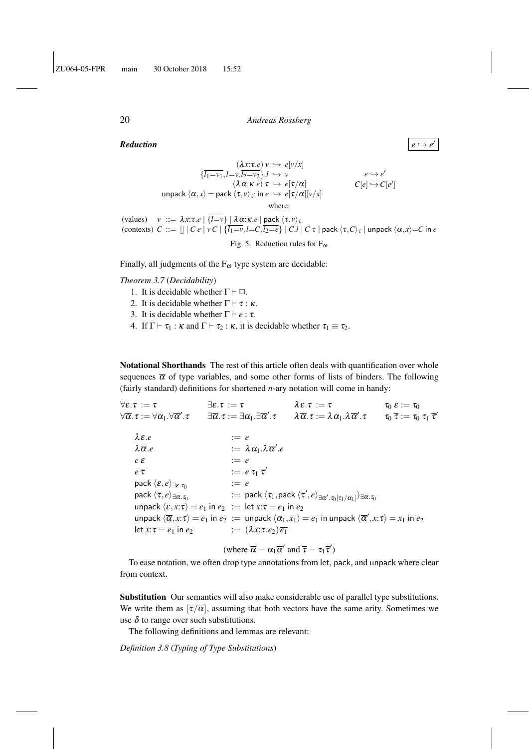***Reduction*** $\boxed{e \hookrightarrow e'}$

$$
\begin{array}{rcl}
(\lambda x{:}\tau.e)\ v & \hookrightarrow & e[v/x] \\
\{\overline{l_1{=}v_1}, l{=}v, \overline{l_2{=}v_2}\}.l & \hookrightarrow & v \\
(\lambda \alpha{:}\kappa.e)\ \tau & \hookrightarrow & e[\tau/\alpha] \\
\mathsf{unpack}\ \langle \alpha, x\rangle = \mathsf{pack}\ \langle \tau, v\rangle_{\tau'}\ \mathsf{in}\ e & \hookrightarrow & e[\tau/\alpha][v/x]
\end{array}
\qquad
\frac{e \hookrightarrow e'}{C[e] \hookrightarrow C[e']}
$$

where:

(values) $v ::= \lambda x{:}\tau.e \mid \{\overline{l{=}v}\} \mid \lambda \alpha{:}\kappa.e \mid \mathsf{pack}\ \langle \tau, v\rangle_\tau$

(contexts) $C ::= [] \mid C\ e \mid v\ C \mid \{\overline{l_1{=}v}, l{=}C, \overline{l_2{=}e}\} \mid C.l \mid C\ \tau \mid \mathsf{pack}\ \langle \tau, C\rangle_\tau \mid \mathsf{unpack}\ \langle \alpha, x\rangle{=}C\ \mathsf{in}\ e$

Fig. 5. Reduction rules for $\mathrm{F}_\omega$

Finally, all judgments of the $\mathrm{F}_\omega$ type system are decidable:

*Theorem 3.7* (*Decidability*)

1. It is decidable whether $\Gamma \vdash \square$.
2. It is decidable whether $\Gamma \vdash \tau : \kappa$.
3. It is decidable whether $\Gamma \vdash e : \tau$.
4. If $\Gamma \vdash \tau_1 : \kappa$ and $\Gamma \vdash \tau_2 : \kappa$, it is decidable whether $\tau_1 \equiv \tau_2$.

**Notational Shorthands** The rest of this article often deals with quantification over whole sequences $\overline{\alpha}$ of type variables, and some other forms of lists of binders. The following (fairly standard) definitions for shortened $n$-ary notation will come in handy:

$$
\begin{array}{llll}
\forall \varepsilon.\tau := \tau & \exists \varepsilon.\tau := \tau & \lambda \varepsilon.\tau := \tau & \tau_0\ \varepsilon := \tau_0 \\
\forall \overline{\alpha}.\tau := \forall \alpha_1.\forall \overline{\alpha}'.\tau & \exists \overline{\alpha}.\tau := \exists \alpha_1.\exists \overline{\alpha}'.\tau & \lambda \overline{\alpha}.\tau := \lambda \alpha_1.\lambda \overline{\alpha}'.\tau & \tau_0\ \overline{\tau} := \tau_0\ \tau_1\ \overline{\tau}'
\end{array}
$$

$$
\begin{array}{lcl}
\lambda \varepsilon.e & := & e \\
\lambda \overline{\alpha}.e & := & \lambda \alpha_1.\lambda \overline{\alpha}'.e \\
e\ \varepsilon & := & e \\
e\ \overline{\tau} & := & e\ \tau_1\ \overline{\tau}' \\
\mathsf{pack}\ \langle \varepsilon, e\rangle_{\exists \varepsilon.\tau_0} & := & e \\
\mathsf{pack}\ \langle \overline{\tau}, e\rangle_{\exists \overline{\alpha}.\tau_0} & := & \mathsf{pack}\ \langle \tau_1, \mathsf{pack}\ \langle \overline{\tau}', e\rangle_{\exists \overline{\alpha}'.\tau_0[\tau_1/\alpha_1]}\rangle_{\exists \overline{\alpha}.\tau_0} \\
\mathsf{unpack}\ \langle \varepsilon, x{:}\tau\rangle = e_1\ \mathsf{in}\ e_2 & := & \mathsf{let}\ x{:}\tau = e_1\ \mathsf{in}\ e_2 \\
\mathsf{unpack}\ \langle \overline{\alpha}, x{:}\tau\rangle = e_1\ \mathsf{in}\ e_2 & := & \mathsf{unpack}\ \langle \alpha_1, x_1\rangle = e_1\ \mathsf{in}\ \mathsf{unpack}\ \langle \overline{\alpha}', x{:}\tau\rangle = x_1\ \mathsf{in}\ e_2 \\
\mathsf{let}\ \overline{x{:}\tau = e_1}\ \mathsf{in}\ e_2 & := & (\lambda \overline{x{:}\tau}.e_2)\,\overline{e_1}
\end{array}
$$

(where $\overline{\alpha} = \alpha_1\overline{\alpha}'$ and $\overline{\tau} = \tau_1\overline{\tau}'$)

To ease notation, we often drop type annotations from let, pack, and unpack where clear from context.

**Substitution** Our semantics will also make considerable use of parallel type substitutions. We write them as $[\overline{\tau}/\overline{\alpha}]$, assuming that both vectors have the same arity. Sometimes we use $\delta$ to range over such substitutions.

The following definitions and lemmas are relevant:

*Definition 3.8* (*Typing of Type Substitutions*)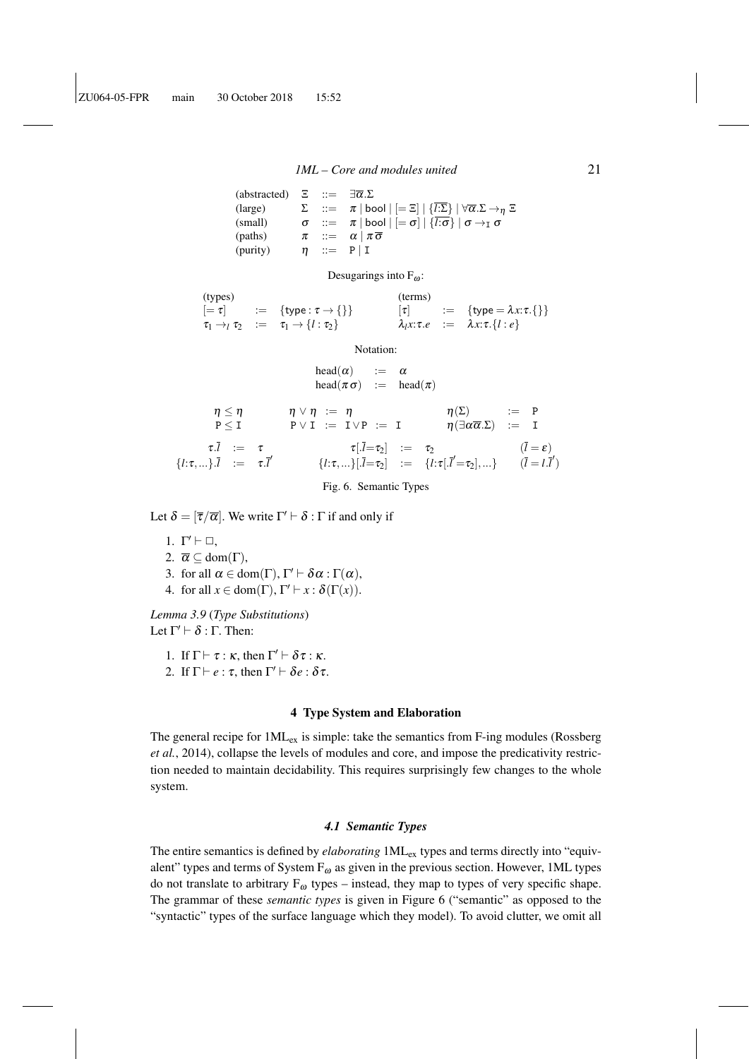$$
\begin{array}{llll}
\text{(abstracted)} & \Xi & ::= & \exists\overline{\alpha}.\Sigma \\
\text{(large)} & \Sigma & ::= & \pi \mid \mathsf{bool} \mid [=\Xi] \mid \{\overline{l{:}\Sigma}\} \mid \forall\overline{\alpha}.\Sigma \rightarrow_{\eta} \Xi \\
\text{(small)} & \sigma & ::= & \pi \mid \mathsf{bool} \mid [=\sigma] \mid \{\overline{l{:}\sigma}\} \mid \sigma \rightarrow_{\mathtt{I}} \sigma \\
\text{(paths)} & \pi & ::= & \alpha \mid \pi\,\overline{\sigma} \\
\text{(purity)} & \eta & ::= & \mathtt{P} \mid \mathtt{I}
\end{array}
$$

Desugarings into $F_\omega$:

$$
\begin{array}{llll}
\text{(types)} & & & \\
[=\tau] & := & \{\mathsf{type} : \tau \rightarrow \{\}\} & \\
\tau_1 \rightarrow_l \tau_2 & := & \tau_1 \rightarrow \{l : \tau_2\} &
\end{array}
\qquad
\begin{array}{lll}
\text{(terms)} & & \\
[\tau] & := & \{\mathsf{type} = \lambda x{:}\tau.\{\}\} \\
\lambda_l x{:}\tau.e & := & \lambda x{:}\tau.\{l : e\}
\end{array}
$$

Notation:

$$
\begin{array}{lll}
\mathrm{head}(\alpha) & := & \alpha \\
\mathrm{head}(\pi\,\sigma) & := & \mathrm{head}(\pi)
\end{array}
$$

$$
\begin{array}{l}
\eta \leq \eta \\
\mathtt{P} \leq \mathtt{I}
\end{array}
\qquad
\begin{array}{lll}
\eta \vee \eta & := & \eta \\
\mathtt{P} \vee \mathtt{I} & := \; \mathtt{I} \vee \mathtt{P} \; := & \mathtt{I}
\end{array}
\qquad
\begin{array}{lll}
\eta(\Sigma) & := & \mathtt{P} \\
\eta(\exists\alpha\overline{\alpha}.\Sigma) & := & \mathtt{I}
\end{array}
$$

$$
\begin{array}{lll}
\tau.\bar{l} & := & \tau \\
\{l{:}\tau,\ldots\}.\bar{l} & := & \tau.\bar{l}'
\end{array}
\qquad
\begin{array}{lll}
\tau[\bar{l}{=}\tau_2] & := & \tau_2 \\
\{l{:}\tau,\ldots\}[\bar{l}{=}\tau_2] & := & \{l{:}\tau[.\bar{l}'{=}\tau_2],\ldots\}
\end{array}
\qquad
\begin{array}{l}
(\bar{l} = \varepsilon) \\
(\bar{l} = l.\bar{l}')
\end{array}
$$

Fig. 6. Semantic Types

Let $\delta = [\overline{\tau}/\overline{\alpha}]$. We write $\Gamma' \vdash \delta : \Gamma$ if and only if

1. $\Gamma' \vdash \Box$,
2. $\overline{\alpha} \subseteq \mathrm{dom}(\Gamma)$,
3. for all $\alpha \in \mathrm{dom}(\Gamma)$, $\Gamma' \vdash \delta\alpha : \Gamma(\alpha)$,
4. for all $x \in \mathrm{dom}(\Gamma)$, $\Gamma' \vdash x : \delta(\Gamma(x))$.

*Lemma 3.9* (*Type Substitutions*)
Let $\Gamma' \vdash \delta : \Gamma$. Then:

1. If $\Gamma \vdash \tau : \kappa$, then $\Gamma' \vdash \delta\tau : \kappa$.
2. If $\Gamma \vdash e : \tau$, then $\Gamma' \vdash \delta e : \delta\tau$.

## 4 Type System and Elaboration

The general recipe for $1\text{ML}_{\text{ex}}$ is simple: take the semantics from F-ing modules (Rossberg *et al.*, 2014), collapse the levels of modules and core, and impose the predicativity restriction needed to maintain decidability. This requires surprisingly few changes to the whole system.

### *4.1 Semantic Types*

The entire semantics is defined by *elaborating* $1\text{ML}_{\text{ex}}$ types and terms directly into "equivalent" types and terms of System $F_\omega$ as given in the previous section. However, 1ML types do not translate to arbitrary $F_\omega$ types – instead, they map to types of very specific shape. The grammar of these *semantic types* is given in Figure 6 ("semantic" as opposed to the "syntactic" types of the surface language which they model). To avoid clutter, we omit all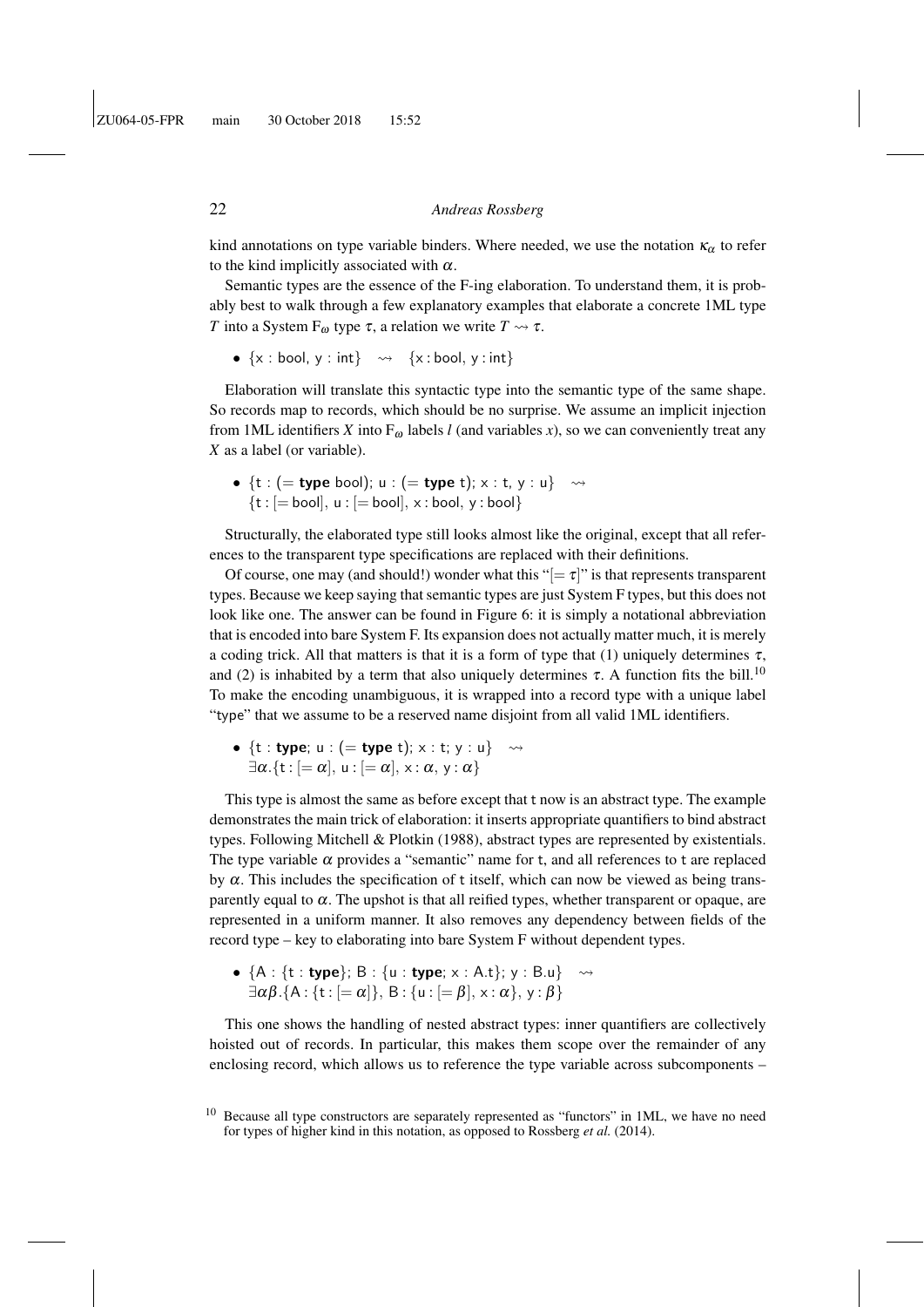kind annotations on type variable binders. Where needed, we use the notation $\kappa_\alpha$ to refer to the kind implicitly associated with $\alpha$.

Semantic types are the essence of the F-ing elaboration. To understand them, it is probably best to walk through a few explanatory examples that elaborate a concrete 1ML type $T$ into a System $F_\omega$ type $\tau$, a relation we write $T \rightsquigarrow \tau$.

- $\{\mathsf{x} : \mathsf{bool},\ \mathsf{y} : \mathsf{int}\} \quad\rightsquigarrow\quad \{\mathsf{x} : \mathsf{bool},\ \mathsf{y} : \mathsf{int}\}$

Elaboration will translate this syntactic type into the semantic type of the same shape. So records map to records, which should be no surprise. We assume an implicit injection from 1ML identifiers $X$ into $F_\omega$ labels $l$ (and variables $x$), so we can conveniently treat any $X$ as a label (or variable).

- $\{\mathsf{t} : (= \textbf{type}\ \mathsf{bool});\ \mathsf{u} : (= \textbf{type}\ \mathsf{t});\ \mathsf{x} : \mathsf{t},\ \mathsf{y} : \mathsf{u}\} \quad\rightsquigarrow$
  $\{\mathsf{t} : [= \mathsf{bool}],\ \mathsf{u} : [= \mathsf{bool}],\ \mathsf{x} : \mathsf{bool},\ \mathsf{y} : \mathsf{bool}\}$

Structurally, the elaborated type still looks almost like the original, except that all references to the transparent type specifications are replaced with their definitions.

Of course, one may (and should!) wonder what this "$[= \tau]$" is that represents transparent types. Because we keep saying that semantic types are just System F types, but this does not look like one. The answer can be found in Figure 6: it is simply a notational abbreviation that is encoded into bare System F. Its expansion does not actually matter much, it is merely a coding trick. All that matters is that it is a form of type that (1) uniquely determines $\tau$, and (2) is inhabited by a term that also uniquely determines $\tau$. A function fits the bill.[10] To make the encoding unambiguous, it is wrapped into a record type with a unique label "type" that we assume to be a reserved name disjoint from all valid 1ML identifiers.

- $\{\mathsf{t} : \textbf{type};\ \mathsf{u} : (= \textbf{type}\ \mathsf{t});\ \mathsf{x} : \mathsf{t};\ \mathsf{y} : \mathsf{u}\} \quad\rightsquigarrow$
  $\exists\alpha.\{\mathsf{t} : [= \alpha],\ \mathsf{u} : [= \alpha],\ \mathsf{x} : \alpha,\ \mathsf{y} : \alpha\}$

This type is almost the same as before except that t now is an abstract type. The example demonstrates the main trick of elaboration: it inserts appropriate quantifiers to bind abstract types. Following Mitchell & Plotkin (1988), abstract types are represented by existentials. The type variable $\alpha$ provides a "semantic" name for t, and all references to t are replaced by $\alpha$. This includes the specification of t itself, which can now be viewed as being transparently equal to $\alpha$. The upshot is that all reified types, whether transparent or opaque, are represented in a uniform manner. It also removes any dependency between fields of the record type – key to elaborating into bare System F without dependent types.

- $\{\mathsf{A} : \{\mathsf{t} : \textbf{type}\};\ \mathsf{B} : \{\mathsf{u} : \textbf{type};\ \mathsf{x} : \mathsf{A.t}\};\ \mathsf{y} : \mathsf{B.u}\} \quad\rightsquigarrow$
  $\exists\alpha\beta.\{\mathsf{A} : \{\mathsf{t} : [= \alpha]\},\ \mathsf{B} : \{\mathsf{u} : [= \beta],\ \mathsf{x} : \alpha\},\ \mathsf{y} : \beta\}$

This one shows the handling of nested abstract types: inner quantifiers are collectively hoisted out of records. In particular, this makes them scope over the remainder of any enclosing record, which allows us to reference the type variable across subcomponents –

[10] Because all type constructors are separately represented as "functors" in 1ML, we have no need for types of higher kind in this notation, as opposed to Rossberg *et al.* (2014).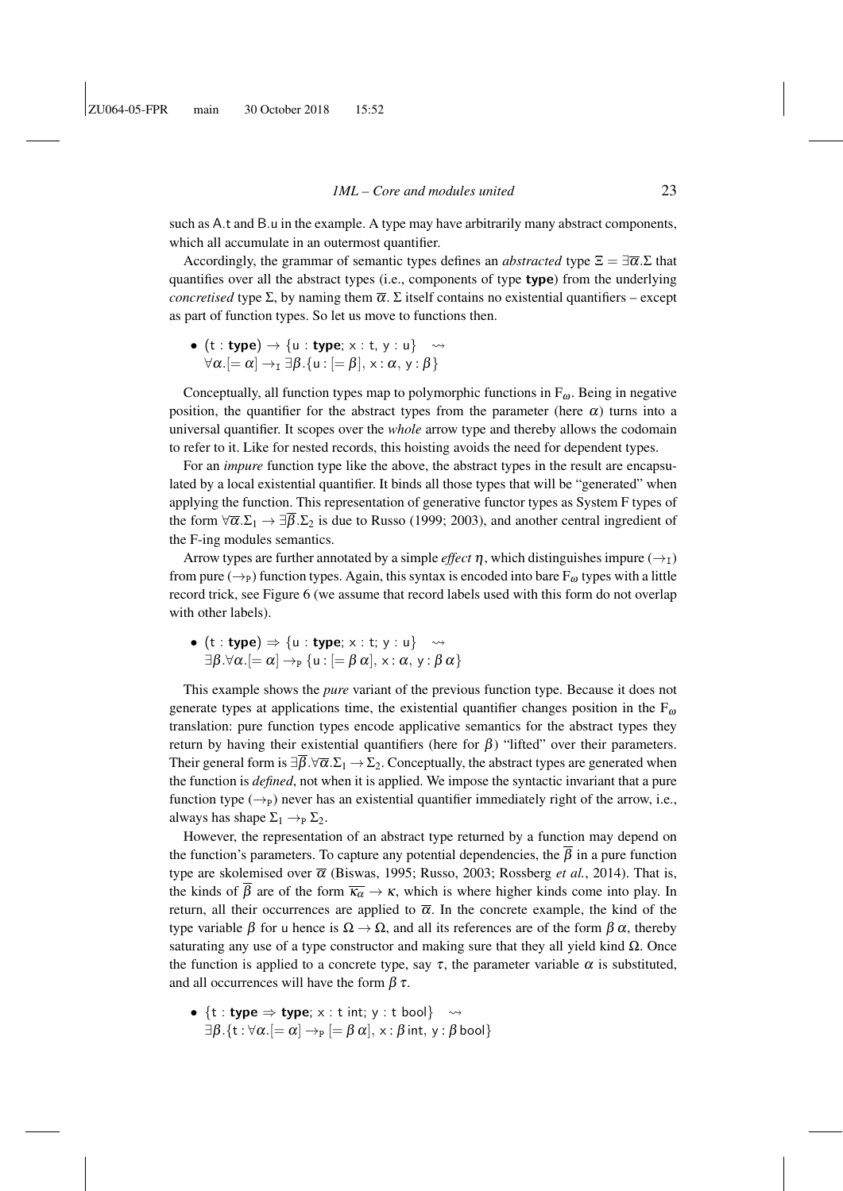such as A.t and B.u in the example. A type may have arbitrarily many abstract components, which all accumulate in an outermost quantifier.

Accordingly, the grammar of semantic types defines an *abstracted* type $\Xi = \exists\overline{\alpha}.\Sigma$ that quantifies over all the abstract types (i.e., components of type **type**) from the underlying *concretised* type $\Sigma$, by naming them $\overline{\alpha}$. $\Sigma$ itself contains no existential quantifiers – except as part of function types. So let us move to functions then.

- $(\mathsf{t} : \textbf{type}) \to \{\mathsf{u} : \textbf{type};\ \mathsf{x} : \mathsf{t},\ \mathsf{y} : \mathsf{u}\} \quad \rightsquigarrow$
  $\forall\alpha.[=\alpha] \to_{\mathtt{I}} \exists\beta.\{\mathsf{u} : [=\beta],\ \mathsf{x} : \alpha,\ \mathsf{y} : \beta\}$

Conceptually, all function types map to polymorphic functions in $\mathrm{F}_\omega$. Being in negative position, the quantifier for the abstract types from the parameter (here $\alpha$) turns into a universal quantifier. It scopes over the *whole* arrow type and thereby allows the codomain to refer to it. Like for nested records, this hoisting avoids the need for dependent types.

For an *impure* function type like the above, the abstract types in the result are encapsulated by a local existential quantifier. It binds all those types that will be "generated" when applying the function. This representation of generative functor types as System F types of the form $\forall\overline{\alpha}.\Sigma_1 \to \exists\overline{\beta}.\Sigma_2$ is due to Russo (1999; 2003), and another central ingredient of the F-ing modules semantics.

Arrow types are further annotated by a simple *effect* $\eta$, which distinguishes impure ($\to_{\mathtt{I}}$) from pure ($\to_{\mathtt{P}}$) function types. Again, this syntax is encoded into bare $\mathrm{F}_\omega$ types with a little record trick, see Figure 6 (we assume that record labels used with this form do not overlap with other labels).

- $(\mathsf{t} : \textbf{type}) \Rightarrow \{\mathsf{u} : \textbf{type};\ \mathsf{x} : \mathsf{t};\ \mathsf{y} : \mathsf{u}\} \quad \rightsquigarrow$
  $\exists\beta.\forall\alpha.[=\alpha] \to_{\mathtt{P}} \{\mathsf{u} : [=\beta\,\alpha],\ \mathsf{x} : \alpha,\ \mathsf{y} : \beta\,\alpha\}$

This example shows the *pure* variant of the previous function type. Because it does not generate types at applications time, the existential quantifier changes position in the $\mathrm{F}_\omega$ translation: pure function types encode applicative semantics for the abstract types they return by having their existential quantifiers (here for $\beta$) "lifted" over their parameters. Their general form is $\exists\overline{\beta}.\forall\overline{\alpha}.\Sigma_1 \to \Sigma_2$. Conceptually, the abstract types are generated when the function is *defined*, not when it is applied. We impose the syntactic invariant that a pure function type ($\to_{\mathtt{P}}$) never has an existential quantifier immediately right of the arrow, i.e., always has shape $\Sigma_1 \to_{\mathtt{P}} \Sigma_2$.

However, the representation of an abstract type returned by a function may depend on the function's parameters. To capture any potential dependencies, the $\overline{\beta}$ in a pure function type are skolemised over $\overline{\alpha}$ (Biswas, 1995; Russo, 2003; Rossberg *et al.*, 2014). That is, the kinds of $\overline{\beta}$ are of the form $\overline{\kappa_\alpha} \to \kappa$, which is where higher kinds come into play. In return, all their occurrences are applied to $\overline{\alpha}$. In the concrete example, the kind of the type variable $\beta$ for u hence is $\Omega \to \Omega$, and all its references are of the form $\beta\,\alpha$, thereby saturating any use of a type constructor and making sure that they all yield kind $\Omega$. Once the function is applied to a concrete type, say $\tau$, the parameter variable $\alpha$ is substituted, and all occurrences will have the form $\beta\,\tau$.

- $\{\mathsf{t} : \textbf{type} \Rightarrow \textbf{type};\ \mathsf{x} : \mathsf{t}\ \mathsf{int};\ \mathsf{y} : \mathsf{t}\ \mathsf{bool}\} \quad \rightsquigarrow$
  $\exists\beta.\{\mathsf{t} : \forall\alpha.[=\alpha] \to_{\mathtt{P}} [=\beta\,\alpha],\ \mathsf{x} : \beta\,\mathsf{int},\ \mathsf{y} : \beta\,\mathsf{bool}\}$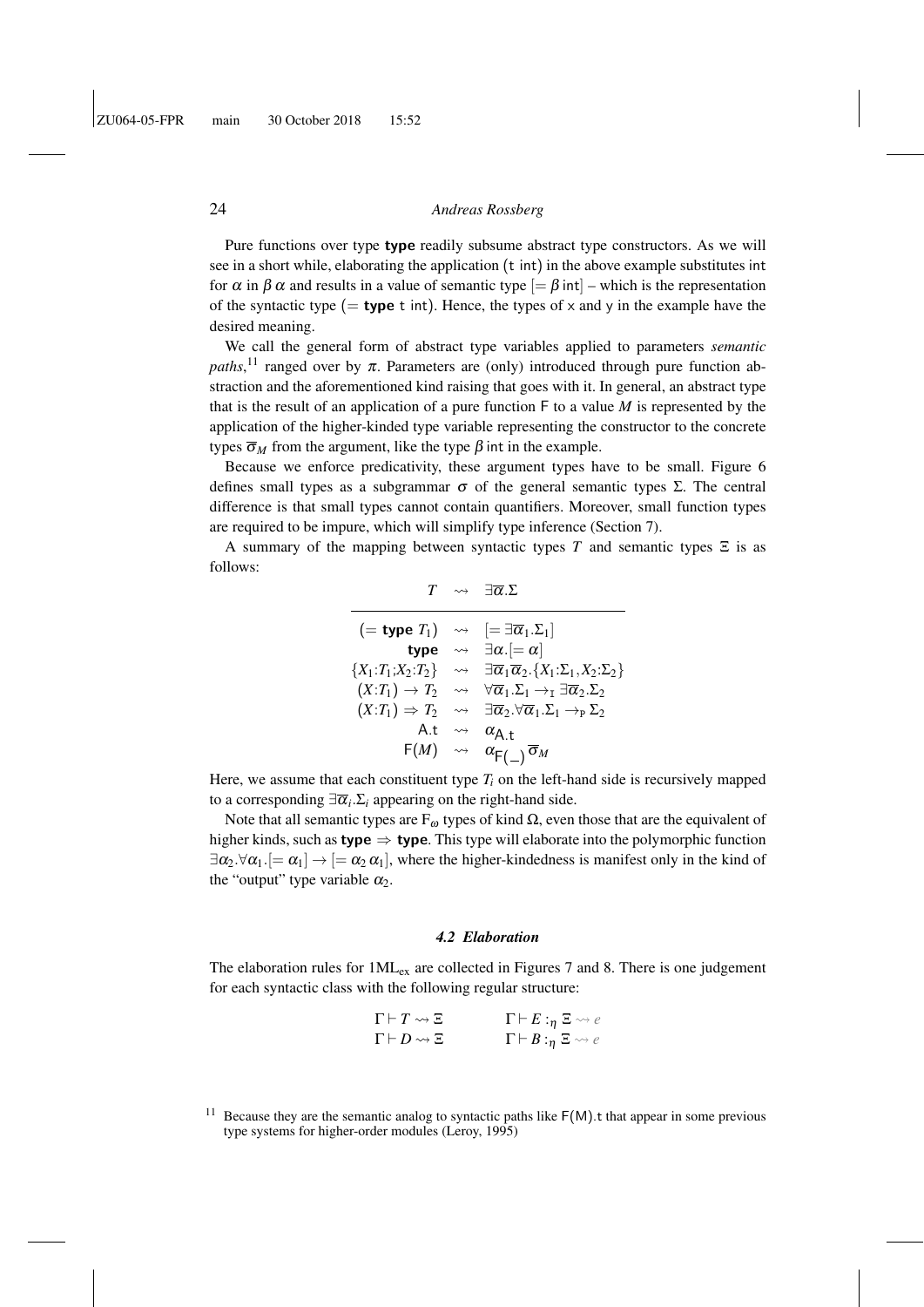Pure functions over type **type** readily subsume abstract type constructors. As we will see in a short while, elaborating the application (t int) in the above example substitutes int for $\alpha$ in $\beta\,\alpha$ and results in a value of semantic type $[= \beta\,\mathsf{int}]$ – which is the representation of the syntactic type ($=$ **type** t int). Hence, the types of x and y in the example have the desired meaning.

We call the general form of abstract type variables applied to parameters *semantic paths*,[11] ranged over by $\pi$. Parameters are (only) introduced through pure function abstraction and the aforementioned kind raising that goes with it. In general, an abstract type that is the result of an application of a pure function F to a value $M$ is represented by the application of the higher-kinded type variable representing the constructor to the concrete types $\overline{\sigma}_M$ from the argument, like the type $\beta$ int in the example.

Because we enforce predicativity, these argument types have to be small. Figure 6 defines small types as a subgrammar $\sigma$ of the general semantic types $\Sigma$. The central difference is that small types cannot contain quantifiers. Moreover, small function types are required to be impure, which will simplify type inference (Section 7).

A summary of the mapping between syntactic types $T$ and semantic types $\Xi$ is as follows:

$$
\begin{array}{rcl}
T & \rightsquigarrow & \exists\overline{\alpha}.\Sigma \\
\hline
(= \textbf{type}\ T_1) & \rightsquigarrow & [= \exists\overline{\alpha}_1.\Sigma_1] \\
\textbf{type} & \rightsquigarrow & \exists\alpha.[= \alpha] \\
\{X_1{:}T_1; X_2{:}T_2\} & \rightsquigarrow & \exists\overline{\alpha}_1\overline{\alpha}_2.\{X_1{:}\Sigma_1, X_2{:}\Sigma_2\} \\
(X{:}T_1) \to T_2 & \rightsquigarrow & \forall\overline{\alpha}_1.\Sigma_1 \to_{\mathtt{I}} \exists\overline{\alpha}_2.\Sigma_2 \\
(X{:}T_1) \Rightarrow T_2 & \rightsquigarrow & \exists\overline{\alpha}_2.\forall\overline{\alpha}_1.\Sigma_1 \to_{\mathtt{P}} \Sigma_2 \\
\mathsf{A.t} & \rightsquigarrow & \alpha_{\mathsf{A.t}} \\
\mathsf{F}(M) & \rightsquigarrow & \alpha_{\mathsf{F}(\_)}\,\overline{\sigma}_M
\end{array}
$$

Here, we assume that each constituent type $T_i$ on the left-hand side is recursively mapped to a corresponding $\exists\overline{\alpha}_i.\Sigma_i$ appearing on the right-hand side.

Note that all semantic types are $\mathrm{F}_\omega$ types of kind $\Omega$, even those that are the equivalent of higher kinds, such as **type** $\Rightarrow$ **type**. This type will elaborate into the polymorphic function $\exists\alpha_2.\forall\alpha_1.[= \alpha_1] \to [= \alpha_2\,\alpha_1]$, where the higher-kindedness is manifest only in the kind of the "output" type variable $\alpha_2$.

### 4.2 Elaboration

The elaboration rules for $1\mathrm{ML}_{\mathrm{ex}}$ are collected in Figures 7 and 8. There is one judgement for each syntactic class with the following regular structure:

$$
\begin{array}{ll}
\Gamma \vdash T \rightsquigarrow \Xi & \quad \Gamma \vdash E :_\eta \Xi \rightsquigarrow e \\
\Gamma \vdash D \rightsquigarrow \Xi & \quad \Gamma \vdash B :_\eta \Xi \rightsquigarrow e
\end{array}
$$

[11] Because they are the semantic analog to syntactic paths like F(M).t that appear in some previous type systems for higher-order modules (Leroy, 1995)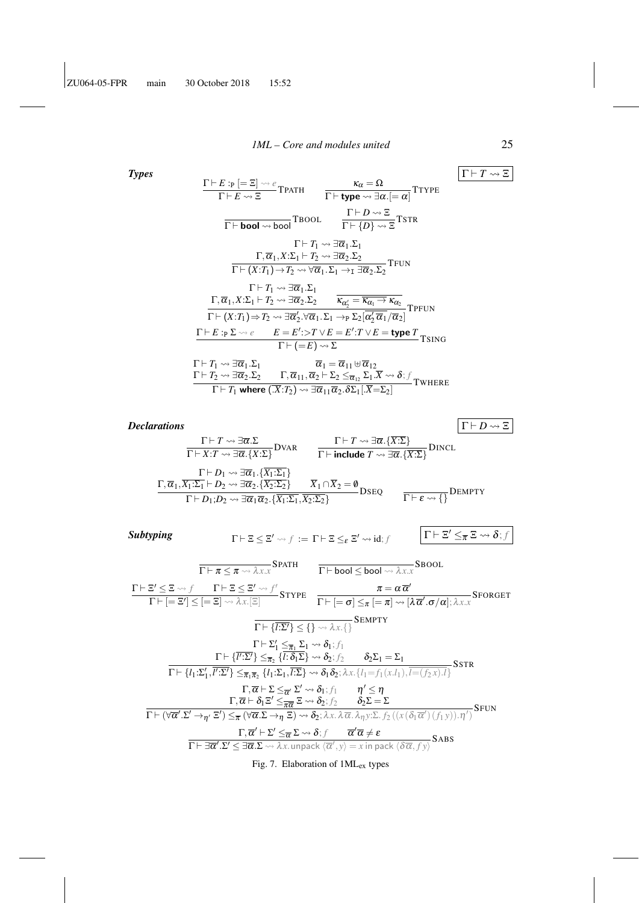***Types***

$$\boxed{\Gamma \vdash T \rightsquigarrow \Xi}$$

$$\frac{\Gamma \vdash E :_{\mathrm{P}} [= \Xi] \rightsquigarrow e}{\Gamma \vdash E \rightsquigarrow \Xi}\textsc{TPath} \qquad \frac{\kappa_\alpha = \Omega}{\Gamma \vdash \textbf{type} \rightsquigarrow \exists\alpha.[= \alpha]}\textsc{TType}$$

$$\frac{}{\Gamma \vdash \textbf{bool} \rightsquigarrow \mathsf{bool}}\textsc{TBool} \qquad \frac{\Gamma \vdash D \rightsquigarrow \Xi}{\Gamma \vdash \{D\} \rightsquigarrow \Xi}\textsc{TStr}$$

$$\frac{\Gamma \vdash T_1 \rightsquigarrow \exists\overline{\alpha}_1.\Sigma_1 \qquad \Gamma, \overline{\alpha}_1, X{:}\Sigma_1 \vdash T_2 \rightsquigarrow \exists\overline{\alpha}_2.\Sigma_2}{\Gamma \vdash (X{:}T_1) \to T_2 \rightsquigarrow \forall\overline{\alpha}_1.\Sigma_1 \to_{\mathrm{I}} \exists\overline{\alpha}_2.\Sigma_2}\textsc{TFun}$$

$$\frac{\Gamma \vdash T_1 \rightsquigarrow \exists\overline{\alpha}_1.\Sigma_1 \qquad \Gamma, \overline{\alpha}_1, X{:}\Sigma_1 \vdash T_2 \rightsquigarrow \exists\overline{\alpha}_2.\Sigma_2 \qquad \overline{\kappa_{\alpha_2'} = \overline{\kappa_{\alpha_1}} \to \kappa_{\alpha_2}}}{\Gamma \vdash (X{:}T_1) \Rightarrow T_2 \rightsquigarrow \exists\overline{\alpha}_2'.\forall\overline{\alpha}_1.\Sigma_1 \to_{\mathrm{P}} \Sigma_2[\overline{\alpha_2'\,\overline{\alpha}_1}/\overline{\alpha}_2]}\textsc{TPFun}$$

$$\frac{\Gamma \vdash E :_{\mathrm{P}} \Sigma \rightsquigarrow e \qquad E = E'{:>}T \vee E = E'{:}T \vee E = \textbf{type}\ T}{\Gamma \vdash (=E) \rightsquigarrow \Sigma}\textsc{TSing}$$

$$\frac{\Gamma \vdash T_1 \rightsquigarrow \exists\overline{\alpha}_1.\Sigma_1 \qquad \overline{\alpha}_1 = \overline{\alpha}_{11} \uplus \overline{\alpha}_{12} \qquad \Gamma \vdash T_2 \rightsquigarrow \exists\overline{\alpha}_2.\Sigma_2 \qquad \Gamma, \overline{\alpha}_{11}, \overline{\alpha}_2 \vdash \Sigma_2 \leq_{\overline{\alpha}_{12}} \Sigma_1.\overline{X} \rightsquigarrow \delta; f}{\Gamma \vdash T_1\ \textbf{where}\ (.\overline{X}{:}T_2) \rightsquigarrow \exists\overline{\alpha}_{11}\overline{\alpha}_2.\delta\Sigma_1[.\overline{X}{=}\Sigma_2]}\textsc{TWhere}$$

***Declarations***

$$\boxed{\Gamma \vdash D \rightsquigarrow \Xi}$$

$$\frac{\Gamma \vdash T \rightsquigarrow \exists\overline{\alpha}.\Sigma}{\Gamma \vdash X{:}T \rightsquigarrow \exists\overline{\alpha}.\{X{:}\Sigma\}}\textsc{DVar} \qquad \frac{\Gamma \vdash T \rightsquigarrow \exists\overline{\alpha}.\{\overline{X{:}\Sigma}\}}{\Gamma \vdash \textbf{include}\ T \rightsquigarrow \exists\overline{\alpha}.\{\overline{X{:}\Sigma}\}}\textsc{DIncl}$$

$$\frac{\Gamma \vdash D_1 \rightsquigarrow \exists\overline{\alpha}_1.\{\overline{X_1{:}\Sigma_1}\} \qquad \Gamma, \overline{\alpha}_1, \overline{X_1{:}\Sigma_1} \vdash D_2 \rightsquigarrow \exists\overline{\alpha}_2.\{\overline{X_2{:}\Sigma_2}\} \qquad \overline{X}_1 \cap \overline{X}_2 = \emptyset}{\Gamma \vdash D_1;D_2 \rightsquigarrow \exists\overline{\alpha}_1\overline{\alpha}_2.\{\overline{X_1{:}\Sigma_1}, \overline{X_2{:}\Sigma_2}\}}\textsc{DSeq} \qquad \frac{}{\Gamma \vdash \varepsilon \rightsquigarrow \{\}}\textsc{DEmpty}$$

***Subtyping***

$$\Gamma \vdash \Xi \leq \Xi' \rightsquigarrow f \ := \ \Gamma \vdash \Xi \leq_\varepsilon \Xi' \rightsquigarrow \mathrm{id}; f \qquad \boxed{\Gamma \vdash \Xi' \leq_{\overline{\pi}} \Xi \rightsquigarrow \delta; f}$$

$$\frac{}{\Gamma \vdash \pi \leq \pi \rightsquigarrow \lambda x.x}\textsc{SPath} \qquad \frac{}{\Gamma \vdash \mathsf{bool} \leq \mathsf{bool} \rightsquigarrow \lambda x.x}\textsc{SBool}$$

$$\frac{\Gamma \vdash \Xi' \leq \Xi \rightsquigarrow f \qquad \Gamma \vdash \Xi \leq \Xi' \rightsquigarrow f'}{\Gamma \vdash [= \Xi'] \leq [= \Xi] \rightsquigarrow \lambda x.[\Xi]}\textsc{SType} \qquad \frac{\pi = \alpha\,\overline{\alpha}'}{\Gamma \vdash [= \sigma] \leq_\pi [= \pi] \rightsquigarrow [\lambda\overline{\alpha}'.\sigma/\alpha]; \lambda x.x}\textsc{SForget}$$

$$\frac{}{\Gamma \vdash \{\overline{l{:}\Sigma'}\} \leq \{\} \rightsquigarrow \lambda x.\{\}}\textsc{SEmpty}$$

$$\frac{\Gamma \vdash \Sigma_1' \leq_{\overline{\pi}_1} \Sigma_1 \rightsquigarrow \delta_1; f_1 \qquad \Gamma \vdash \{\overline{l'{:}\Sigma'}\} \leq_{\overline{\pi}_2} \{\overline{l{:}\delta_1\Sigma}\} \rightsquigarrow \delta_2; f_2 \qquad \delta_2\Sigma_1 = \Sigma_1}{\Gamma \vdash \{l_1{:}\Sigma_1', \overline{l'{:}\Sigma'}\} \leq_{\overline{\pi}_1\overline{\pi}_2} \{l_1{:}\Sigma_1, \overline{l{:}\Sigma}\} \rightsquigarrow \delta_1\delta_2; \lambda x.\{l_1{=}f_1(x.l_1), \overline{l{=}(f_2\,x).l}\}}\textsc{SStr}$$

$$\frac{\Gamma, \overline{\alpha} \vdash \Sigma \leq_{\overline{\alpha}'} \Sigma' \rightsquigarrow \delta_1; f_1 \qquad \eta' \leq \eta \qquad \Gamma, \overline{\alpha} \vdash \delta_1\Xi' \leq_{\overline{\pi}\overline{\alpha}} \Xi \rightsquigarrow \delta_2; f_2 \qquad \delta_2\Sigma = \Sigma}{\Gamma \vdash (\forall\overline{\alpha}'.\Sigma' \to_{\eta'} \Xi') \leq_{\overline{\pi}} (\forall\overline{\alpha}.\Sigma \to_\eta \Xi) \rightsquigarrow \delta_2; \lambda x.\lambda\overline{\alpha}.\lambda_\eta y{:}\Sigma.\ f_2\,((x\,(\delta_1\overline{\alpha}')\,(f_1\,y)).\eta')}\textsc{SFun}$$

$$\frac{\Gamma, \overline{\alpha}' \vdash \Sigma' \leq_{\overline{\alpha}} \Sigma \rightsquigarrow \delta; f \qquad \overline{\alpha}'\overline{\alpha} \neq \varepsilon}{\Gamma \vdash \exists\overline{\alpha}'.\Sigma' \leq \exists\overline{\alpha}.\Sigma \rightsquigarrow \lambda x.\mathsf{unpack}\ \langle\overline{\alpha}', y\rangle = x\ \mathsf{in}\ \mathsf{pack}\ \langle\delta\overline{\alpha}, f\,y\rangle}\textsc{SAbs}$$

Fig. 7. Elaboration of 1ML$_{\text{ex}}$ types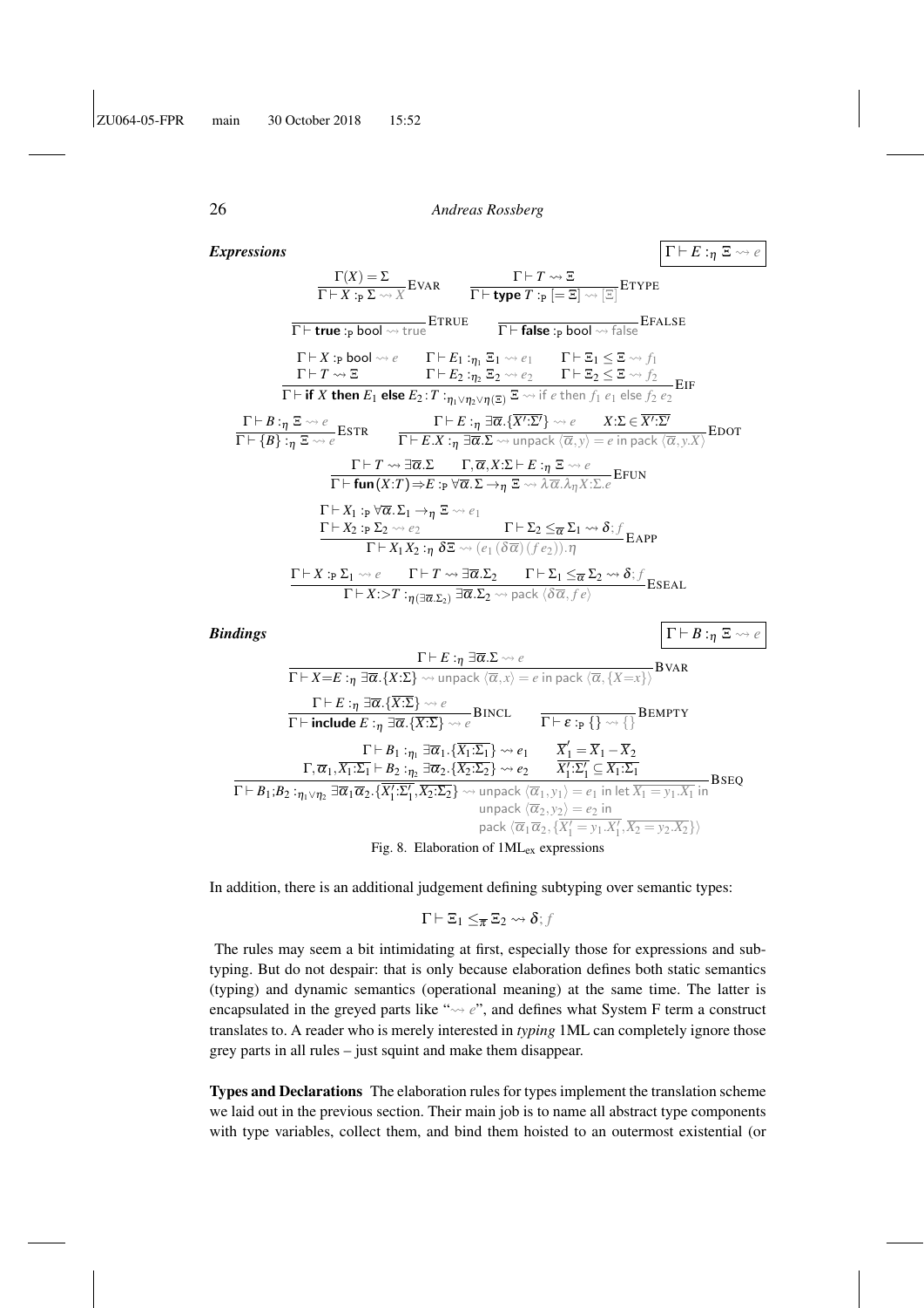***Expressions*** $\boxed{\Gamma \vdash E :_\eta \Xi \rightsquigarrow e}$

$$\frac{\Gamma(X) = \Sigma}{\Gamma \vdash X :_{\mathsf{P}} \Sigma \rightsquigarrow X}\text{EVAR} \qquad \frac{\Gamma \vdash T \rightsquigarrow \Xi}{\Gamma \vdash \textbf{type}\ T :_{\mathsf{P}} [= \Xi] \rightsquigarrow [\Xi]}\text{ETYPE}$$

$$\frac{}{\Gamma \vdash \textbf{true} :_{\mathsf{P}} \mathsf{bool} \rightsquigarrow \mathsf{true}}\text{ETRUE} \qquad \frac{}{\Gamma \vdash \textbf{false} :_{\mathsf{P}} \mathsf{bool} \rightsquigarrow \mathsf{false}}\text{EFALSE}$$

$$\frac{\begin{array}{lll}\Gamma \vdash X :_{\mathsf{P}} \mathsf{bool} \rightsquigarrow e & \Gamma \vdash E_1 :_{\eta_1} \Xi_1 \rightsquigarrow e_1 & \Gamma \vdash \Xi_1 \leq \Xi \rightsquigarrow f_1 \\ \Gamma \vdash T \rightsquigarrow \Xi & \Gamma \vdash E_2 :_{\eta_2} \Xi_2 \rightsquigarrow e_2 & \Gamma \vdash \Xi_2 \leq \Xi \rightsquigarrow f_2\end{array}}{\Gamma \vdash \textbf{if}\ X\ \textbf{then}\ E_1\ \textbf{else}\ E_2 : T :_{\eta_1 \vee \eta_2 \vee \eta(\Xi)} \Xi \rightsquigarrow \mathsf{if}\ e\ \mathsf{then}\ f_1\ e_1\ \mathsf{else}\ f_2\ e_2}\text{EIF}$$

$$\frac{\Gamma \vdash B :_\eta \Xi \rightsquigarrow e}{\Gamma \vdash \{B\} :_\eta \Xi \rightsquigarrow e}\text{ESTR} \qquad \frac{\Gamma \vdash E :_\eta \exists \overline{\alpha}.\{\overline{X':\Sigma'}\} \rightsquigarrow e \qquad X{:}\Sigma \in \overline{X':\Sigma'}}{\Gamma \vdash E.X :_\eta \exists \overline{\alpha}.\Sigma \rightsquigarrow \mathsf{unpack}\ \langle \overline{\alpha}, y \rangle = e\ \mathsf{in\ pack}\ \langle \overline{\alpha}, y.X \rangle}\text{EDOT}$$

$$\frac{\Gamma \vdash T \rightsquigarrow \exists \overline{\alpha}.\Sigma \qquad \Gamma, \overline{\alpha}, X{:}\Sigma \vdash E :_\eta \Xi \rightsquigarrow e}{\Gamma \vdash \textbf{fun}\,(X{:}T) \Rightarrow E :_{\mathsf{P}} \forall \overline{\alpha}.\Sigma \rightarrow_\eta \Xi \rightsquigarrow \lambda \overline{\alpha}.\lambda_\eta X{:}\Sigma.e}\text{EFUN}$$

$$\frac{\begin{array}{l}\Gamma \vdash X_1 :_{\mathsf{P}} \forall \overline{\alpha}.\Sigma_1 \rightarrow_\eta \Xi \rightsquigarrow e_1 \\ \Gamma \vdash X_2 :_{\mathsf{P}} \Sigma_2 \rightsquigarrow e_2 \qquad\qquad \Gamma \vdash \Sigma_2 \leq_{\overline{\alpha}} \Sigma_1 \rightsquigarrow \delta; f\end{array}}{\Gamma \vdash X_1\, X_2 :_\eta \delta\Xi \rightsquigarrow (e_1\,(\delta\overline{\alpha})\,(f\,e_2)).\eta}\text{EAPP}$$

$$\frac{\Gamma \vdash X :_{\mathsf{P}} \Sigma_1 \rightsquigarrow e \qquad \Gamma \vdash T \rightsquigarrow \exists \overline{\alpha}.\Sigma_2 \qquad \Gamma \vdash \Sigma_1 \leq_{\overline{\alpha}} \Sigma_2 \rightsquigarrow \delta; f}{\Gamma \vdash X{:>}T :_{\eta(\exists \overline{\alpha}.\Sigma_2)} \exists \overline{\alpha}.\Sigma_2 \rightsquigarrow \mathsf{pack}\ \langle \delta\overline{\alpha}, f\,e \rangle}\text{ESEAL}$$

***Bindings*** $\boxed{\Gamma \vdash B :_\eta \Xi \rightsquigarrow e}$

$$\frac{\Gamma \vdash E :_\eta \exists \overline{\alpha}.\Sigma \rightsquigarrow e}{\Gamma \vdash X{=}E :_\eta \exists \overline{\alpha}.\{X{:}\Sigma\} \rightsquigarrow \mathsf{unpack}\ \langle \overline{\alpha}, x \rangle = e\ \mathsf{in\ pack}\ \langle \overline{\alpha}, \{X{=}x\} \rangle}\text{BVAR}$$

$$\frac{\Gamma \vdash E :_\eta \exists \overline{\alpha}.\{\overline{X{:}\Sigma}\} \rightsquigarrow e}{\Gamma \vdash \textbf{include}\ E :_\eta \exists \overline{\alpha}.\{\overline{X{:}\Sigma}\} \rightsquigarrow e}\text{BINCL} \qquad \frac{}{\Gamma \vdash \varepsilon :_{\mathsf{P}} \{\} \rightsquigarrow \{\}}\text{BEMPTY}$$

$$\frac{\begin{array}{ll}\Gamma \vdash B_1 :_{\eta_1} \exists \overline{\alpha}_1.\{\overline{X_1{:}\Sigma_1}\} \rightsquigarrow e_1 & \overline{X}_1' = \overline{X}_1 - \overline{X}_2 \\ \Gamma, \overline{\alpha}_1, \overline{X_1{:}\Sigma_1} \vdash B_2 :_{\eta_2} \exists \overline{\alpha}_2.\{\overline{X_2{:}\Sigma_2}\} \rightsquigarrow e_2 & \overline{X_1'{:}\Sigma_1'} \subseteq \overline{X_1{:}\Sigma_1}\end{array}}{\begin{array}{l}\Gamma \vdash B_1;B_2 :_{\eta_1 \vee \eta_2} \exists \overline{\alpha}_1\overline{\alpha}_2.\{\overline{X_1'{:}\Sigma_1'}, \overline{X_2{:}\Sigma_2}\} \rightsquigarrow \mathsf{unpack}\ \langle \overline{\alpha}_1, y_1 \rangle = e_1\ \mathsf{in\ let}\ \overline{X_1 = y_1.X_1}\ \mathsf{in} \\ \qquad\qquad \mathsf{unpack}\ \langle \overline{\alpha}_2, y_2 \rangle = e_2\ \mathsf{in} \\ \qquad\qquad \mathsf{pack}\ \langle \overline{\alpha}_1\overline{\alpha}_2, \{\overline{X_1' = y_1.X_1'}, \overline{X_2 = y_2.X_2}\} \rangle\end{array}}\text{BSEQ}$$

Fig. 8. Elaboration of $1\text{ML}_{\text{ex}}$ expressions

In addition, there is an additional judgement defining subtyping over semantic types:

$$\Gamma \vdash \Xi_1 \leq_{\overline{\alpha}} \Xi_2 \rightsquigarrow \delta; f$$

The rules may seem a bit intimidating at first, especially those for expressions and subtyping. But do not despair: that is only because elaboration defines both static semantics (typing) and dynamic semantics (operational meaning) at the same time. The latter is encapsulated in the greyed parts like "$\rightsquigarrow e$", and defines what System F term a construct translates to. A reader who is merely interested in *typing* 1ML can completely ignore those grey parts in all rules – just squint and make them disappear.

**Types and Declarations** The elaboration rules for types implement the translation scheme we laid out in the previous section. Their main job is to name all abstract type components with type variables, collect them, and bind them hoisted to an outermost existential (or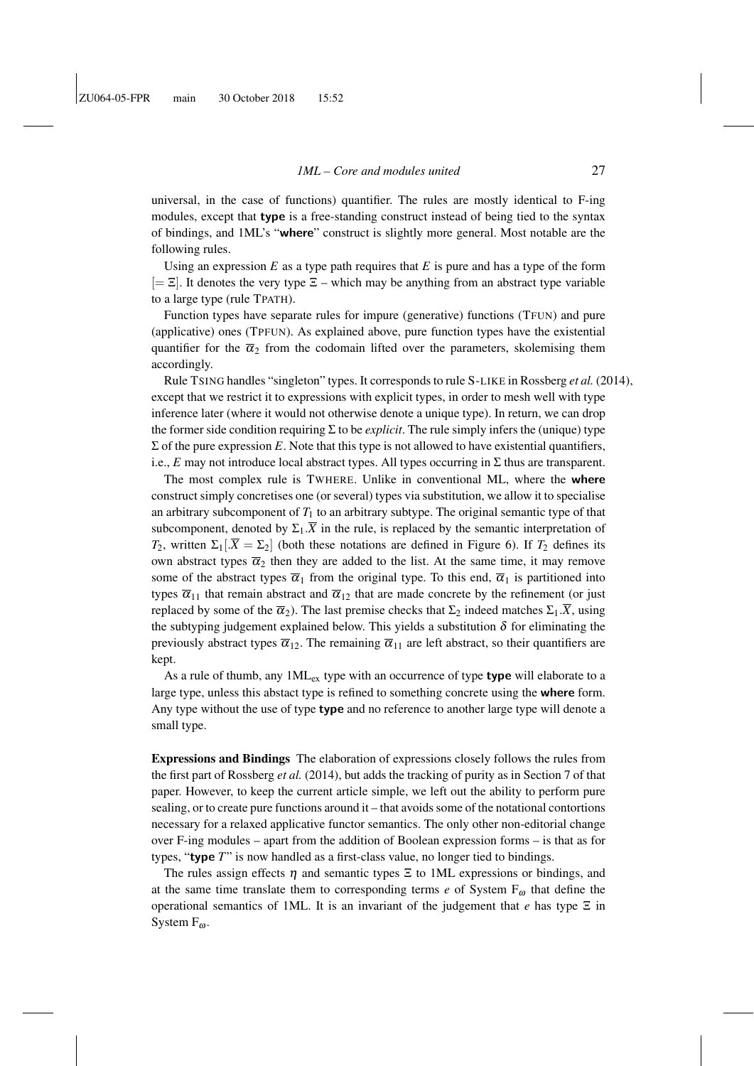universal, in the case of functions) quantifier. The rules are mostly identical to F-ing modules, except that **type** is a free-standing construct instead of being tied to the syntax of bindings, and 1ML's "**where**" construct is slightly more general. Most notable are the following rules.

Using an expression $E$ as a type path requires that $E$ is pure and has a type of the form $[= \Xi]$. It denotes the very type $\Xi$ – which may be anything from an abstract type variable to a large type (rule TPATH).

Function types have separate rules for impure (generative) functions (TFUN) and pure (applicative) ones (TPFUN). As explained above, pure function types have the existential quantifier for the $\overline{\alpha}_2$ from the codomain lifted over the parameters, skolemising them accordingly.

Rule TSING handles "singleton" types. It corresponds to rule S-LIKE in Rossberg *et al.* (2014), except that we restrict it to expressions with explicit types, in order to mesh well with type inference later (where it would not otherwise denote a unique type). In return, we can drop the former side condition requiring $\Sigma$ to be *explicit*. The rule simply infers the (unique) type $\Sigma$ of the pure expression $E$. Note that this type is not allowed to have existential quantifiers, i.e., $E$ may not introduce local abstract types. All types occurring in $\Sigma$ thus are transparent.

The most complex rule is TWHERE. Unlike in conventional ML, where the **where** construct simply concretises one (or several) types via substitution, we allow it to specialise an arbitrary subcomponent of $T_1$ to an arbitrary subtype. The original semantic type of that subcomponent, denoted by $\Sigma_1.\overline{X}$ in the rule, is replaced by the semantic interpretation of $T_2$, written $\Sigma_1[.\overline{X} = \Sigma_2]$ (both these notations are defined in Figure 6). If $T_2$ defines its own abstract types $\overline{\alpha}_2$ then they are added to the list. At the same time, it may remove some of the abstract types $\overline{\alpha}_1$ from the original type. To this end, $\overline{\alpha}_1$ is partitioned into types $\overline{\alpha}_{11}$ that remain abstract and $\overline{\alpha}_{12}$ that are made concrete by the refinement (or just replaced by some of the $\overline{\alpha}_2$). The last premise checks that $\Sigma_2$ indeed matches $\Sigma_1.\overline{X}$, using the subtyping judgement explained below. This yields a substitution $\delta$ for eliminating the previously abstract types $\overline{\alpha}_{12}$. The remaining $\overline{\alpha}_{11}$ are left abstract, so their quantifiers are kept.

As a rule of thumb, any $1\text{ML}_{\text{ex}}$ type with an occurrence of type **type** will elaborate to a large type, unless this abstact type is refined to something concrete using the **where** form. Any type without the use of type **type** and no reference to another large type will denote a small type.

**Expressions and Bindings** The elaboration of expressions closely follows the rules from the first part of Rossberg *et al.* (2014), but adds the tracking of purity as in Section 7 of that paper. However, to keep the current article simple, we left out the ability to perform pure sealing, or to create pure functions around it – that avoids some of the notational contortions necessary for a relaxed applicative functor semantics. The only other non-editorial change over F-ing modules – apart from the addition of Boolean expression forms – is that as for types, "**type** $T$" is now handled as a first-class value, no longer tied to bindings.

The rules assign effects $\eta$ and semantic types $\Xi$ to 1ML expressions or bindings, and at the same time translate them to corresponding terms $e$ of System $\text{F}_\omega$ that define the operational semantics of 1ML. It is an invariant of the judgement that $e$ has type $\Xi$ in System $\text{F}_\omega$.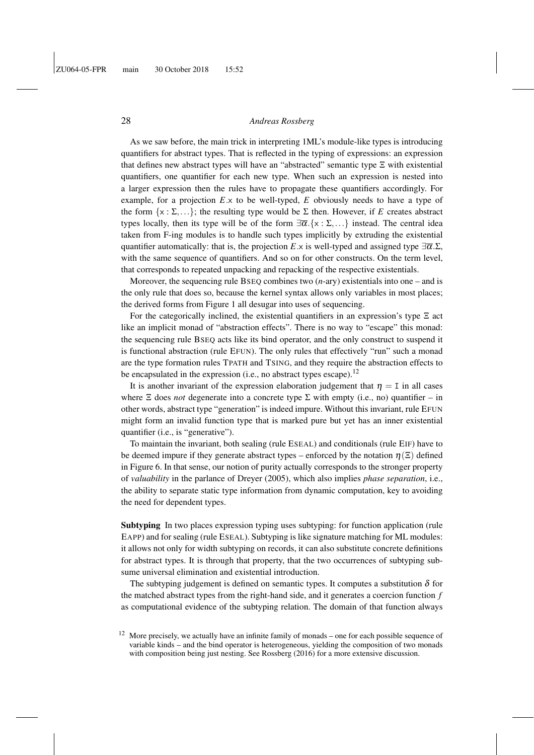As we saw before, the main trick in interpreting 1ML's module-like types is introducing quantifiers for abstract types. That is reflected in the typing of expressions: an expression that defines new abstract types will have an "abstracted" semantic type $\Xi$ with existential quantifiers, one quantifier for each new type. When such an expression is nested into a larger expression then the rules have to propagate these quantifiers accordingly. For example, for a projection $E.\mathtt{x}$ to be well-typed, $E$ obviously needs to have a type of the form $\{\mathtt{x} : \Sigma, \ldots\}$; the resulting type would be $\Sigma$ then. However, if $E$ creates abstract types locally, then its type will be of the form $\exists\overline{\alpha}.\{\mathtt{x} : \Sigma, \ldots\}$ instead. The central idea taken from F-ing modules is to handle such types implicitly by extruding the existential quantifier automatically: that is, the projection $E.\mathtt{x}$ is well-typed and assigned type $\exists\overline{\alpha}.\Sigma$, with the same sequence of quantifiers. And so on for other constructs. On the term level, that corresponds to repeated unpacking and repacking of the respective existentials.

Moreover, the sequencing rule BSEQ combines two ($n$-ary) existentials into one – and is the only rule that does so, because the kernel syntax allows only variables in most places; the derived forms from Figure 1 all desugar into uses of sequencing.

For the categorically inclined, the existential quantifiers in an expression's type $\Xi$ act like an implicit monad of "abstraction effects". There is no way to "escape" this monad: the sequencing rule BSEQ acts like its bind operator, and the only construct to suspend it is functional abstraction (rule EFUN). The only rules that effectively "run" such a monad are the type formation rules TPATH and TSING, and they require the abstraction effects to be encapsulated in the expression (i.e., no abstract types escape).[12]

It is another invariant of the expression elaboration judgement that $\eta = \mathtt{I}$ in all cases where $\Xi$ does *not* degenerate into a concrete type $\Sigma$ with empty (i.e., no) quantifier – in other words, abstract type "generation" is indeed impure. Without this invariant, rule EFUN might form an invalid function type that is marked pure but yet has an inner existential quantifier (i.e., is "generative").

To maintain the invariant, both sealing (rule ESEAL) and conditionals (rule EIF) have to be deemed impure if they generate abstract types – enforced by the notation $\eta(\Xi)$ defined in Figure 6. In that sense, our notion of purity actually corresponds to the stronger property of *valuability* in the parlance of Dreyer (2005), which also implies *phase separation*, i.e., the ability to separate static type information from dynamic computation, key to avoiding the need for dependent types.

**Subtyping** In two places expression typing uses subtyping: for function application (rule EAPP) and for sealing (rule ESEAL). Subtyping is like signature matching for ML modules: it allows not only for width subtyping on records, it can also substitute concrete definitions for abstract types. It is through that property, that the two occurrences of subtyping subsume universal elimination and existential introduction.

The subtyping judgement is defined on semantic types. It computes a substitution $\delta$ for the matched abstract types from the right-hand side, and it generates a coercion function $f$ as computational evidence of the subtyping relation. The domain of that function always

[12] More precisely, we actually have an infinite family of monads – one for each possible sequence of variable kinds – and the bind operator is heterogeneous, yielding the composition of two monads with composition being just nesting. See Rossberg (2016) for a more extensive discussion.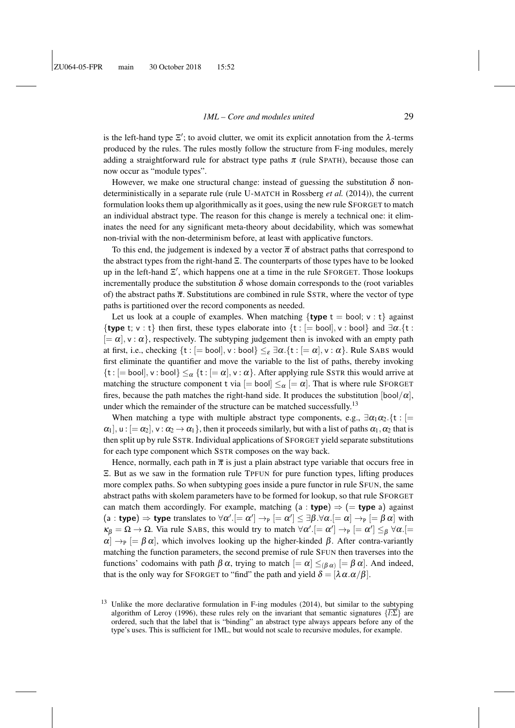is the left-hand type $\Xi'$; to avoid clutter, we omit its explicit annotation from the $\lambda$-terms produced by the rules. The rules mostly follow the structure from F-ing modules, merely adding a straightforward rule for abstract type paths $\pi$ (rule SPATH), because those can now occur as "module types".

However, we make one structural change: instead of guessing the substitution $\delta$ non-deterministically in a separate rule (rule U-MATCH in Rossberg *et al.* (2014)), the current formulation looks them up algorithmically as it goes, using the new rule SFORGET to match an individual abstract type. The reason for this change is merely a technical one: it eliminates the need for any significant meta-theory about decidability, which was somewhat non-trivial with the non-determinism before, at least with applicative functors.

To this end, the judgement is indexed by a vector $\overline{\pi}$ of abstract paths that correspond to the abstract types from the right-hand $\Xi$. The counterparts of those types have to be looked up in the left-hand $\Xi'$, which happens one at a time in the rule SFORGET. Those lookups incrementally produce the substitution $\delta$ whose domain corresponds to the (root variables of) the abstract paths $\overline{\pi}$. Substitutions are combined in rule SSTR, where the vector of type paths is partitioned over the record components as needed.

Let us look at a couple of examples. When matching $\{\textbf{type}\ \mathsf{t} = \mathsf{bool};\ \mathsf{v} : \mathsf{t}\}$ against $\{\textbf{type}\ \mathsf{t};\ \mathsf{v} : \mathsf{t}\}$ then first, these types elaborate into $\{\mathsf{t} : [= \mathsf{bool}], \mathsf{v} : \mathsf{bool}\}$ and $\exists\alpha.\{\mathsf{t} : [= \alpha], \mathsf{v} : \alpha\}$, respectively. The subtyping judgement then is invoked with an empty path at first, i.e., checking $\{\mathsf{t} : [= \mathsf{bool}], \mathsf{v} : \mathsf{bool}\} \leq_\varepsilon \exists\alpha.\{\mathsf{t} : [= \alpha], \mathsf{v} : \alpha\}$. Rule SABS would first eliminate the quantifier and move the variable to the list of paths, thereby invoking $\{\mathsf{t} : [= \mathsf{bool}], \mathsf{v} : \mathsf{bool}\} \leq_\alpha \{\mathsf{t} : [= \alpha], \mathsf{v} : \alpha\}$. After applying rule SSTR this would arrive at matching the structure component t via $[= \mathsf{bool}] \leq_\alpha [= \alpha]$. That is where rule SFORGET fires, because the path matches the right-hand side. It produces the substitution $[\mathsf{bool}/\alpha]$, under which the remainder of the structure can be matched successfully.[13]

When matching a type with multiple abstract type components, e.g., $\exists\alpha_1\alpha_2.\{\mathsf{t} : [= \alpha_1], \mathsf{u} : [= \alpha_2], \mathsf{v} : \alpha_2 \to \alpha_1\}$, then it proceeds similarly, but with a list of paths $\alpha_1, \alpha_2$ that is then split up by rule SSTR. Individual applications of SFORGET yield separate substitutions for each type component which SSTR composes on the way back.

Hence, normally, each path in $\overline{\pi}$ is just a plain abstract type variable that occurs free in $\Xi$. But as we saw in the formation rule TPFUN for pure function types, lifting produces more complex paths. So when subtyping goes inside a pure functor in rule SFUN, the same abstract paths with skolem parameters have to be formed for lookup, so that rule SFORGET can match them accordingly. For example, matching $(\mathsf{a} : \textbf{type}) \Rightarrow (= \textbf{type}\ \mathsf{a})$ against $(\mathsf{a} : \textbf{type}) \Rightarrow \textbf{type}$ translates to $\forall\alpha'.[= \alpha'] \to_{\mathrm{P}} [= \alpha'] \leq \exists\beta.\forall\alpha.[= \alpha] \to_{\mathrm{P}} [= \beta\,\alpha]$ with $\kappa_\beta = \Omega \to \Omega$. Via rule SABS, this would try to match $\forall\alpha'.[= \alpha'] \to_{\mathrm{P}} [= \alpha'] \leq_\beta \forall\alpha.[= \alpha] \to_{\mathrm{P}} [= \beta\,\alpha]$, which involves looking up the higher-kinded $\beta$. After contra-variantly matching the function parameters, the second premise of rule SFUN then traverses into the functions' codomains with path $\beta\,\alpha$, trying to match $[= \alpha] \leq_{(\beta\,\alpha)} [= \beta\,\alpha]$. And indeed, that is the only way for SFORGET to "find" the path and yield $\delta = [\lambda\alpha.\alpha/\beta]$.

[13] Unlike the more declarative formulation in F-ing modules (2014), but similar to the subtyping algorithm of Leroy (1996), these rules rely on the invariant that semantic signatures $\{\overline{l{:}\Sigma}\}$ are ordered, such that the label that is "binding" an abstract type always appears before any of the type's uses. This is sufficient for 1ML, but would not scale to recursive modules, for example.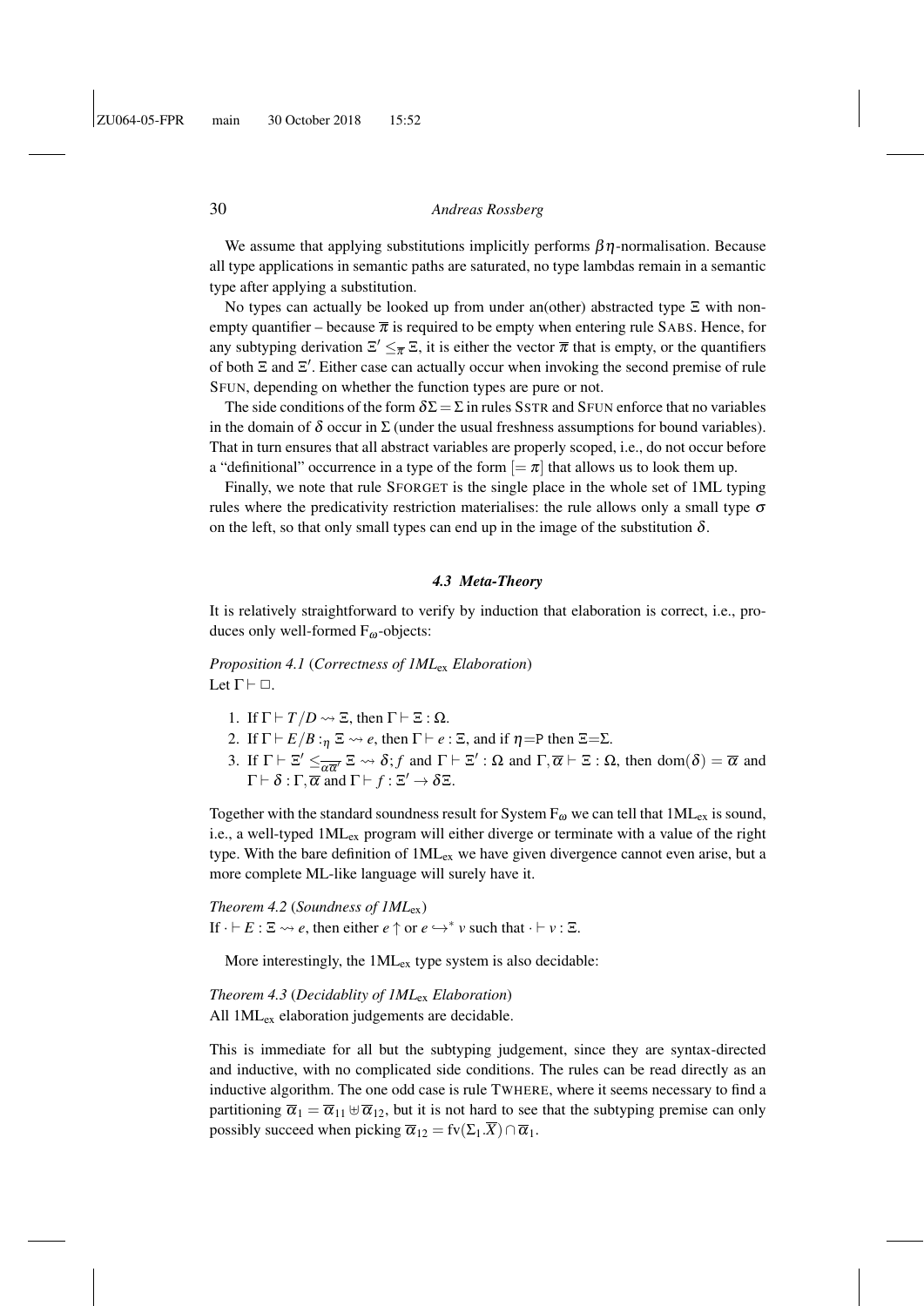We assume that applying substitutions implicitly performs $\beta\eta$-normalisation. Because all type applications in semantic paths are saturated, no type lambdas remain in a semantic type after applying a substitution.

No types can actually be looked up from under an(other) abstracted type $\Xi$ with non-empty quantifier – because $\overline{\pi}$ is required to be empty when entering rule SABS. Hence, for any subtyping derivation $\Xi' \leq_{\overline{\pi}} \Xi$, it is either the vector $\overline{\pi}$ that is empty, or the quantifiers of both $\Xi$ and $\Xi'$. Either case can actually occur when invoking the second premise of rule SFUN, depending on whether the function types are pure or not.

The side conditions of the form $\delta\Sigma = \Sigma$ in rules SSTR and SFUN enforce that no variables in the domain of $\delta$ occur in $\Sigma$ (under the usual freshness assumptions for bound variables). That in turn ensures that all abstract variables are properly scoped, i.e., do not occur before a "definitional" occurrence in a type of the form $[= \pi]$ that allows us to look them up.

Finally, we note that rule SFORGET is the single place in the whole set of 1ML typing rules where the predicativity restriction materialises: the rule allows only a small type $\sigma$ on the left, so that only small types can end up in the image of the substitution $\delta$.

### 4.3 Meta-Theory

It is relatively straightforward to verify by induction that elaboration is correct, i.e., produces only well-formed $F_\omega$-objects:

*Proposition 4.1* (*Correctness of $1ML_{\text{ex}}$ Elaboration*)
Let $\Gamma \vdash \square$.

1. If $\Gamma \vdash T/D \rightsquigarrow \Xi$, then $\Gamma \vdash \Xi : \Omega$.
2. If $\Gamma \vdash E/B :_\eta \Xi \rightsquigarrow e$, then $\Gamma \vdash e : \Xi$, and if $\eta = \mathrm{P}$ then $\Xi = \Sigma$.
3. If $\Gamma \vdash \Xi' \leq_{\overline{\alpha}\overline{\alpha}'} \Xi \rightsquigarrow \delta; f$ and $\Gamma \vdash \Xi' : \Omega$ and $\Gamma, \overline{\alpha} \vdash \Xi : \Omega$, then $\mathrm{dom}(\delta) = \overline{\alpha}$ and $\Gamma \vdash \delta : \Gamma, \overline{\alpha}$ and $\Gamma \vdash f : \Xi' \to \delta\Xi$.

Together with the standard soundness result for System $F_\omega$ we can tell that $1ML_{\text{ex}}$ is sound, i.e., a well-typed $1ML_{\text{ex}}$ program will either diverge or terminate with a value of the right type. With the bare definition of $1ML_{\text{ex}}$ we have given divergence cannot even arise, but a more complete ML-like language will surely have it.

*Theorem 4.2* (*Soundness of $1ML_{\text{ex}}$*)
If $\cdot \vdash E : \Xi \rightsquigarrow e$, then either $e \uparrow$ or $e \hookrightarrow^* v$ such that $\cdot \vdash v : \Xi$.

More interestingly, the $1ML_{\text{ex}}$ type system is also decidable:

*Theorem 4.3* (*Decidablity of $1ML_{\text{ex}}$ Elaboration*)
All $1ML_{\text{ex}}$ elaboration judgements are decidable.

This is immediate for all but the subtyping judgement, since they are syntax-directed and inductive, with no complicated side conditions. The rules can be read directly as an inductive algorithm. The one odd case is rule TWHERE, where it seems necessary to find a partitioning $\overline{\alpha}_1 = \overline{\alpha}_{11} \uplus \overline{\alpha}_{12}$, but it is not hard to see that the subtyping premise can only possibly succeed when picking $\overline{\alpha}_{12} = \mathrm{fv}(\Sigma_1.\overline{X}) \cap \overline{\alpha}_1$.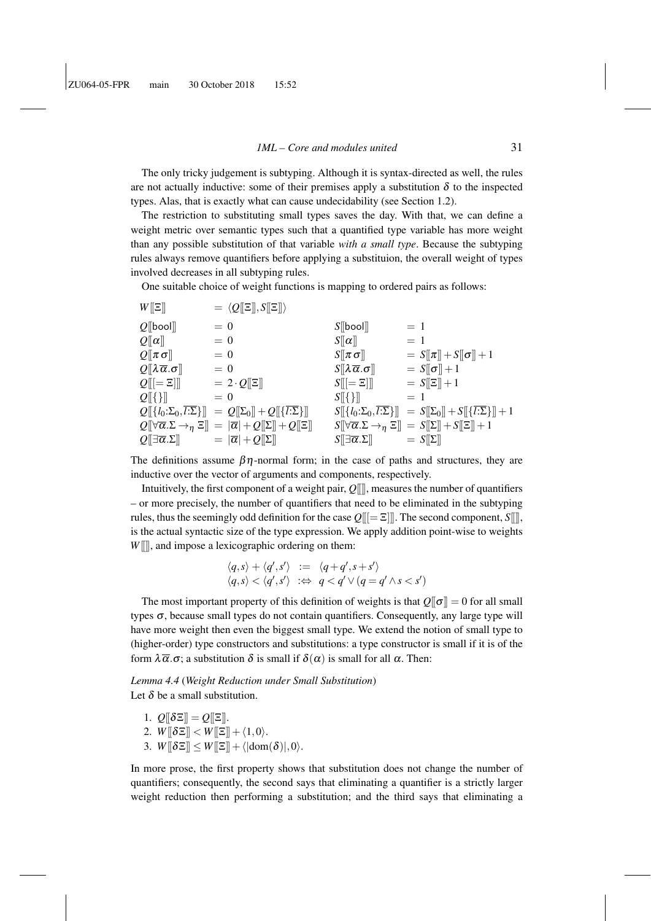The only tricky judgement is subtyping. Although it is syntax-directed as well, the rules are not actually inductive: some of their premises apply a substitution $\delta$ to the inspected types. Alas, that is exactly what can cause undecidability (see Section 1.2).

The restriction to substituting small types saves the day. With that, we can define a weight metric over semantic types such that a quantified type variable has more weight than any possible substitution of that variable *with a small type*. Because the subtyping rules always remove quantifiers before applying a substituion, the overall weight of types involved decreases in all subtyping rules.

One suitable choice of weight functions is mapping to ordered pairs as follows:

$$
\begin{array}{lcllcl}
W[\![\Xi]\!] & = & \langle Q[\![\Xi]\!], S[\![\Xi]\!]\rangle & & & \\
Q[\![\mathsf{bool}]\!] & = & 0 & S[\![\mathsf{bool}]\!] & = & 1 \\
Q[\![\alpha]\!] & = & 0 & S[\![\alpha]\!] & = & 1 \\
Q[\![\pi\,\sigma]\!] & = & 0 & S[\![\pi\,\sigma]\!] & = & S[\![\pi]\!] + S[\![\sigma]\!] + 1 \\
Q[\![\lambda\overline{\alpha}.\sigma]\!] & = & 0 & S[\![\lambda\overline{\alpha}.\sigma]\!] & = & S[\![\sigma]\!] + 1 \\
Q[\![[=\Xi]]\!] & = & 2\cdot Q[\![\Xi]\!] & S[\![[=\Xi]]\!] & = & S[\![\Xi]\!] + 1 \\
Q[\![\{\}]\!] & = & 0 & S[\![\{\}]\!] & = & 1 \\
Q[\![\{l_0{:}\Sigma_0, \overline{l{:}\Sigma}\}]\!] & = & Q[\![\Sigma_0]\!] + Q[\![\{\overline{l{:}\Sigma}\}]\!] & S[\![\{l_0{:}\Sigma_0, \overline{l{:}\Sigma}\}]\!] & = & S[\![\Sigma_0]\!] + S[\![\{\overline{l{:}\Sigma}\}]\!] + 1 \\
Q[\![\forall\overline{\alpha}.\Sigma \to_\eta \Xi]\!] & = & |\overline{\alpha}| + Q[\![\Sigma]\!] + Q[\![\Xi]\!] & S[\![\forall\overline{\alpha}.\Sigma \to_\eta \Xi]\!] & = & S[\![\Sigma]\!] + S[\![\Xi]\!] + 1 \\
Q[\![\exists\overline{\alpha}.\Sigma]\!] & = & |\overline{\alpha}| + Q[\![\Sigma]\!] & S[\![\exists\overline{\alpha}.\Sigma]\!] & = & S[\![\Sigma]\!]
\end{array}
$$

The definitions assume $\beta\eta$-normal form; in the case of paths and structures, they are inductive over the vector of arguments and components, respectively.

Intuitively, the first component of a weight pair, $Q[\![]\!]$, measures the number of quantifiers – or more precisely, the number of quantifiers that need to be eliminated in the subtyping rules, thus the seemingly odd definition for the case $Q[\![[=\Xi]]\!]$. The second component, $S[\![]\!]$, is the actual syntactic size of the type expression. We apply addition point-wise to weights $W[\![]\!]$, and impose a lexicographic ordering on them:

$$
\begin{array}{lcl}
\langle q,s\rangle + \langle q',s'\rangle & := & \langle q+q', s+s'\rangle \\
\langle q,s\rangle < \langle q',s'\rangle & :\Leftrightarrow & q < q' \vee (q = q' \wedge s < s')
\end{array}
$$

The most important property of this definition of weights is that $Q[\![\sigma]\!] = 0$ for all small types $\sigma$, because small types do not contain quantifiers. Consequently, any large type will have more weight then even the biggest small type. We extend the notion of small type to (higher-order) type constructors and substitutions: a type constructor is small if it is of the form $\lambda\overline{\alpha}.\sigma$; a substitution $\delta$ is small if $\delta(\alpha)$ is small for all $\alpha$. Then:

*Lemma 4.4* (*Weight Reduction under Small Substitution*)
Let $\delta$ be a small substitution.

1. $Q[\![\delta\Xi]\!] = Q[\![\Xi]\!]$.
2. $W[\![\delta\Xi]\!] < W[\![\Xi]\!] + \langle 1,0\rangle$.
3. $W[\![\delta\Xi]\!] \le W[\![\Xi]\!] + \langle|\mathrm{dom}(\delta)|, 0\rangle$.

In more prose, the first property shows that substitution does not change the number of quantifiers; consequently, the second says that eliminating a quantifier is a strictly larger weight reduction then performing a substitution; and the third says that eliminating a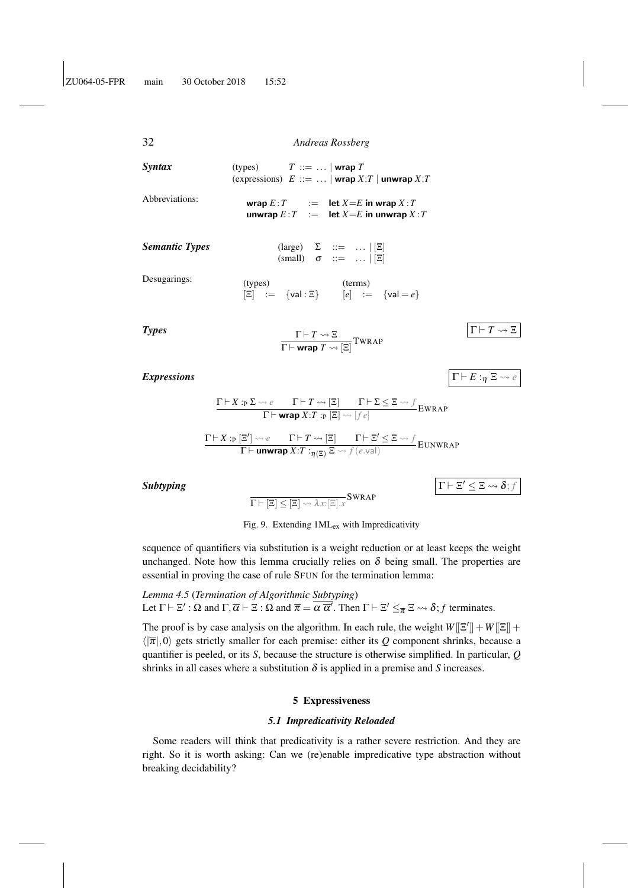***Syntax*** (types) $T ::= \ldots \mid \textsf{wrap}\ T$
(expressions) $E ::= \ldots \mid \textsf{wrap}\ X{:}T \mid \textsf{unwrap}\ X{:}T$

Abbreviations:

$$\begin{array}{lcl}\textsf{wrap}\ E{:}T & := & \textsf{let}\ X{=}E\ \textsf{in wrap}\ X{:}T \\ \textsf{unwrap}\ E{:}T & := & \textsf{let}\ X{=}E\ \textsf{in unwrap}\ X{:}T\end{array}$$

***Semantic Types*** (large) $\Sigma ::= \ldots \mid [\Xi]$
(small) $\sigma ::= \ldots \mid [\Xi]$

Desugarings:

(types) $[\Xi] := \{\textsf{val} : \Xi\}$ (terms) $[e] := \{\textsf{val} = e\}$

***Types*** $\boxed{\Gamma \vdash T \rightsquigarrow \Xi}$

$$\frac{\Gamma \vdash T \rightsquigarrow \Xi}{\Gamma \vdash \textsf{wrap}\ T \rightsquigarrow [\Xi]}\textsc{TWrap}$$

***Expressions*** $\boxed{\Gamma \vdash E :_\eta \Xi \rightsquigarrow e}$

$$\frac{\Gamma \vdash X :_{\mathrm{P}} \Sigma \rightsquigarrow e \qquad \Gamma \vdash T \rightsquigarrow [\Xi] \qquad \Gamma \vdash \Sigma \leq \Xi \rightsquigarrow f}{\Gamma \vdash \textsf{wrap}\ X{:}T :_{\mathrm{P}} [\Xi] \rightsquigarrow [f\,e]}\textsc{EWrap}$$

$$\frac{\Gamma \vdash X :_{\mathrm{P}} [\Xi'] \rightsquigarrow e \qquad \Gamma \vdash T \rightsquigarrow [\Xi] \qquad \Gamma \vdash \Xi' \leq \Xi \rightsquigarrow f}{\Gamma \vdash \textsf{unwrap}\ X{:}T :_{\eta(\Xi)} \Xi \rightsquigarrow f\,(e.\textsf{val})}\textsc{EUnwrap}$$

***Subtyping*** $\boxed{\Gamma \vdash \Xi' \leq \Xi \rightsquigarrow \delta; f}$

$$\frac{}{\Gamma \vdash [\Xi] \leq [\Xi] \rightsquigarrow \lambda x{:}[\Xi].x}\textsc{SWrap}$$

Fig. 9. Extending $1\mathrm{ML}_{\mathrm{ex}}$ with Impredicativity

sequence of quantifiers via substitution is a weight reduction or at least keeps the weight unchanged. Note how this lemma crucially relies on $\delta$ being small. The properties are essential in proving the case of rule SFUN for the termination lemma:

*Lemma 4.5* (*Termination of Algorithmic Subtyping*)
Let $\Gamma \vdash \Xi' : \Omega$ and $\Gamma, \overline{\alpha} \vdash \Xi : \Omega$ and $\overline{\pi} = \overline{\alpha\ \overline{\alpha}'}$. Then $\Gamma \vdash \Xi' \leq_{\overline{\pi}} \Xi \rightsquigarrow \delta; f$ terminates.

The proof is by case analysis on the algorithm. In each rule, the weight $W[\![\Xi']\!] + W[\![\Xi]\!] + \langle|\overline{\pi}|, 0\rangle$ gets strictly smaller for each premise: either its $Q$ component shrinks, because a quantifier is peeled, or its $S$, because the structure is otherwise simplified. In particular, $Q$ shrinks in all cases where a substitution $\delta$ is applied in a premise and $S$ increases.

## 5 Expressiveness

### 5.1 Impredicativity Reloaded

Some readers will think that predicativity is a rather severe restriction. And they are right. So it is worth asking: Can we (re)enable impredicative type abstraction without breaking decidability?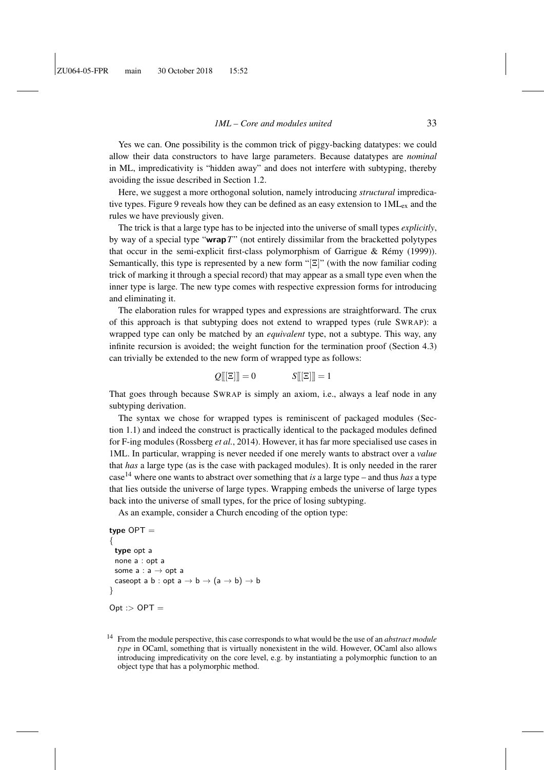Yes we can. One possibility is the common trick of piggy-backing datatypes: we could allow their data constructors to have large parameters. Because datatypes are *nominal* in ML, impredicativity is "hidden away" and does not interfere with subtyping, thereby avoiding the issue described in Section 1.2.

Here, we suggest a more orthogonal solution, namely introducing *structural* impredicative types. Figure 9 reveals how they can be defined as an easy extension to $1\mathrm{ML}_{\mathrm{ex}}$ and the rules we have previously given.

The trick is that a large type has to be injected into the universe of small types *explicitly*, by way of a special type "**wrap** $T$" (not entirely dissimilar from the bracketted polytypes that occur in the semi-explicit first-class polymorphism of Garrigue & Rémy (1999)). Semantically, this type is represented by a new form "$[\Xi]$" (with the now familiar coding trick of marking it through a special record) that may appear as a small type even when the inner type is large. The new type comes with respective expression forms for introducing and eliminating it.

The elaboration rules for wrapped types and expressions are straightforward. The crux of this approach is that subtyping does not extend to wrapped types (rule SWRAP): a wrapped type can only be matched by an *equivalent* type, not a subtype. This way, any infinite recursion is avoided; the weight function for the termination proof (Section 4.3) can trivially be extended to the new form of wrapped type as follows:

$$Q[\![[\Xi]]\!] = 0 \qquad\qquad S[\![[\Xi]]\!] = 1$$

That goes through because SWRAP is simply an axiom, i.e., always a leaf node in any subtyping derivation.

The syntax we chose for wrapped types is reminiscent of packaged modules (Section 1.1) and indeed the construct is practically identical to the packaged modules defined for F-ing modules (Rossberg *et al.*, 2014). However, it has far more specialised use cases in 1ML. In particular, wrapping is never needed if one merely wants to abstract over a *value* that *has* a large type (as is the case with packaged modules). It is only needed in the rarer case[14] where one wants to abstract over something that *is* a large type – and thus *has* a type that lies outside the universe of large types. Wrapping embeds the universe of large types back into the universe of small types, for the price of losing subtyping.

As an example, consider a Church encoding of the option type:

```
type OPT =
{
  type opt a
  none a : opt a
  some a : a → opt a
  caseopt a b : opt a → b → (a → b) → b
}
Opt :> OPT =
```

[14] From the module perspective, this case corresponds to what would be the use of an *abstract module type* in OCaml, something that is virtually nonexistent in the wild. However, OCaml also allows introducing impredicativity on the core level, e.g. by instantiating a polymorphic function to an object type that has a polymorphic method.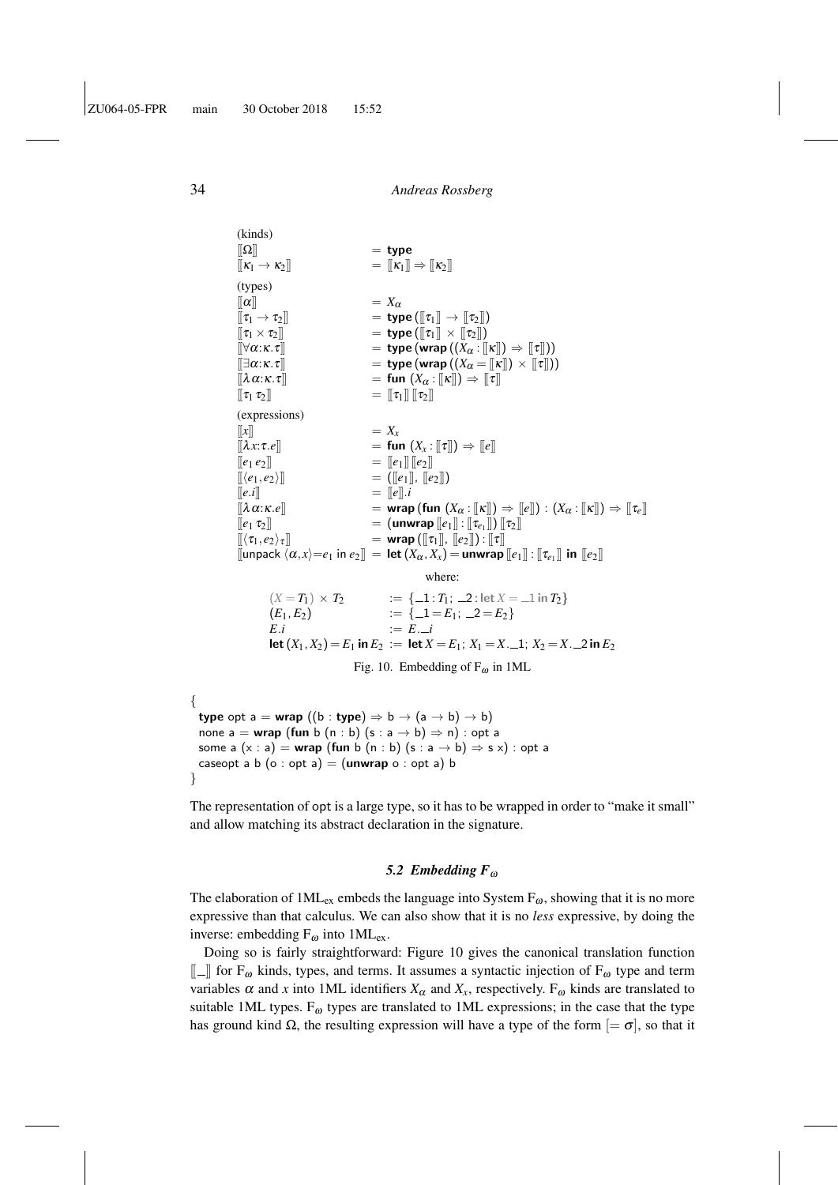(kinds)

$$
\begin{array}{lcl}
[\![\Omega]\!] & = & \textbf{type} \\
[\![\kappa_1 \to \kappa_2]\!] & = & [\![\kappa_1]\!] \Rightarrow [\![\kappa_2]\!]
\end{array}
$$

(types)

$$
\begin{array}{lcl}
[\![\alpha]\!] & = & X_\alpha \\
[\![\tau_1 \to \tau_2]\!] & = & \textbf{type}\,([\![\tau_1]\!] \to [\![\tau_2]\!]) \\
[\![\tau_1 \times \tau_2]\!] & = & \textbf{type}\,([\![\tau_1]\!] \times [\![\tau_2]\!]) \\
[\![\forall\alpha{:}\kappa.\tau]\!] & = & \textbf{type}\,(\textbf{wrap}\,((X_\alpha : [\![\kappa]\!]) \Rightarrow [\![\tau]\!])) \\
[\![\exists\alpha{:}\kappa.\tau]\!] & = & \textbf{type}\,(\textbf{wrap}\,((X_\alpha = [\![\kappa]\!]) \times [\![\tau]\!])) \\
[\![\lambda\alpha{:}\kappa.\tau]\!] & = & \textbf{fun}\,(X_\alpha : [\![\kappa]\!]) \Rightarrow [\![\tau]\!] \\
[\![\tau_1\,\tau_2]\!] & = & [\![\tau_1]\!]\,[\![\tau_2]\!]
\end{array}
$$

(expressions)

$$
\begin{array}{lcl}
[\![x]\!] & = & X_x \\
[\![\lambda x{:}\tau.e]\!] & = & \textbf{fun}\,(X_x : [\![\tau]\!]) \Rightarrow [\![e]\!] \\
[\![e_1\,e_2]\!] & = & [\![e_1]\!]\,[\![e_2]\!] \\
[\![\langle e_1, e_2\rangle]\!] & = & ([\![e_1]\!],\ [\![e_2]\!]) \\
[\![e.i]\!] & = & [\![e]\!].i \\
[\![\lambda\alpha{:}\kappa.e]\!] & = & \textbf{wrap}\,(\textbf{fun}\,(X_\alpha : [\![\kappa]\!]) \Rightarrow [\![e]\!]) : (X_\alpha : [\![\kappa]\!]) \Rightarrow [\![\tau_e]\!] \\
[\![e_1\,\tau_2]\!] & = & (\textbf{unwrap}\,[\![e_1]\!] : [\![\tau_{e_1}]\!])\,[\![\tau_2]\!] \\
[\![\langle\tau_1, e_2\rangle_\tau]\!] & = & \textbf{wrap}\,([\![\tau_1]\!],\ [\![e_2]\!]) : [\![\tau]\!] \\
[\![\mathsf{unpack}\,\langle\alpha, x\rangle{=}e_1\,\mathsf{in}\,e_2]\!] & = & \textbf{let}\,(X_\alpha, X_x) = \textbf{unwrap}\,[\![e_1]\!] : [\![\tau_{e_1}]\!]\ \textbf{in}\ [\![e_2]\!]
\end{array}
$$

where:

$$
\begin{array}{lcl}
(X = T_1) \times T_2 & := & \{\_1 : T_1;\ \_2 : \textbf{let}\,X = \_1\,\textbf{in}\,T_2\} \\
(E_1, E_2) & := & \{\_1 = E_1;\ \_2 = E_2\} \\
E.i & := & E.\_i \\
\textbf{let}\,(X_1, X_2) = E_1\,\textbf{in}\,E_2 & := & \textbf{let}\,X = E_1;\ X_1 = X.\_1;\ X_2 = X.\_2\,\textbf{in}\,E_2
\end{array}
$$

Fig. 10. Embedding of $F_\omega$ in 1ML

```
{
  type opt a = wrap ((b : type) ⇒ b → (a → b) → b)
  none a = wrap (fun b (n : b) (s : a → b) ⇒ n) : opt a
  some a (x : a) = wrap (fun b (n : b) (s : a → b) ⇒ s x) : opt a
  caseopt a b (o : opt a) = (unwrap o : opt a) b
}
```

The representation of opt is a large type, so it has to be wrapped in order to "make it small" and allow matching its abstract declaration in the signature.

### *5.2 Embedding $F_\omega$*

The elaboration of $1\text{ML}_{\text{ex}}$ embeds the language into System $F_\omega$, showing that it is no more expressive than that calculus. We can also show that it is no *less* expressive, by doing the inverse: embedding $F_\omega$ into $1\text{ML}_{\text{ex}}$.

Doing so is fairly straightforward: Figure 10 gives the canonical translation function $[\![\_]\!]$ for $F_\omega$ kinds, types, and terms. It assumes a syntactic injection of $F_\omega$ type and term variables $\alpha$ and $x$ into 1ML identifiers $X_\alpha$ and $X_x$, respectively. $F_\omega$ kinds are translated to suitable 1ML types. $F_\omega$ types are translated to 1ML expressions; in the case that the type has ground kind $\Omega$, the resulting expression will have a type of the form $[= \sigma]$, so that it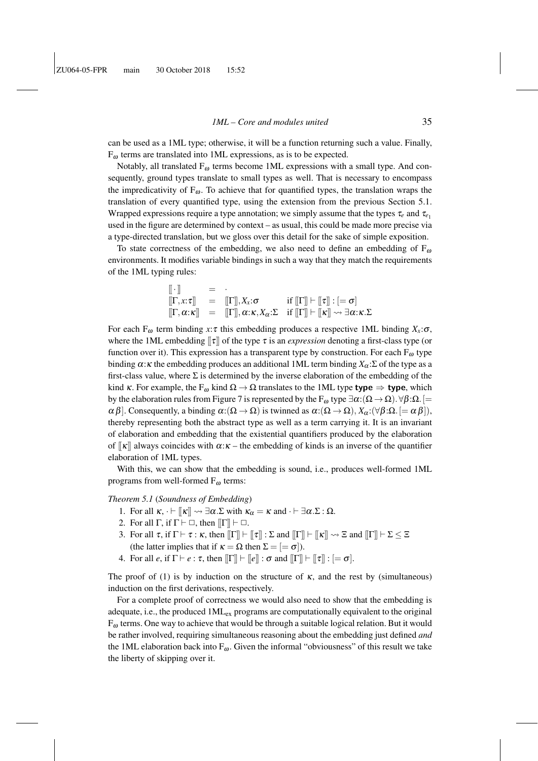can be used as a 1ML type; otherwise, it will be a function returning such a value. Finally, $F_\omega$ terms are translated into 1ML expressions, as is to be expected.

Notably, all translated $F_\omega$ terms become 1ML expressions with a small type. And consequently, ground types translate to small types as well. That is necessary to encompass the impredicativity of $F_\omega$. To achieve that for quantified types, the translation wraps the translation of every quantified type, using the extension from the previous Section 5.1. Wrapped expressions require a type annotation; we simply assume that the types $\tau_e$ and $\tau_{e_1}$ used in the figure are determined by context – as usual, this could be made more precise via a type-directed translation, but we gloss over this detail for the sake of simple exposition.

To state correctness of the embedding, we also need to define an embedding of $F_\omega$ environments. It modifies variable bindings in such a way that they match the requirements of the 1ML typing rules:

$$
\begin{array}{lcll}
[\![\cdot]\!] & = & \cdot & \\
[\![\Gamma, x{:}\tau]\!] & = & [\![\Gamma]\!], X_x{:}\sigma & \text{if } [\![\Gamma]\!] \vdash [\![\tau]\!] : [= \sigma] \\
[\![\Gamma, \alpha{:}\kappa]\!] & = & [\![\Gamma]\!], \alpha{:}\kappa, X_\alpha{:}\Sigma & \text{if } [\![\Gamma]\!] \vdash [\![\kappa]\!] \leadsto \exists \alpha{:}\kappa.\Sigma
\end{array}
$$

For each $F_\omega$ term binding $x{:}\tau$ this embedding produces a respective 1ML binding $X_x{:}\sigma$, where the 1ML embedding $[\![\tau]\!]$ of the type $\tau$ is an *expression* denoting a first-class type (or function over it). This expression has a transparent type by construction. For each $F_\omega$ type binding $\alpha{:}\kappa$ the embedding produces an additional 1ML term binding $X_\alpha{:}\Sigma$ of the type as a first-class value, where $\Sigma$ is determined by the inverse elaboration of the embedding of the kind $\kappa$. For example, the $F_\omega$ kind $\Omega \to \Omega$ translates to the 1ML type **type** $\Rightarrow$ **type**, which by the elaboration rules from Figure 7 is represented by the $F_\omega$ type $\exists \alpha{:}(\Omega \to \Omega).\forall \beta{:}\Omega.[= \alpha\,\beta]$. Consequently, a binding $\alpha{:}(\Omega \to \Omega)$ is twinned as $\alpha{:}(\Omega \to \Omega), X_\alpha{:}(\forall \beta{:}\Omega.[= \alpha\,\beta])$, thereby representing both the abstract type as well as a term carrying it. It is an invariant of elaboration and embedding that the existential quantifiers produced by the elaboration of $[\![\kappa]\!]$ always coincides with $\alpha{:}\kappa$ – the embedding of kinds is an inverse of the quantifier elaboration of 1ML types.

With this, we can show that the embedding is sound, i.e., produces well-formed 1ML programs from well-formed $F_\omega$ terms:

*Theorem 5.1* (*Soundness of Embedding*)

1. For all $\kappa$, $\cdot \vdash [\![\kappa]\!] \leadsto \exists \alpha.\Sigma$ with $\kappa_\alpha = \kappa$ and $\cdot \vdash \exists \alpha.\Sigma : \Omega$.
2. For all $\Gamma$, if $\Gamma \vdash \Box$, then $[\![\Gamma]\!] \vdash \Box$.
3. For all $\tau$, if $\Gamma \vdash \tau : \kappa$, then $[\![\Gamma]\!] \vdash [\![\tau]\!] : \Sigma$ and $[\![\Gamma]\!] \vdash [\![\kappa]\!] \leadsto \Xi$ and $[\![\Gamma]\!] \vdash \Sigma \leq \Xi$ (the latter implies that if $\kappa = \Omega$ then $\Sigma = [= \sigma]$).
4. For all $e$, if $\Gamma \vdash e : \tau$, then $[\![\Gamma]\!] \vdash [\![e]\!] : \sigma$ and $[\![\Gamma]\!] \vdash [\![\tau]\!] : [= \sigma]$.

The proof of (1) is by induction on the structure of $\kappa$, and the rest by (simultaneous) induction on the first derivations, respectively.

For a complete proof of correctness we would also need to show that the embedding is adequate, i.e., the produced $1ML_{ex}$ programs are computationally equivalent to the original $F_\omega$ terms. One way to achieve that would be through a suitable logical relation. But it would be rather involved, requiring simultaneous reasoning about the embedding just defined *and* the 1ML elaboration back into $F_\omega$. Given the informal "obviousness" of this result we take the liberty of skipping over it.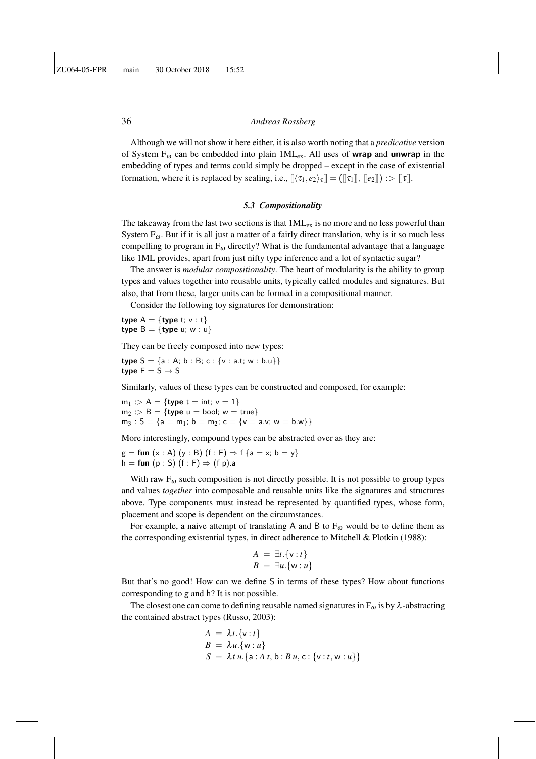Although we will not show it here either, it is also worth noting that a *predicative* version of System $F_\omega$ can be embedded into plain $1ML_{ex}$. All uses of **wrap** and **unwrap** in the embedding of types and terms could simply be dropped – except in the case of existential formation, where it is replaced by sealing, i.e., $[\![\langle \tau_1, e_2 \rangle_\tau]\!] = ([\![\tau_1]\!],\ [\![e_2]\!]) :> [\![\tau]\!]$.

### 5.3 Compositionality

The takeaway from the last two sections is that $1ML_{ex}$ is no more and no less powerful than System $F_\omega$. But if it is all just a matter of a fairly direct translation, why is it so much less compelling to program in $F_\omega$ directly? What is the fundamental advantage that a language like 1ML provides, apart from just nifty type inference and a lot of syntactic sugar?

The answer is *modular compositionality*. The heart of modularity is the ability to group types and values together into reusable units, typically called modules and signatures. But also, that from these, larger units can be formed in a compositional manner.

Consider the following toy signatures for demonstration:

```
type A = {type t; v : t}
type B = {type u; w : u}
```

They can be freely composed into new types:

```
type S = {a : A; b : B; c : {v : a.t; w : b.u}}
type F = S → S
```

Similarly, values of these types can be constructed and composed, for example:

```
m₁ :> A = {type t = int; v = 1}
m₂ :> B = {type u = bool; w = true}
m₃ : S = {a = m₁; b = m₂; c = {v = a.v; w = b.w}}
```

More interestingly, compound types can be abstracted over as they are:

```
g = fun (x : A) (y : B) (f : F) ⇒ f {a = x; b = y}
h = fun (p : S) (f : F) ⇒ (f p).a
```

With raw $F_\omega$ such composition is not directly possible. It is not possible to group types and values *together* into composable and reusable units like the signatures and structures above. Type components must instead be represented by quantified types, whose form, placement and scope is dependent on the circumstances.

For example, a naive attempt of translating A and B to $F_\omega$ would be to define them as the corresponding existential types, in direct adherence to Mitchell & Plotkin (1988):

$$\begin{aligned} A &= \exists t.\{\mathsf{v} : t\} \\ B &= \exists u.\{\mathsf{w} : u\} \end{aligned}$$

But that's no good! How can we define S in terms of these types? How about functions corresponding to g and h? It is not possible.

The closest one can come to defining reusable named signatures in $F_\omega$ is by $\lambda$-abstracting the contained abstract types (Russo, 2003):

$$\begin{aligned} A &= \lambda t.\{\mathsf{v} : t\} \\ B &= \lambda u.\{\mathsf{w} : u\} \\ S &= \lambda t\, u.\{\mathsf{a} : A\, t, \mathsf{b} : B\, u, \mathsf{c} : \{\mathsf{v} : t, \mathsf{w} : u\}\} \end{aligned}$$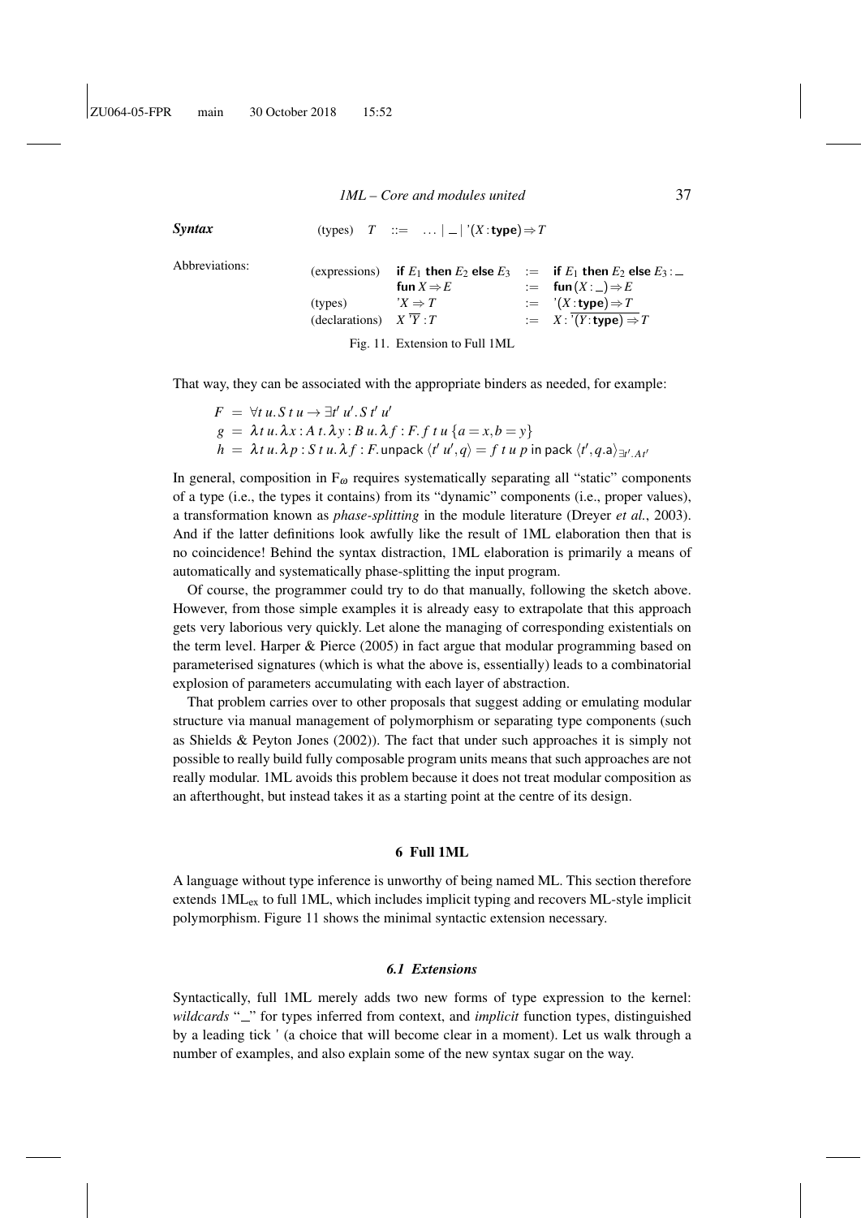***Syntax*** (types) $T \;::=\; \dots \mid \_ \mid {}'(X\!:\!\textbf{type}) \Rightarrow T$

Abbreviations:

| | | | |
|---|---|---|---|
| (expressions) | **if** $E_1$ **then** $E_2$ **else** $E_3$ | := | **if** $E_1$ **then** $E_2$ **else** $E_3 : \_$ |
| | **fun** $X \Rightarrow E$ | := | **fun** $(X : \_) \Rightarrow E$ |
| (types) | $'X \Rightarrow T$ | := | $'(X\!:\!\textbf{type}) \Rightarrow T$ |
| (declarations) | $X\ \overline{'Y} : T$ | := | $X : \overline{'(Y\!:\!\textbf{type})} \Rightarrow T$ |

Fig. 11. Extension to Full 1ML

That way, they can be associated with the appropriate binders as needed, for example:

$$F \;=\; \forall t\,u.\,S\,t\,u \to \exists t'\,u'.\,S\,t'\,u'$$
$$g \;=\; \lambda t\,u.\,\lambda x : A\,t.\,\lambda y : B\,u.\,\lambda f : F.\,f\,t\,u\,\{a = x, b = y\}$$
$$h \;=\; \lambda t\,u.\,\lambda p : S\,t\,u.\,\lambda f : F.\,\mathsf{unpack}\,\langle t'\,u', q\rangle = f\,t\,u\,p\;\mathsf{in}\;\mathsf{pack}\,\langle t', q.\mathsf{a}\rangle_{\exists t'.A\,t'}$$

In general, composition in $F_\omega$ requires systematically separating all "static" components of a type (i.e., the types it contains) from its "dynamic" components (i.e., proper values), a transformation known as *phase-splitting* in the module literature (Dreyer *et al.*, 2003). And if the latter definitions look awfully like the result of 1ML elaboration then that is no coincidence! Behind the syntax distraction, 1ML elaboration is primarily a means of automatically and systematically phase-splitting the input program.

Of course, the programmer could try to do that manually, following the sketch above. However, from those simple examples it is already easy to extrapolate that this approach gets very laborious very quickly. Let alone the managing of corresponding existentials on the term level. Harper & Pierce (2005) in fact argue that modular programming based on parameterised signatures (which is what the above is, essentially) leads to a combinatorial explosion of parameters accumulating with each layer of abstraction.

That problem carries over to other proposals that suggest adding or emulating modular structure via manual management of polymorphism or separating type components (such as Shields & Peyton Jones (2002)). The fact that under such approaches it is simply not possible to really build fully composable program units means that such approaches are not really modular. 1ML avoids this problem because it does not treat modular composition as an afterthought, but instead takes it as a starting point at the centre of its design.

## 6 Full 1ML

A language without type inference is unworthy of being named ML. This section therefore extends $1\text{ML}_{\text{ex}}$ to full 1ML, which includes implicit typing and recovers ML-style implicit polymorphism. Figure 11 shows the minimal syntactic extension necessary.

### *6.1 Extensions*

Syntactically, full 1ML merely adds two new forms of type expression to the kernel: *wildcards* "_" for types inferred from context, and *implicit* function types, distinguished by a leading tick ' (a choice that will become clear in a moment). Let us walk through a number of examples, and also explain some of the new syntax sugar on the way.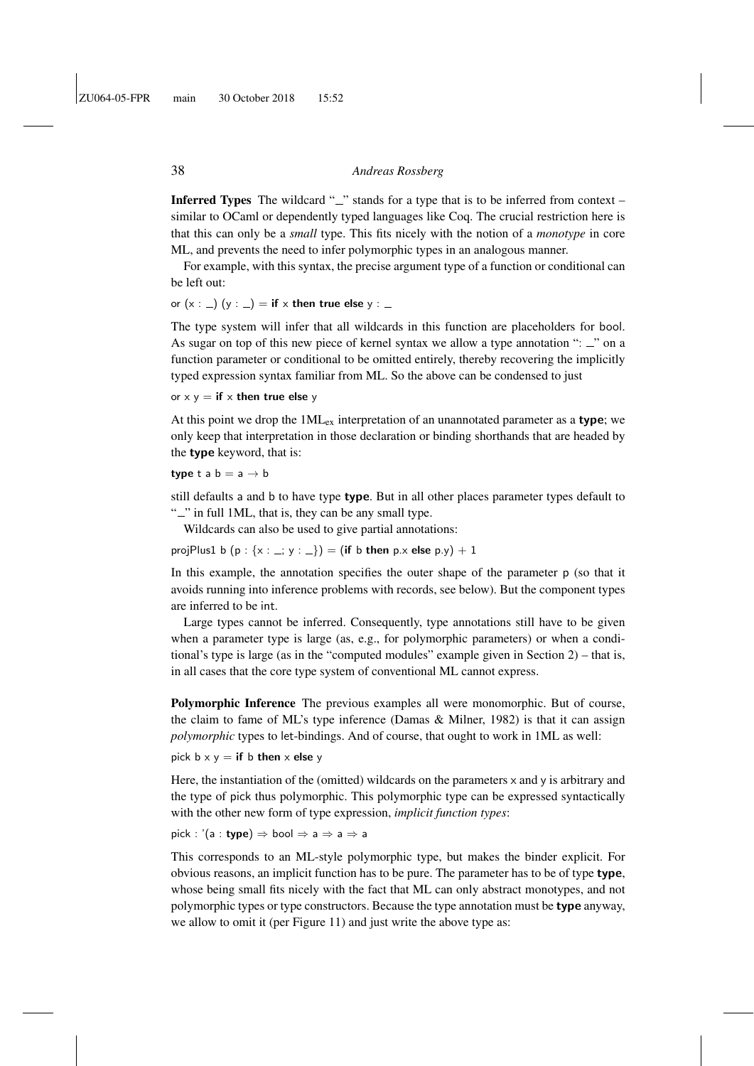**Inferred Types** The wildcard "_" stands for a type that is to be inferred from context – similar to OCaml or dependently typed languages like Coq. The crucial restriction here is that this can only be a *small* type. This fits nicely with the notion of a *monotype* in core ML, and prevents the need to infer polymorphic types in an analogous manner.

For example, with this syntax, the precise argument type of a function or conditional can be left out:

```
or (x : _) (y : _) = if x then true else y : _
```

The type system will infer that all wildcards in this function are placeholders for bool. As sugar on top of this new piece of kernel syntax we allow a type annotation ": _" on a function parameter or conditional to be omitted entirely, thereby recovering the implicitly typed expression syntax familiar from ML. So the above can be condensed to just

```
or x y = if x then true else y
```

At this point we drop the $1ML_{ex}$ interpretation of an unannotated parameter as a **type**; we only keep that interpretation in those declaration or binding shorthands that are headed by the **type** keyword, that is:

```
type t a b = a → b
```

still defaults a and b to have type **type**. But in all other places parameter types default to "_" in full 1ML, that is, they can be any small type.

Wildcards can also be used to give partial annotations:

```
projPlus1 b (p : {x : _; y : _}) = (if b then p.x else p.y) + 1
```

In this example, the annotation specifies the outer shape of the parameter p (so that it avoids running into inference problems with records, see below). But the component types are inferred to be int.

Large types cannot be inferred. Consequently, type annotations still have to be given when a parameter type is large (as, e.g., for polymorphic parameters) or when a conditional's type is large (as in the "computed modules" example given in Section 2) – that is, in all cases that the core type system of conventional ML cannot express.

**Polymorphic Inference** The previous examples all were monomorphic. But of course, the claim to fame of ML's type inference (Damas & Milner, 1982) is that it can assign *polymorphic* types to let-bindings. And of course, that ought to work in 1ML as well:

```
pick b x y = if b then x else y
```

Here, the instantiation of the (omitted) wildcards on the parameters x and y is arbitrary and the type of pick thus polymorphic. This polymorphic type can be expressed syntactically with the other new form of type expression, *implicit function types*:

```
pick : '(a : type) ⇒ bool ⇒ a ⇒ a ⇒ a
```

This corresponds to an ML-style polymorphic type, but makes the binder explicit. For obvious reasons, an implicit function has to be pure. The parameter has to be of type **type**, whose being small fits nicely with the fact that ML can only abstract monotypes, and not polymorphic types or type constructors. Because the type annotation must be **type** anyway, we allow to omit it (per Figure 11) and just write the above type as: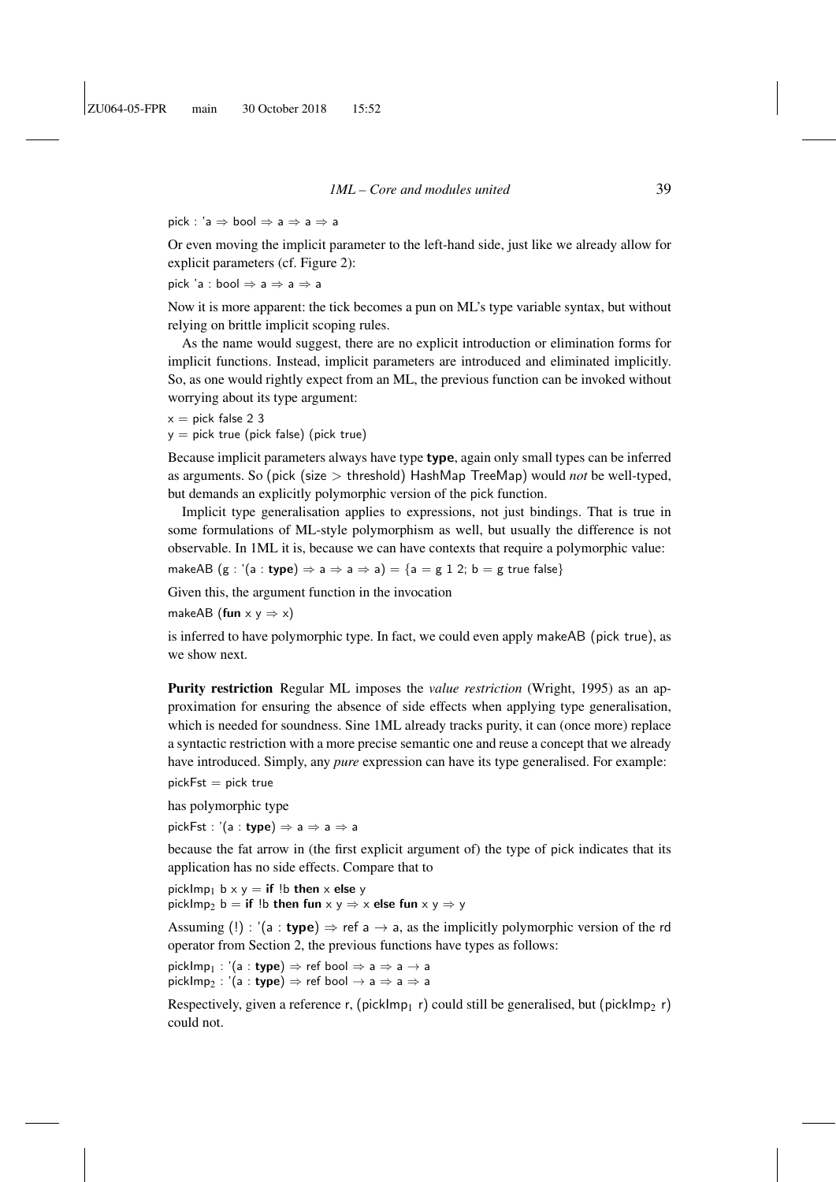```
pick : 'a ⇒ bool ⇒ a ⇒ a ⇒ a
```

Or even moving the implicit parameter to the left-hand side, just like we already allow for explicit parameters (cf. Figure 2):

```
pick 'a : bool ⇒ a ⇒ a ⇒ a
```

Now it is more apparent: the tick becomes a pun on ML's type variable syntax, but without relying on brittle implicit scoping rules.

As the name would suggest, there are no explicit introduction or elimination forms for implicit functions. Instead, implicit parameters are introduced and eliminated implicitly. So, as one would rightly expect from an ML, the previous function can be invoked without worrying about its type argument:

```
x = pick false 2 3
y = pick true (pick false) (pick true)
```

Because implicit parameters always have type **type**, again only small types can be inferred as arguments. So (pick (size > threshold) HashMap TreeMap) would *not* be well-typed, but demands an explicitly polymorphic version of the pick function.

Implicit type generalisation applies to expressions, not just bindings. That is true in some formulations of ML-style polymorphism as well, but usually the difference is not observable. In 1ML it is, because we can have contexts that require a polymorphic value:

```
makeAB (g : '(a : type) ⇒ a ⇒ a ⇒ a) = {a = g 1 2; b = g true false}
```

Given this, the argument function in the invocation

```
makeAB (fun x y ⇒ x)
```

is inferred to have polymorphic type. In fact, we could even apply makeAB (pick true), as we show next.

**Purity restriction** Regular ML imposes the *value restriction* (Wright, 1995) as an approximation for ensuring the absence of side effects when applying type generalisation, which is needed for soundness. Sine 1ML already tracks purity, it can (once more) replace a syntactic restriction with a more precise semantic one and reuse a concept that we already have introduced. Simply, any *pure* expression can have its type generalised. For example:

```
pickFst = pick true
```

has polymorphic type

```
pickFst : '(a : type) ⇒ a ⇒ a ⇒ a
```

because the fat arrow in (the first explicit argument of) the type of pick indicates that its application has no side effects. Compare that to

```
pickImp₁ b x y = if !b then x else y
pickImp₂ b = if !b then fun x y ⇒ x else fun x y ⇒ y
```

Assuming (!) : '(a : **type**) ⇒ ref a → a, as the implicitly polymorphic version of the rd operator from Section 2, the previous functions have types as follows:

```
pickImp₁ : '(a : type) ⇒ ref bool ⇒ a ⇒ a → a
pickImp₂ : '(a : type) ⇒ ref bool → a ⇒ a ⇒ a
```

Respectively, given a reference r, ($\mathsf{pickImp}_1$ r) could still be generalised, but ($\mathsf{pickImp}_2$ r) could not.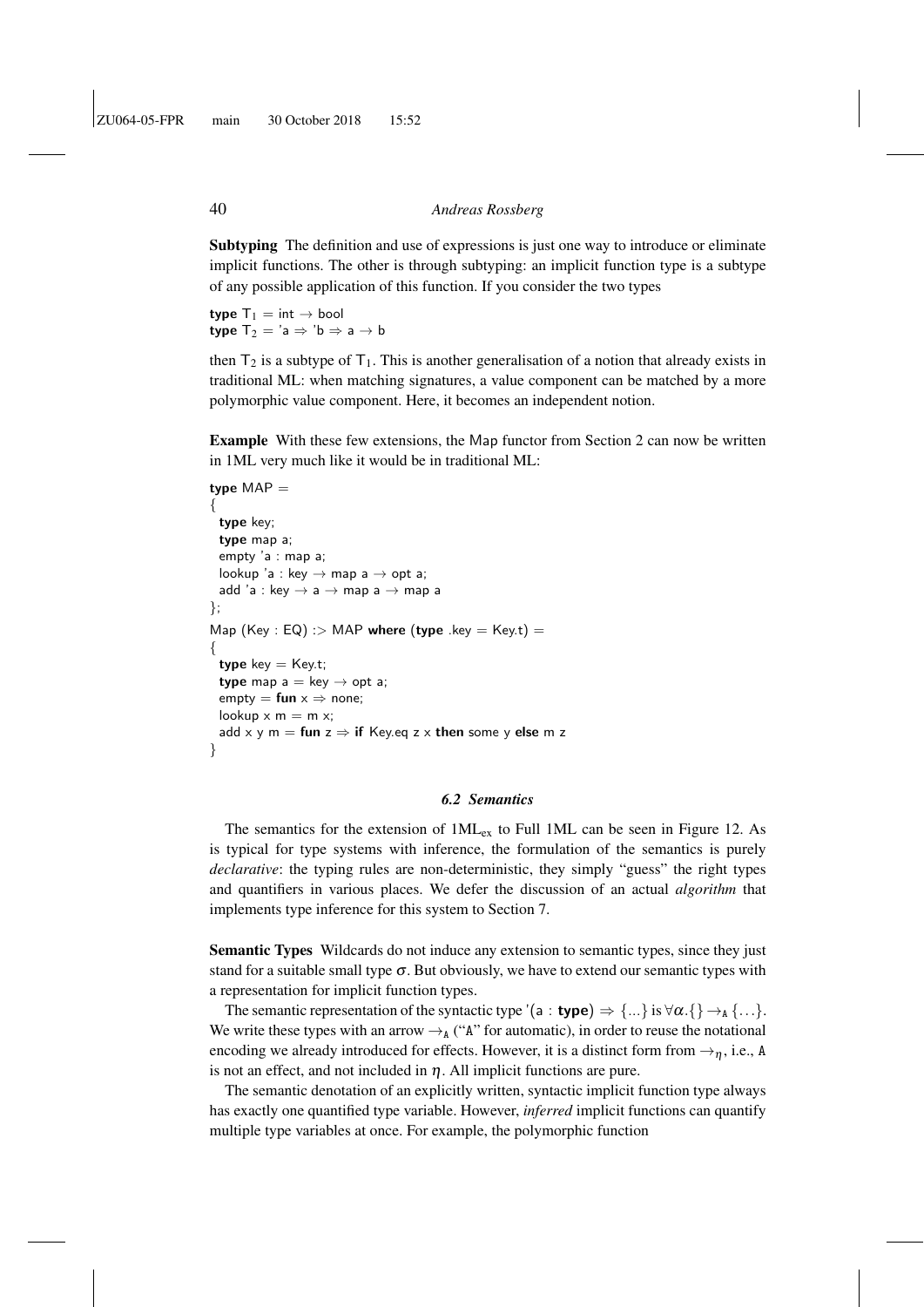**Subtyping** The definition and use of expressions is just one way to introduce or eliminate implicit functions. The other is through subtyping: an implicit function type is a subtype of any possible application of this function. If you consider the two types

```
type T₁ = int → bool
type T₂ = 'a ⇒ 'b ⇒ a → b
```

then $T_2$ is a subtype of $T_1$. This is another generalisation of a notion that already exists in traditional ML: when matching signatures, a value component can be matched by a more polymorphic value component. Here, it becomes an independent notion.

**Example** With these few extensions, the Map functor from Section 2 can now be written in 1ML very much like it would be in traditional ML:

```
type MAP =
{
  type key;
  type map a;
  empty 'a : map a;
  lookup 'a : key → map a → opt a;
  add 'a : key → a → map a → map a
};
Map (Key : EQ) :> MAP where (type .key = Key.t) =
{
  type key = Key.t;
  type map a = key → opt a;
  empty = fun x ⇒ none;
  lookup x m = m x;
  add x y m = fun z ⇒ if Key.eq z x then some y else m z
}
```

### *6.2 Semantics*

The semantics for the extension of $1\text{ML}_{\text{ex}}$ to Full 1ML can be seen in Figure 12. As is typical for type systems with inference, the formulation of the semantics is purely *declarative*: the typing rules are non-deterministic, they simply "guess" the right types and quantifiers in various places. We defer the discussion of an actual *algorithm* that implements type inference for this system to Section 7.

**Semantic Types** Wildcards do not induce any extension to semantic types, since they just stand for a suitable small type $\sigma$. But obviously, we have to extend our semantic types with a representation for implicit function types.

The semantic representation of the syntactic type '(a : **type**) $\Rightarrow$ {...} is $\forall\alpha.\{\} \rightarrow_{\mathtt{A}} \{\ldots\}$. We write these types with an arrow $\rightarrow_{\mathtt{A}}$ ("A" for automatic), in order to reuse the notational encoding we already introduced for effects. However, it is a distinct form from $\rightarrow_{\eta}$, i.e., A is not an effect, and not included in $\eta$. All implicit functions are pure.

The semantic denotation of an explicitly written, syntactic implicit function type always has exactly one quantified type variable. However, *inferred* implicit functions can quantify multiple type variables at once. For example, the polymorphic function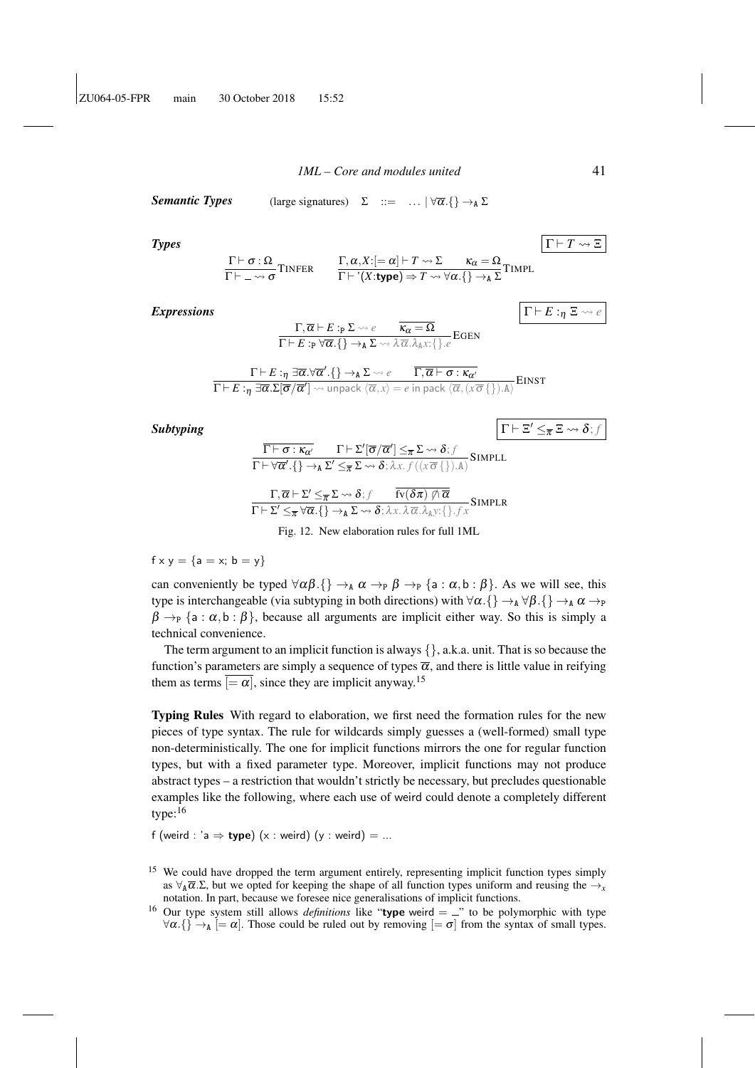***Semantic Types*** (large signatures) $\Sigma \quad ::= \quad \dots \mid \forall\overline{\alpha}.\{\} \to_{\mathtt{A}} \Sigma$

***Types*** $\boxed{\Gamma \vdash T \rightsquigarrow \Xi}$

$$\frac{\Gamma \vdash \sigma : \Omega}{\Gamma \vdash \_ \rightsquigarrow \sigma}\textsc{TInfer} \qquad \frac{\Gamma, \alpha, X{:}[=\alpha] \vdash T \rightsquigarrow \Sigma \qquad \kappa_\alpha = \Omega}{\Gamma \vdash \text{'}(X{:}\textbf{type}) \Rightarrow T \rightsquigarrow \forall\alpha.\{\} \to_{\mathtt{A}} \Sigma}\textsc{TImpl}$$

***Expressions*** $\boxed{\Gamma \vdash E :_\eta \Xi \rightsquigarrow e}$

$$\frac{\Gamma, \overline{\alpha} \vdash E :_{\mathtt{P}} \Sigma \rightsquigarrow e \qquad \overline{\kappa_\alpha = \Omega}}{\Gamma \vdash E :_{\mathtt{P}} \forall\overline{\alpha}.\{\} \to_{\mathtt{A}} \Sigma \rightsquigarrow \lambda\overline{\alpha}.\lambda_{\mathtt{A}} x{:}\{\}.e}\textsc{EGen}$$

$$\frac{\Gamma \vdash E :_\eta \exists\overline{\alpha}.\forall\overline{\alpha}'.\{\} \to_{\mathtt{A}} \Sigma \rightsquigarrow e \qquad \overline{\Gamma, \overline{\alpha} \vdash \sigma : \kappa_{\alpha'}}}{\Gamma \vdash E :_\eta \exists\overline{\alpha}.\Sigma[\overline{\sigma}/\overline{\alpha}'] \rightsquigarrow \mathsf{unpack}\ \langle\overline{\alpha}, x\rangle = e\ \mathsf{in\ pack}\ \langle\overline{\alpha}, (x\,\overline{\sigma}\,\{\}).\mathtt{A}\rangle}\textsc{EInst}$$

***Subtyping*** $\boxed{\Gamma \vdash \Xi' \leq_{\overline{\pi}} \Xi \rightsquigarrow \delta; f}$

$$\frac{\overline{\Gamma \vdash \sigma : \kappa_{\alpha'}} \qquad \Gamma \vdash \Sigma'[\overline{\sigma}/\overline{\alpha}'] \leq_{\overline{\pi}} \Sigma \rightsquigarrow \delta; f}{\Gamma \vdash \forall\overline{\alpha}'.\{\} \to_{\mathtt{A}} \Sigma' \leq_{\overline{\pi}} \Sigma \rightsquigarrow \delta; \lambda x.\, f\,((x\,\overline{\sigma}\,\{\}).\mathtt{A})}\textsc{SImplL}$$

$$\frac{\Gamma, \overline{\alpha} \vdash \Sigma' \leq_{\overline{\pi}} \Sigma \rightsquigarrow \delta; f \qquad \overline{\mathrm{fv}(\delta\pi) \not\ni \overline{\alpha}}}{\Gamma \vdash \Sigma' \leq_{\overline{\pi}} \forall\overline{\alpha}.\{\} \to_{\mathtt{A}} \Sigma \rightsquigarrow \delta; \lambda x.\lambda\overline{\alpha}.\lambda_{\mathtt{A}} y{:}\{\}.f\,x}\textsc{SImplR}$$

Fig. 12. New elaboration rules for full 1ML

```
f x y = {a = x; b = y}
```

can conveniently be typed $\forall\alpha\beta.\{\} \to_{\mathtt{A}} \alpha \to_{\mathtt{P}} \beta \to_{\mathtt{P}} \{\mathsf{a} : \alpha, \mathsf{b} : \beta\}$. As we will see, this type is interchangeable (via subtyping in both directions) with $\forall\alpha.\{\} \to_{\mathtt{A}} \forall\beta.\{\} \to_{\mathtt{A}} \alpha \to_{\mathtt{P}} \beta \to_{\mathtt{P}} \{\mathsf{a} : \alpha, \mathsf{b} : \beta\}$, because all arguments are implicit either way. So this is simply a technical convenience.

The term argument to an implicit function is always $\{\}$, a.k.a. unit. That is so because the function's parameters are simply a sequence of types $\overline{\alpha}$, and there is little value in reifying them as terms $\overline{[=\alpha]}$, since they are implicit anyway.[15]

**Typing Rules** With regard to elaboration, we first need the formation rules for the new pieces of type syntax. The rule for wildcards simply guesses a (well-formed) small type non-deterministically. The one for implicit functions mirrors the one for regular function types, but with a fixed parameter type. Moreover, implicit functions may not produce abstract types – a restriction that wouldn't strictly be necessary, but precludes questionable examples like the following, where each use of weird could denote a completely different type:[16]

```
f (weird : 'a ⇒ type) (x : weird) (y : weird) = ...
```

[15] We could have dropped the term argument entirely, representing implicit function types simply as $\forall_{\mathtt{A}}\overline{\alpha}.\Sigma$, but we opted for keeping the shape of all function types uniform and reusing the $\to_x$ notation. In part, because we foresee nice generalisations of implicit functions.

[16] Our type system still allows *definitions* like "**type** weird = _" to be polymorphic with type $\forall\alpha.\{\} \to_{\mathtt{A}} [=\alpha]$. Those could be ruled out by removing $[=\sigma]$ from the syntax of small types.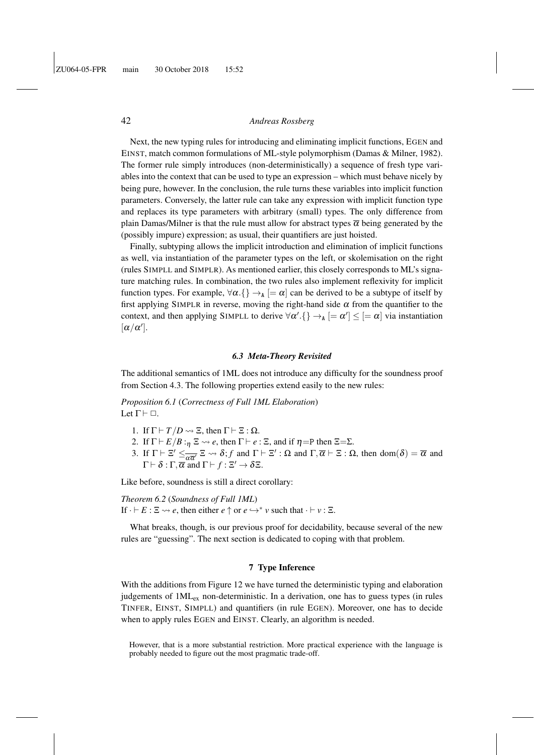Next, the new typing rules for introducing and eliminating implicit functions, EGEN and EINST, match common formulations of ML-style polymorphism (Damas & Milner, 1982). The former rule simply introduces (non-deterministically) a sequence of fresh type variables into the context that can be used to type an expression – which must behave nicely by being pure, however. In the conclusion, the rule turns these variables into implicit function parameters. Conversely, the latter rule can take any expression with implicit function type and replaces its type parameters with arbitrary (small) types. The only difference from plain Damas/Milner is that the rule must allow for abstract types $\overline{\alpha}$ being generated by the (possibly impure) expression; as usual, their quantifiers are just hoisted.

Finally, subtyping allows the implicit introduction and elimination of implicit functions as well, via instantiation of the parameter types on the left, or skolemisation on the right (rules SIMPLL and SIMPLR). As mentioned earlier, this closely corresponds to ML's signature matching rules. In combination, the two rules also implement reflexivity for implicit function types. For example, $\forall\alpha.\{\} \rightarrow_{\mathtt{A}} [=\alpha]$ can be derived to be a subtype of itself by first applying SIMPLR in reverse, moving the right-hand side $\alpha$ from the quantifier to the context, and then applying SIMPLL to derive $\forall\alpha'.\{\} \rightarrow_{\mathtt{A}} [=\alpha'] \leq [=\alpha]$ via instantiation $[\alpha/\alpha']$.

### *6.3 Meta-Theory Revisited*

The additional semantics of 1ML does not introduce any difficulty for the soundness proof from Section 4.3. The following properties extend easily to the new rules:

*Proposition 6.1* (*Correctness of Full 1ML Elaboration*)
Let $\Gamma \vdash \Box$.

1. If $\Gamma \vdash T/D \rightsquigarrow \Xi$, then $\Gamma \vdash \Xi : \Omega$.
2. If $\Gamma \vdash E/B :_{\eta} \Xi \rightsquigarrow e$, then $\Gamma \vdash e : \Xi$, and if $\eta{=}\mathtt{P}$ then $\Xi{=}\Sigma$.
3. If $\Gamma \vdash \Xi' \leq_{\overline{\alpha\alpha'}} \Xi \rightsquigarrow \delta; f$ and $\Gamma \vdash \Xi' : \Omega$ and $\Gamma, \overline{\alpha} \vdash \Xi : \Omega$, then $\mathrm{dom}(\delta) = \overline{\alpha}$ and $\Gamma \vdash \delta : \Gamma, \overline{\alpha}$ and $\Gamma \vdash f : \Xi' \rightarrow \delta\Xi$.

Like before, soundness is still a direct corollary:

*Theorem 6.2* (*Soundness of Full 1ML*)
If $\cdot \vdash E : \Xi \rightsquigarrow e$, then either $e\uparrow$ or $e \hookrightarrow^{*} v$ such that $\cdot \vdash v : \Xi$.

What breaks, though, is our previous proof for decidability, because several of the new rules are "guessing". The next section is dedicated to coping with that problem.

## 7 Type Inference

With the additions from Figure 12 we have turned the deterministic typing and elaboration judgements of $1\mathrm{ML}_{\mathrm{ex}}$ non-deterministic. In a derivation, one has to guess types (in rules TINFER, EINST, SIMPLL) and quantifiers (in rule EGEN). Moreover, one has to decide when to apply rules EGEN and EINST. Clearly, an algorithm is needed.

However, that is a more substantial restriction. More practical experience with the language is probably needed to figure out the most pragmatic trade-off.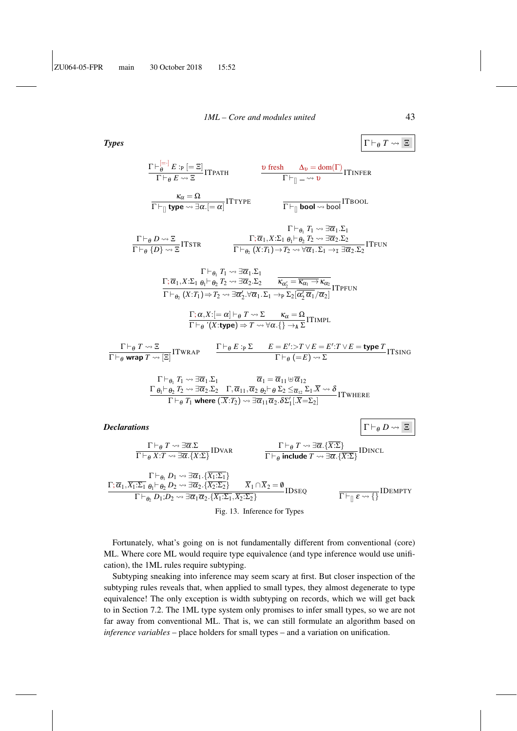***Types*** $\boxed{\Gamma \vdash_\theta T \rightsquigarrow \Xi}$

$$\frac{\Gamma \vdash_\theta^{[=\cdot]} E :_{\mathtt{P}} [= \Xi]}{\Gamma \vdash_\theta E \rightsquigarrow \Xi}\text{ITPATH} \qquad \frac{\upsilon \text{ fresh} \qquad \Delta_\upsilon = \mathrm{dom}(\Gamma)}{\Gamma \vdash_{[]} \_ \rightsquigarrow \upsilon}\text{ITINFER}$$

$$\frac{\kappa_\alpha = \Omega}{\Gamma \vdash_{[]} \textbf{type} \rightsquigarrow \exists \alpha.[= \alpha]}\text{ITTYPE} \qquad \frac{}{\Gamma \vdash_{[]} \textbf{bool} \rightsquigarrow \mathsf{bool}}\text{ITBOOL}$$

$$\frac{\Gamma \vdash_\theta D \rightsquigarrow \Xi}{\Gamma \vdash_\theta \{D\} \rightsquigarrow \Xi}\text{ITSTR} \qquad \frac{\begin{array}{c}\Gamma \vdash_{\theta_1} T_1 \rightsquigarrow \exists \overline{\alpha}_1.\Sigma_1 \\ \Gamma; \overline{\alpha}_1, X{:}\Sigma_1 \;{}_{\theta_1}\!\vdash_{\theta_2} T_2 \rightsquigarrow \exists \overline{\alpha}_2.\Sigma_2\end{array}}{\Gamma \vdash_{\theta_2} (X{:}T_1) \rightarrow T_2 \rightsquigarrow \forall \overline{\alpha}_1.\Sigma_1 \rightarrow_{\mathtt{I}} \exists \overline{\alpha}_2.\Sigma_2}\text{ITFUN}$$

$$\frac{\begin{array}{c}\Gamma \vdash_{\theta_1} T_1 \rightsquigarrow \exists \overline{\alpha}_1.\Sigma_1 \\ \Gamma; \overline{\alpha}_1, X{:}\Sigma_1 \;{}_{\theta_1}\!\vdash_{\theta_2} T_2 \rightsquigarrow \exists \overline{\alpha}_2.\Sigma_2 \qquad \overline{\kappa_{\alpha_2'} = \overline{\kappa_{\alpha_1}} \rightarrow \kappa_{\alpha_2}}\end{array}}{\Gamma \vdash_{\theta_2} (X{:}T_1) \Rightarrow T_2 \rightsquigarrow \exists \overline{\alpha}_2'.\forall \overline{\alpha}_1.\Sigma_1 \rightarrow_{\mathtt{P}} \Sigma_2[\overline{\alpha_2'\, \overline{\alpha}_1/\alpha_2}]}\text{ITPFUN}$$

$$\frac{\Gamma; \alpha, X{:}[= \alpha] \vdash_\theta T \rightsquigarrow \Sigma \qquad \kappa_\alpha = \Omega}{\Gamma \vdash_\theta \text{'}(X{:}\textbf{type}) \Rightarrow T \rightsquigarrow \forall \alpha.\{\} \rightarrow_{\mathtt{A}} \Sigma}\text{ITIMPL}$$

$$\frac{\Gamma \vdash_\theta T \rightsquigarrow \Xi}{\Gamma \vdash_\theta \textbf{wrap } T \rightsquigarrow [\Xi]}\text{ITWRAP} \qquad \frac{\Gamma \vdash_\theta E :_{\mathtt{P}} \Sigma \qquad E = E'{:>}T \vee E = E'{:}T \vee E = \textbf{type } T}{\Gamma \vdash_\theta (=E) \rightsquigarrow \Sigma}\text{ITSING}$$

$$\frac{\begin{array}{c}\Gamma \vdash_{\theta_1} T_1 \rightsquigarrow \exists \overline{\alpha}_1.\Sigma_1 \qquad \overline{\alpha}_1 = \overline{\alpha}_{11} \uplus \overline{\alpha}_{12} \\ \Gamma \;{}_{\theta_1}\!\vdash_{\theta_2} T_2 \rightsquigarrow \exists \overline{\alpha}_2.\Sigma_2 \quad \Gamma, \overline{\alpha}_{11}, \overline{\alpha}_2 \;{}_{\theta_2}\!\vdash_\theta \Sigma_2 \leq_{\overline{\alpha}_{12}} \Sigma_1.\overline{X} \rightsquigarrow \delta\end{array}}{\Gamma \vdash_\theta T_1 \textbf{ where } (.\overline{X}{:}T_2) \rightsquigarrow \exists \overline{\alpha}_{11}\overline{\alpha}_2.\delta\Sigma_1'[.\overline{X}{=}\Sigma_2]}\text{ITWHERE}$$

***Declarations*** $\boxed{\Gamma \vdash_\theta D \rightsquigarrow \Xi}$

$$\frac{\Gamma \vdash_\theta T \rightsquigarrow \exists \overline{\alpha}.\Sigma}{\Gamma \vdash_\theta X{:}T \rightsquigarrow \exists \overline{\alpha}.\{X{:}\Sigma\}}\text{IDVAR} \qquad \frac{\Gamma \vdash_\theta T \rightsquigarrow \exists \overline{\alpha}.\{\overline{X{:}\Sigma}\}}{\Gamma \vdash_\theta \textbf{include } T \rightsquigarrow \exists \overline{\alpha}.\{\overline{X{:}\Sigma}\}}\text{IDINCL}$$

$$\frac{\begin{array}{c}\Gamma \vdash_{\theta_1} D_1 \rightsquigarrow \exists \overline{\alpha}_1.\{\overline{X_1{:}\Sigma_1}\} \\ \Gamma; \overline{\alpha}_1, \overline{X_1{:}\Sigma_1} \;{}_{\theta_1}\!\vdash_{\theta_2} D_2 \rightsquigarrow \exists \overline{\alpha}_2.\{\overline{X_2{:}\Sigma_2}\} \qquad \overline{X}_1 \cap \overline{X}_2 = \emptyset\end{array}}{\Gamma \vdash_{\theta_2} D_1;D_2 \rightsquigarrow \exists \overline{\alpha}_1\overline{\alpha}_2.\{\overline{X_1{:}\Sigma_1}, \overline{X_2{:}\Sigma_2}\}}\text{IDSEQ} \qquad \frac{}{\Gamma \vdash_{[]} \epsilon \rightsquigarrow \{\}}\text{IDEMPTY}$$

Fig. 13. Inference for Types

Fortunately, what's going on is not fundamentally different from conventional (core) ML. Where core ML would require type equivalence (and type inference would use unification), the 1ML rules require subtyping.

Subtyping sneaking into inference may seem scary at first. But closer inspection of the subtyping rules reveals that, when applied to small types, they almost degenerate to type equivalence! The only exception is width subtyping on records, which we will get back to in Section 7.2. The 1ML type system only promises to infer small types, so we are not far away from conventional ML. That is, we can still formulate an algorithm based on *inference variables* – place holders for small types – and a variation on unification.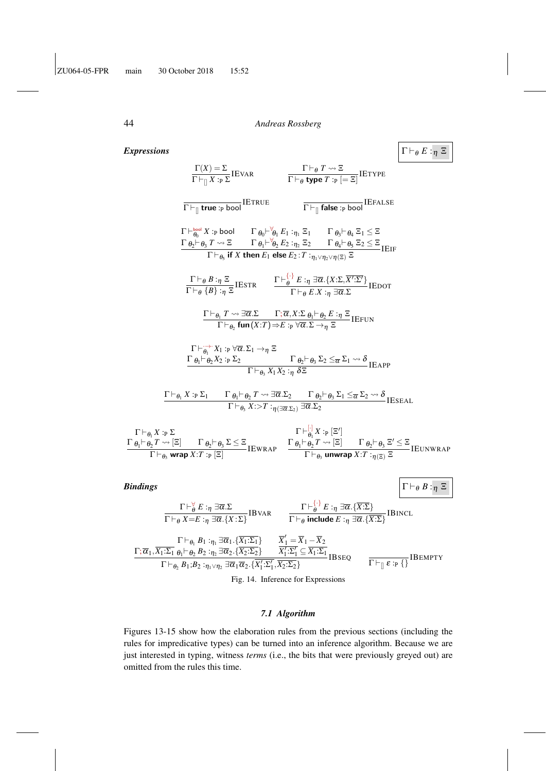***Expressions*** $\boxed{\Gamma \vdash_\theta E :_\eta \Xi}$

$$\frac{\Gamma(X) = \Sigma}{\Gamma \vdash_{[]} X :_{\mathrm{P}} \Sigma}\,\textsc{IEVar} \qquad \frac{\Gamma \vdash_\theta T \rightsquigarrow \Xi}{\Gamma \vdash_\theta \mathsf{type}\ T :_{\mathrm{P}} [= \Xi]}\,\textsc{IEType}$$

$$\frac{}{\Gamma \vdash_{[]} \mathsf{true} :_{\mathrm{P}} \mathsf{bool}}\,\textsc{IETrue} \qquad \frac{}{\Gamma \vdash_{[]} \mathsf{false} :_{\mathrm{P}} \mathsf{bool}}\,\textsc{IEFalse}$$

$$\frac{\begin{array}{ccc}\Gamma \vdash^{\mathsf{bool}}_{\theta_0} X :_{\mathrm{P}} \mathsf{bool} & \Gamma\ {}_{\theta_0}\vdash^{\forall}_{\theta_1} E_1 :_{\eta_1} \Xi_1 & \Gamma\ {}_{\theta_3}\vdash_{\theta_4} \Xi_1 \leq \Xi \\ \Gamma\ {}_{\theta_2}\vdash_{\theta_3} T \rightsquigarrow \Xi & \Gamma\ {}_{\theta_1}\vdash^{\forall}_{\theta_2} E_2 :_{\eta_2} \Xi_2 & \Gamma\ {}_{\theta_4}\vdash_{\theta_5} \Xi_2 \leq \Xi\end{array}}{\Gamma \vdash_{\theta_5} \mathsf{if}\ X\ \mathsf{then}\ E_1\ \mathsf{else}\ E_2 : T :_{\eta_1 \vee \eta_2 \vee \eta(\Xi)} \Xi}\,\textsc{IEIf}$$

$$\frac{\Gamma \vdash_\theta B :_\eta \Xi}{\Gamma \vdash_\theta \{B\} :_\eta \Xi}\,\textsc{IEStr} \qquad \frac{\Gamma \vdash^{\{\cdot\}}_\theta E :_\eta \exists\overline{\alpha}.\{X{:}\Sigma, \overline{X'{:}\Sigma'}\}}{\Gamma \vdash_\theta E.X :_\eta \exists\overline{\alpha}.\Sigma}\,\textsc{IEDot}$$

$$\frac{\Gamma \vdash_{\theta_1} T \rightsquigarrow \exists\overline{\alpha}.\Sigma \qquad \Gamma;\overline{\alpha}, X{:}\Sigma\ {}_{\theta_1}\vdash_{\theta_2} E :_\eta \Xi}{\Gamma \vdash_{\theta_2} \mathsf{fun}\,(X{:}T) \Rightarrow E :_{\mathrm{P}} \forall\overline{\alpha}.\Sigma \to_\eta \Xi}\,\textsc{IEFun}$$

$$\frac{\begin{array}{c}\Gamma \vdash^{\cdot\to\cdot}_{\theta_1} X_1 :_{\mathrm{P}} \forall\overline{\alpha}.\Sigma_1 \to_\eta \Xi \\ \Gamma\ {}_{\theta_1}\vdash_{\theta_2} X_2 :_{\mathrm{P}} \Sigma_2 \qquad\qquad \Gamma\ {}_{\theta_2}\vdash_{\theta_3} \Sigma_2 \leq_{\overline{\alpha}} \Sigma_1 \rightsquigarrow \delta\end{array}}{\Gamma \vdash_{\theta_3} X_1\,X_2 :_\eta \delta\Xi}\,\textsc{IEApp}$$

$$\frac{\Gamma \vdash_{\theta_1} X :_{\mathrm{P}} \Sigma_1 \qquad \Gamma\ {}_{\theta_1}\vdash_{\theta_2} T \rightsquigarrow \exists\overline{\alpha}.\Sigma_2 \qquad \Gamma\ {}_{\theta_2}\vdash_{\theta_3} \Sigma_1 \leq_{\overline{\alpha}} \Sigma_2 \rightsquigarrow \delta}{\Gamma \vdash_{\theta_3} X{:>}T :_{\eta(\exists\overline{\alpha}.\Sigma_2)} \exists\overline{\alpha}.\Sigma_2}\,\textsc{IESeal}$$

$$\frac{\begin{array}{c}\Gamma \vdash_{\theta_1} X :_{\mathrm{P}} \Sigma \\ \Gamma\ {}_{\theta_1}\vdash_{\theta_2} T \rightsquigarrow [\Xi] \qquad \Gamma\ {}_{\theta_2}\vdash_{\theta_3} \Sigma \leq \Xi\end{array}}{\Gamma \vdash_{\theta_3} \mathsf{wrap}\ X{:}T :_{\mathrm{P}} [\Xi]}\,\textsc{IEWrap} \qquad \frac{\begin{array}{c}\Gamma \vdash^{[\cdot]}_{\theta_1} X :_{\mathrm{P}} [\Xi'] \\ \Gamma\ {}_{\theta_1}\vdash_{\theta_2} T \rightsquigarrow [\Xi] \qquad \Gamma\ {}_{\theta_2}\vdash_{\theta_3} \Xi' \leq \Xi\end{array}}{\Gamma \vdash_{\theta_3} \mathsf{unwrap}\ X{:}T :_{\eta(\Xi)} \Xi}\,\textsc{IEUnwrap}$$

***Bindings*** $\boxed{\Gamma \vdash_\theta B :_\eta \Xi}$

$$\frac{\Gamma \vdash^{\forall}_\theta E :_\eta \exists\overline{\alpha}.\Sigma}{\Gamma \vdash_\theta X{=}E :_\eta \exists\overline{\alpha}.\{X{:}\Sigma\}}\,\textsc{IBVar} \qquad \frac{\Gamma \vdash^{\{\cdot\}}_\theta E :_\eta \exists\overline{\alpha}.\{\overline{X{:}\Sigma}\}}{\Gamma \vdash_\theta \mathsf{include}\ E :_\eta \exists\overline{\alpha}.\{\overline{X{:}\Sigma}\}}\,\textsc{IBIncl}$$

$$\frac{\begin{array}{cc}\Gamma \vdash_{\theta_1} B_1 :_{\eta_1} \exists\overline{\alpha}_1.\{\overline{X_1{:}\Sigma_1}\} & \overline{X}'_1 = \overline{X}_1 - \overline{X}_2 \\ \Gamma;\overline{\alpha}_1, \overline{X_1{:}\Sigma_1}\ {}_{\theta_1}\vdash_{\theta_2} B_2 :_{\eta_2} \exists\overline{\alpha}_2.\{\overline{X_2{:}\Sigma_2}\} & \overline{X'_1{:}\Sigma'_1} \subseteq \overline{X_1{:}\Sigma_1}\end{array}}{\Gamma \vdash_{\theta_2} B_1;B_2 :_{\eta_1 \vee \eta_2} \exists\overline{\alpha}_1\overline{\alpha}_2.\{\overline{X'_1{:}\Sigma'_1}, \overline{X_2{:}\Sigma_2}\}}\,\textsc{IBSeq} \qquad \frac{}{\Gamma \vdash_{[]} \epsilon :_{\mathrm{P}} \{\}}\,\textsc{IBEmpty}$$

Fig. 14. Inference for Expressions

### *7.1 Algorithm*

Figures 13-15 show how the elaboration rules from the previous sections (including the rules for impredicative types) can be turned into an inference algorithm. Because we are just interested in typing, witness *terms* (i.e., the bits that were previously greyed out) are omitted from the rules this time.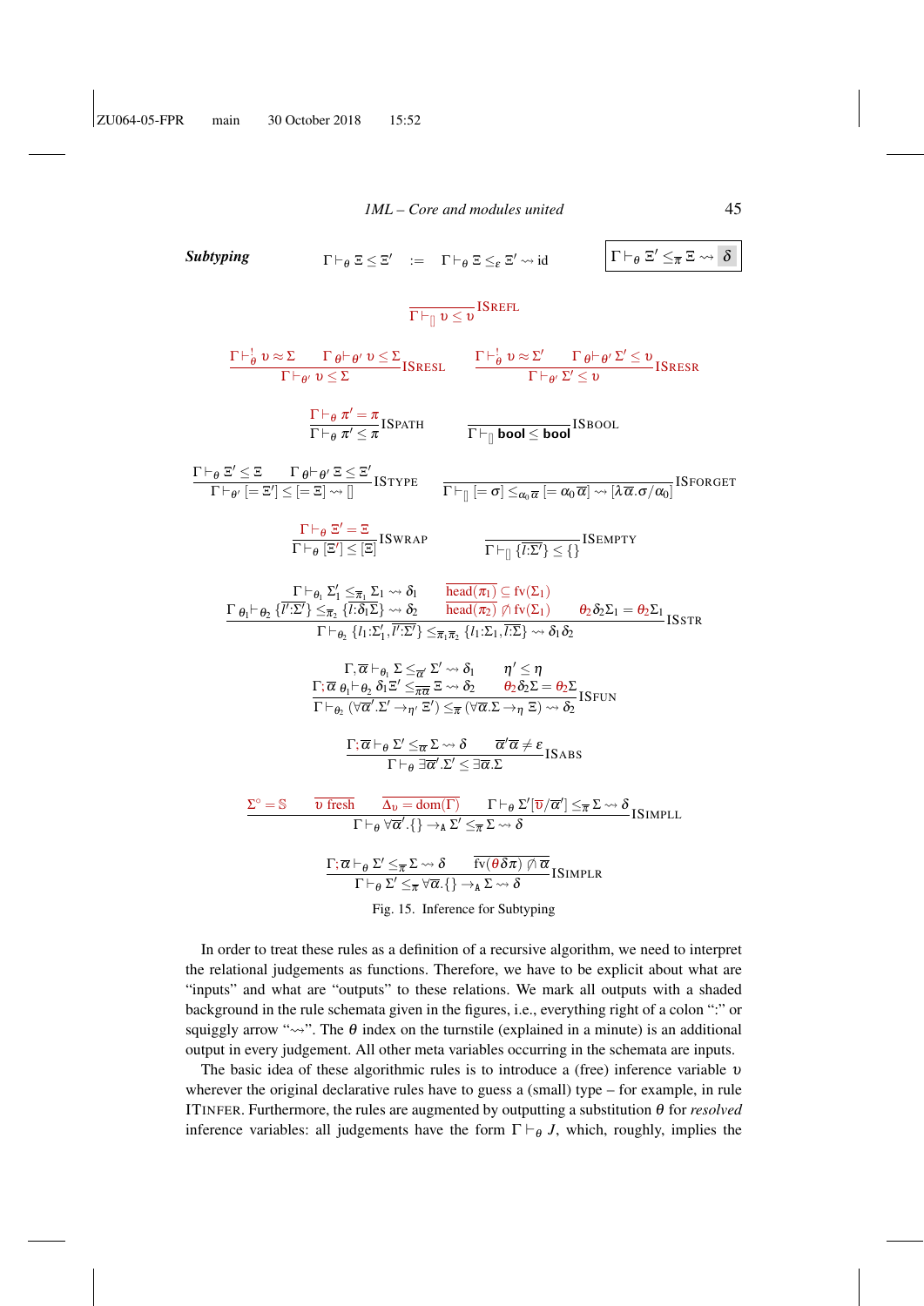***Subtyping*** $\quad \Gamma \vdash_\theta \Xi \leq \Xi' \quad := \quad \Gamma \vdash_\theta \Xi \leq_\varepsilon \Xi' \rightsquigarrow \mathrm{id} \qquad \boxed{\Gamma \vdash_\theta \Xi' \leq_{\overline{\pi}} \Xi \rightsquigarrow \delta}$

$$\frac{}{\Gamma \vdash_{[]} \upsilon \leq \upsilon}\text{ISREFL}$$

$$\frac{\Gamma \vdash^{!}_{\theta} \upsilon \approx \Sigma \qquad \Gamma\,{}_{\theta}{\vdash}_{\theta'} \upsilon \leq \Sigma}{\Gamma \vdash_{\theta'} \upsilon \leq \Sigma}\text{ISRESL} \qquad \frac{\Gamma \vdash^{!}_{\theta} \upsilon \approx \Sigma' \qquad \Gamma\,{}_{\theta}{\vdash}_{\theta'} \Sigma' \leq \upsilon}{\Gamma \vdash_{\theta'} \Sigma' \leq \upsilon}\text{ISRESR}$$

$$\frac{\Gamma \vdash_\theta \pi' = \pi}{\Gamma \vdash_\theta \pi' \leq \pi}\text{ISPATH} \qquad \frac{}{\Gamma \vdash_{[]} \textsf{bool} \leq \textsf{bool}}\text{ISBOOL}$$

$$\frac{\Gamma \vdash_\theta \Xi' \leq \Xi \qquad \Gamma\,{}_{\theta}{\vdash}_{\theta'} \Xi \leq \Xi'}{\Gamma \vdash_{\theta'} [= \Xi'] \leq [= \Xi] \rightsquigarrow []}\text{ISTYPE} \qquad \frac{}{\Gamma \vdash_{[]} [= \sigma] \leq_{\alpha_0 \overline{\alpha}} [= \alpha_0 \overline{\alpha}] \rightsquigarrow [\lambda\overline{\alpha}.\sigma/\alpha_0]}\text{ISFORGET}$$

$$\frac{\Gamma \vdash_\theta \Xi' = \Xi}{\Gamma \vdash_\theta [\Xi'] \leq [\Xi]}\text{ISWRAP} \qquad \frac{}{\Gamma \vdash_{[]} \{\overline{l{:}\Sigma'}\} \leq \{\}}\text{ISEMPTY}$$

$$\frac{\begin{array}{ll}\Gamma \vdash_{\theta_1} \Sigma'_1 \leq_{\overline{\pi}_1} \Sigma_1 \rightsquigarrow \delta_1 & \mathrm{head}(\overline{\pi}_1) \subseteq \mathrm{fv}(\Sigma_1) \\ \Gamma\,{}_{\theta_1}{\vdash}_{\theta_2} \{\overline{l'{:}\Sigma'}\} \leq_{\overline{\pi}_2} \{\overline{l{:}\delta_1\Sigma}\} \rightsquigarrow \delta_2 & \mathrm{head}(\overline{\pi}_2) \not\cap \mathrm{fv}(\Sigma_1) \qquad \theta_2\delta_2\Sigma_1 = \theta_2\Sigma_1\end{array}}{\Gamma \vdash_{\theta_2} \{l_1{:}\Sigma'_1, \overline{l'{:}\Sigma'}\} \leq_{\overline{\pi}_1\overline{\pi}_2} \{l_1{:}\Sigma_1, \overline{l{:}\Sigma}\} \rightsquigarrow \delta_1\delta_2}\text{ISSTR}$$

$$\frac{\begin{array}{ll}\Gamma, \overline{\alpha} \vdash_{\theta_1} \Sigma \leq_{\overline{\alpha}'} \Sigma' \rightsquigarrow \delta_1 & \eta' \leq \eta \\ \Gamma; \overline{\alpha}\,{}_{\theta_1}{\vdash}_{\theta_2} \delta_1\Xi' \leq_{\overline{\pi\overline{\alpha}}} \Xi \rightsquigarrow \delta_2 & \theta_2\delta_2\Sigma = \theta_2\Sigma\end{array}}{\Gamma \vdash_{\theta_2} (\forall\overline{\alpha}'.\Sigma' \rightarrow_{\eta'} \Xi') \leq_{\overline{\pi}} (\forall\overline{\alpha}.\Sigma \rightarrow_\eta \Xi) \rightsquigarrow \delta_2}\text{ISFUN}$$

$$\frac{\Gamma; \overline{\alpha} \vdash_\theta \Sigma' \leq_{\overline{\alpha}} \Sigma \rightsquigarrow \delta \qquad \overline{\alpha}'\overline{\alpha} \neq \varepsilon}{\Gamma \vdash_\theta \exists\overline{\alpha}'.\Sigma' \leq \exists\overline{\alpha}.\Sigma}\text{ISABS}$$

$$\frac{\Sigma^\circ = \mathbb{S} \qquad \overline{\upsilon}\text{ fresh} \qquad \Delta_\upsilon = \mathrm{dom}(\Gamma) \qquad \Gamma \vdash_\theta \Sigma'[\overline{\upsilon}/\overline{\alpha}'] \leq_{\overline{\pi}} \Sigma \rightsquigarrow \delta}{\Gamma \vdash_\theta \forall\overline{\alpha}'.\{\} \rightarrow_{\mathtt{A}} \Sigma' \leq_{\overline{\pi}} \Sigma \rightsquigarrow \delta}\text{ISIMPLL}$$

$$\frac{\Gamma; \overline{\alpha} \vdash_\theta \Sigma' \leq_{\overline{\pi}} \Sigma \rightsquigarrow \delta \qquad \overline{\mathrm{fv}(\theta\delta\pi) \not\cap \overline{\alpha}}}{\Gamma \vdash_\theta \Sigma' \leq_{\overline{\pi}} \forall\overline{\alpha}.\{\} \rightarrow_{\mathtt{A}} \Sigma \rightsquigarrow \delta}\text{ISIMPLR}$$

Fig. 15. Inference for Subtyping

In order to treat these rules as a definition of a recursive algorithm, we need to interpret the relational judgements as functions. Therefore, we have to be explicit about what are "inputs" and what are "outputs" to these relations. We mark all outputs with a shaded background in the rule schemata given in the figures, i.e., everything right of a colon ":" or squiggly arrow "$\rightsquigarrow$". The $\theta$ index on the turnstile (explained in a minute) is an additional output in every judgement. All other meta variables occurring in the schemata are inputs.

The basic idea of these algorithmic rules is to introduce a (free) inference variable $\upsilon$ wherever the original declarative rules have to guess a (small) type – for example, in rule ITINFER. Furthermore, the rules are augmented by outputting a substitution $\theta$ for *resolved* inference variables: all judgements have the form $\Gamma \vdash_\theta J$, which, roughly, implies the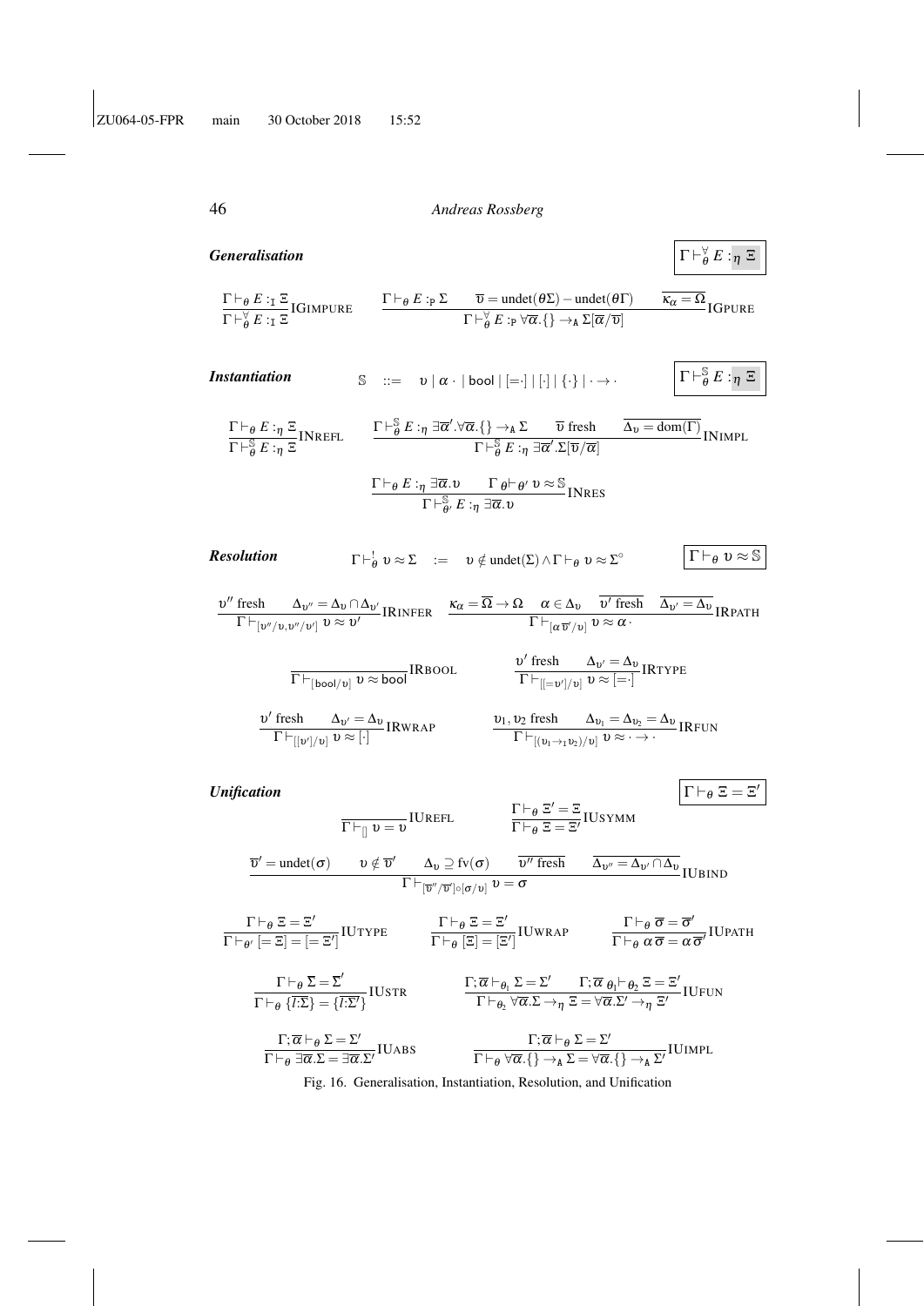***Generalisation*** $\boxed{\Gamma \vdash^{\forall}_{\theta} E :_{\eta} \Xi}$

$$\frac{\Gamma \vdash_{\theta} E :_{\mathtt{I}} \Xi}{\Gamma \vdash^{\forall}_{\theta} E :_{\mathtt{I}} \Xi}\text{IGIMPURE} \qquad \frac{\Gamma \vdash_{\theta} E :_{\mathtt{P}} \Sigma \qquad \overline{\upsilon} = \text{undet}(\theta\Sigma) - \text{undet}(\theta\Gamma) \qquad \overline{\kappa_{\alpha} = \Omega}}{\Gamma \vdash^{\forall}_{\theta} E :_{\mathtt{P}} \forall\overline{\alpha}.\{\} \to_{\mathtt{A}} \Sigma[\overline{\alpha}/\overline{\upsilon}]}\text{IGPURE}$$

***Instantiation*** $\quad \mathbb{S} \;::=\; \upsilon \mid \alpha\,\cdot \mid \mathsf{bool} \mid [=\cdot] \mid [\cdot] \mid \{\cdot\} \mid \cdot \to \cdot \qquad \boxed{\Gamma \vdash^{\mathbb{S}}_{\theta} E :_{\eta} \Xi}$

$$\frac{\Gamma \vdash_{\theta} E :_{\eta} \Xi}{\Gamma \vdash^{\mathbb{S}}_{\theta} E :_{\eta} \Xi}\text{INREFL} \qquad \frac{\Gamma \vdash^{\mathbb{S}}_{\theta} E :_{\eta} \exists\overline{\alpha}'.\forall\overline{\alpha}.\{\} \to_{\mathtt{A}} \Sigma \qquad \overline{\upsilon}\text{ fresh} \qquad \overline{\Delta_{\upsilon} = \text{dom}(\Gamma)}}{\Gamma \vdash^{\mathbb{S}}_{\theta} E :_{\eta} \exists\overline{\alpha}'.\Sigma[\overline{\upsilon}/\overline{\alpha}]}\text{INIMPL}$$

$$\frac{\Gamma \vdash_{\theta} E :_{\eta} \exists\overline{\alpha}.\upsilon \qquad \Gamma\,{}_{\theta}\!\vdash_{\theta'} \upsilon \approx \mathbb{S}}{\Gamma \vdash^{\mathbb{S}}_{\theta'} E :_{\eta} \exists\overline{\alpha}.\upsilon}\text{INRES}$$

***Resolution*** $\quad \Gamma \vdash^{!}_{\theta} \upsilon \approx \Sigma \quad := \quad \upsilon \notin \text{undet}(\Sigma) \wedge \Gamma \vdash_{\theta} \upsilon \approx \Sigma^{\circ} \qquad \boxed{\Gamma \vdash_{\theta} \upsilon \approx \mathbb{S}}$

$$\frac{\upsilon''\text{ fresh} \qquad \Delta_{\upsilon''} = \Delta_{\upsilon} \cap \Delta_{\upsilon'}}{\Gamma \vdash_{[\upsilon''/\upsilon,\upsilon''/\upsilon']} \upsilon \approx \upsilon'}\text{IRINFER} \qquad \frac{\kappa_{\alpha} = \overline{\Omega} \to \Omega \qquad \alpha \in \Delta_{\upsilon} \qquad \overline{\upsilon'\text{ fresh}} \qquad \overline{\Delta_{\upsilon'} = \Delta_{\upsilon}}}{\Gamma \vdash_{[\alpha\,\overline{\upsilon}'/\upsilon]} \upsilon \approx \alpha\,\cdot}\text{IRPATH}$$

$$\frac{}{\Gamma \vdash_{[\mathsf{bool}/\upsilon]} \upsilon \approx \mathsf{bool}}\text{IRBOOL} \qquad \frac{\upsilon'\text{ fresh} \qquad \Delta_{\upsilon'} = \Delta_{\upsilon}}{\Gamma \vdash_{[[=\upsilon']/\upsilon]} \upsilon \approx [=\cdot]}\text{IRTYPE}$$

$$\frac{\upsilon'\text{ fresh} \qquad \Delta_{\upsilon'} = \Delta_{\upsilon}}{\Gamma \vdash_{[[\upsilon']/\upsilon]} \upsilon \approx [\cdot]}\text{IRWRAP} \qquad \frac{\upsilon_1, \upsilon_2\text{ fresh} \qquad \Delta_{\upsilon_1} = \Delta_{\upsilon_2} = \Delta_{\upsilon}}{\Gamma \vdash_{[(\upsilon_1 \to_{\mathtt{I}} \upsilon_2)/\upsilon]} \upsilon \approx \cdot \to \cdot}\text{IRFUN}$$

***Unification*** $\boxed{\Gamma \vdash_{\theta} \Xi = \Xi'}$

$$\frac{}{\Gamma \vdash_{[]} \upsilon = \upsilon}\text{IUREFL} \qquad \frac{\Gamma \vdash_{\theta} \Xi' = \Xi}{\Gamma \vdash_{\theta} \Xi = \Xi'}\text{IUSYMM}$$

$$\frac{\overline{\upsilon}' = \text{undet}(\sigma) \qquad \upsilon \notin \overline{\upsilon}' \qquad \Delta_{\upsilon} \supseteq \text{fv}(\sigma) \qquad \overline{\upsilon''\text{ fresh}} \qquad \overline{\Delta_{\upsilon''} = \Delta_{\upsilon'} \cap \Delta_{\upsilon}}}{\Gamma \vdash_{[\overline{\upsilon}''/\overline{\upsilon}'] \circ [\sigma/\upsilon]} \upsilon = \sigma}\text{IUBIND}$$

$$\frac{\Gamma \vdash_{\theta} \Xi = \Xi'}{\Gamma \vdash_{\theta'} [=\Xi] = [=\Xi']}\text{IUTYPE} \qquad \frac{\Gamma \vdash_{\theta} \Xi = \Xi'}{\Gamma \vdash_{\theta} [\Xi] = [\Xi']}\text{IUWRAP} \qquad \frac{\Gamma \vdash_{\theta} \overline{\sigma} = \overline{\sigma}'}{\Gamma \vdash_{\theta} \alpha\,\overline{\sigma} = \alpha\,\overline{\sigma}'}\text{IUPATH}$$

$$\frac{\Gamma \vdash_{\theta} \overline{\Sigma} = \overline{\Sigma}'}{\Gamma \vdash_{\theta} \{\overline{l{:}\Sigma}\} = \{\overline{l{:}\Sigma'}\}}\text{IUSTR} \qquad \frac{\Gamma;\overline{\alpha} \vdash_{\theta_1} \Sigma = \Sigma' \qquad \Gamma;\overline{\alpha}\;{}_{\theta_1}\!\vdash_{\theta_2} \Xi = \Xi'}{\Gamma \vdash_{\theta_2} \forall\overline{\alpha}.\Sigma \to_{\eta} \Xi = \forall\overline{\alpha}.\Sigma' \to_{\eta} \Xi'}\text{IUFUN}$$

$$\frac{\Gamma;\overline{\alpha} \vdash_{\theta} \Sigma = \Sigma'}{\Gamma \vdash_{\theta} \exists\overline{\alpha}.\Sigma = \exists\overline{\alpha}.\Sigma'}\text{IUABS} \qquad \frac{\Gamma;\overline{\alpha} \vdash_{\theta} \Sigma = \Sigma'}{\Gamma \vdash_{\theta} \forall\overline{\alpha}.\{\} \to_{\mathtt{A}} \Sigma = \forall\overline{\alpha}.\{\} \to_{\mathtt{A}} \Sigma'}\text{IUIMPL}$$

Fig. 16. Generalisation, Instantiation, Resolution, and Unification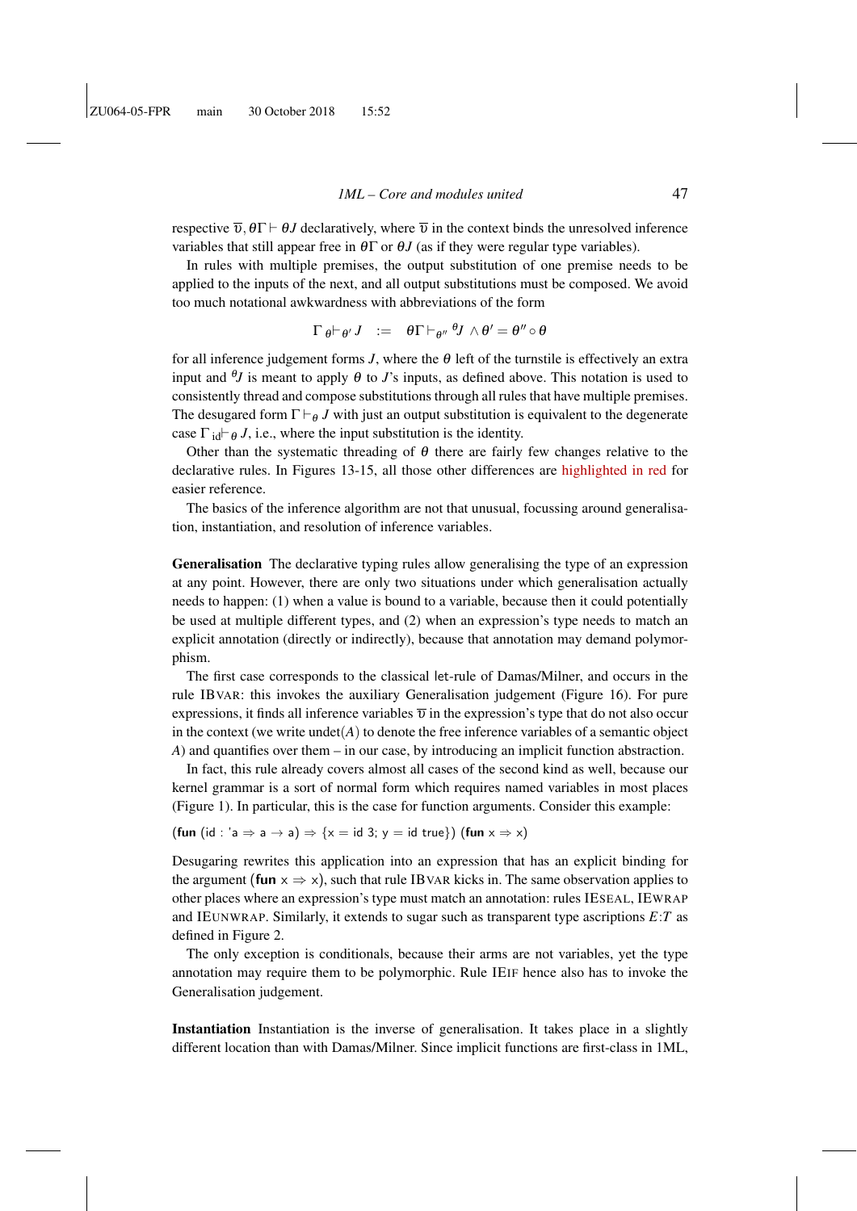respective $\overline{\upsilon}, \theta\Gamma \vdash \theta J$ declaratively, where $\overline{\upsilon}$ in the context binds the unresolved inference variables that still appear free in $\theta\Gamma$ or $\theta J$ (as if they were regular type variables).

In rules with multiple premises, the output substitution of one premise needs to be applied to the inputs of the next, and all output substitutions must be composed. We avoid too much notational awkwardness with abbreviations of the form

$$\Gamma\ {}_{\theta}{\vdash}_{\theta'}\ J \quad := \quad \theta\Gamma \vdash_{\theta''} {}^{\theta}J \wedge \theta' = \theta'' \circ \theta$$

for all inference judgement forms $J$, where the $\theta$ left of the turnstile is effectively an extra input and ${}^{\theta}J$ is meant to apply $\theta$ to $J$'s inputs, as defined above. This notation is used to consistently thread and compose substitutions through all rules that have multiple premises. The desugared form $\Gamma \vdash_{\theta} J$ with just an output substitution is equivalent to the degenerate case $\Gamma\ {}_{\mathrm{id}}{\vdash}_{\theta}\ J$, i.e., where the input substitution is the identity.

Other than the systematic threading of $\theta$ there are fairly few changes relative to the declarative rules. In Figures 13-15, all those other differences are highlighted in red for easier reference.

The basics of the inference algorithm are not that unusual, focussing around generalisation, instantiation, and resolution of inference variables.

**Generalisation** The declarative typing rules allow generalising the type of an expression at any point. However, there are only two situations under which generalisation actually needs to happen: (1) when a value is bound to a variable, because then it could potentially be used at multiple different types, and (2) when an expression's type needs to match an explicit annotation (directly or indirectly), because that annotation may demand polymorphism.

The first case corresponds to the classical let-rule of Damas/Milner, and occurs in the rule IBVAR: this invokes the auxiliary Generalisation judgement (Figure 16). For pure expressions, it finds all inference variables $\overline{\upsilon}$ in the expression's type that do not also occur in the context (we write undet$(A)$ to denote the free inference variables of a semantic object $A$) and quantifies over them – in our case, by introducing an implicit function abstraction.

In fact, this rule already covers almost all cases of the second kind as well, because our kernel grammar is a sort of normal form which requires named variables in most places (Figure 1). In particular, this is the case for function arguments. Consider this example:

```
(fun (id : 'a ⇒ a → a) ⇒ {x = id 3; y = id true}) (fun x ⇒ x)
```

Desugaring rewrites this application into an expression that has an explicit binding for the argument (**fun** x ⇒ x), such that rule IBVAR kicks in. The same observation applies to other places where an expression's type must match an annotation: rules IESEAL, IEWRAP and IEUNWRAP. Similarly, it extends to sugar such as transparent type ascriptions $E{:}T$ as defined in Figure 2.

The only exception is conditionals, because their arms are not variables, yet the type annotation may require them to be polymorphic. Rule IEIF hence also has to invoke the Generalisation judgement.

**Instantiation** Instantiation is the inverse of generalisation. It takes place in a slightly different location than with Damas/Milner. Since implicit functions are first-class in 1ML,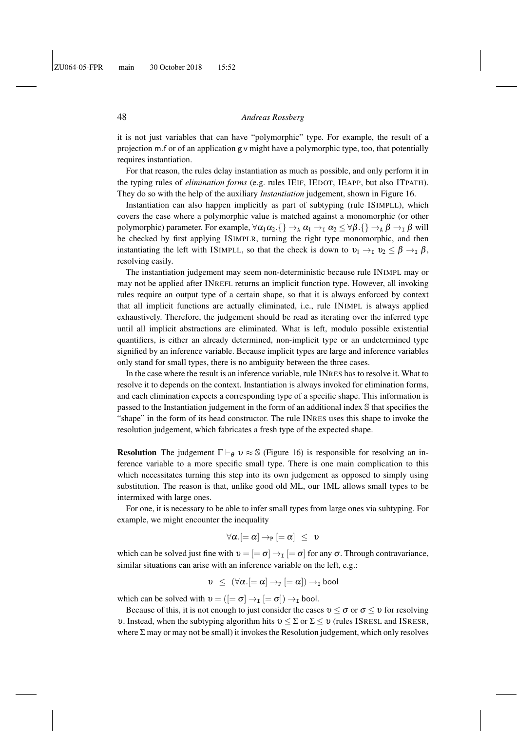it is not just variables that can have "polymorphic" type. For example, the result of a projection m.f or of an application g v might have a polymorphic type, too, that potentially requires instantiation.

For that reason, the rules delay instantiation as much as possible, and only perform it in the typing rules of *elimination forms* (e.g. rules IEIF, IEDOT, IEAPP, but also ITPATH). They do so with the help of the auxiliary *Instantiation* judgement, shown in Figure 16.

Instantiation can also happen implicitly as part of subtyping (rule ISIMPLL), which covers the case where a polymorphic value is matched against a monomorphic (or other polymorphic) parameter. For example, $\forall\alpha_1\alpha_2.\{\} \rightarrow_{\mathtt{A}} \alpha_1 \rightarrow_{\mathtt{I}} \alpha_2 \leq \forall\beta.\{\} \rightarrow_{\mathtt{A}} \beta \rightarrow_{\mathtt{I}} \beta$ will be checked by first applying ISIMPLR, turning the right type monomorphic, and then instantiating the left with ISIMPLL, so that the check is down to $\upsilon_1 \rightarrow_{\mathtt{I}} \upsilon_2 \leq \beta \rightarrow_{\mathtt{I}} \beta$, resolving easily.

The instantiation judgement may seem non-deterministic because rule INIMPL may or may not be applied after INREFL returns an implicit function type. However, all invoking rules require an output type of a certain shape, so that it is always enforced by context that all implicit functions are actually eliminated, i.e., rule INIMPL is always applied exhaustively. Therefore, the judgement should be read as iterating over the inferred type until all implicit abstractions are eliminated. What is left, modulo possible existential quantifiers, is either an already determined, non-implicit type or an undetermined type signified by an inference variable. Because implicit types are large and inference variables only stand for small types, there is no ambiguity between the three cases.

In the case where the result is an inference variable, rule INRES has to resolve it. What to resolve it to depends on the context. Instantiation is always invoked for elimination forms, and each elimination expects a corresponding type of a specific shape. This information is passed to the Instantiation judgement in the form of an additional index $\mathbb{S}$ that specifies the "shape" in the form of its head constructor. The rule INRES uses this shape to invoke the resolution judgement, which fabricates a fresh type of the expected shape.

**Resolution** The judgement $\Gamma \vdash_\theta \upsilon \approx \mathbb{S}$ (Figure 16) is responsible for resolving an inference variable to a more specific small type. There is one main complication to this which necessitates turning this step into its own judgement as opposed to simply using substitution. The reason is that, unlike good old ML, our 1ML allows small types to be intermixed with large ones.

For one, it is necessary to be able to infer small types from large ones via subtyping. For example, we might encounter the inequality

$$\forall\alpha.[=\alpha] \rightarrow_{\mathtt{P}} [=\alpha] \;\; \leq \;\; \upsilon$$

which can be solved just fine with $\upsilon = [=\sigma] \rightarrow_{\mathtt{I}} [=\sigma]$ for any $\sigma$. Through contravariance, similar situations can arise with an inference variable on the left, e.g.:

$$\upsilon \;\; \leq \;\; (\forall\alpha.[=\alpha] \rightarrow_{\mathtt{P}} [=\alpha]) \rightarrow_{\mathtt{I}} \mathsf{bool}$$

which can be solved with $\upsilon = ([=\sigma] \rightarrow_{\mathtt{I}} [=\sigma]) \rightarrow_{\mathtt{I}} \mathsf{bool}$.

Because of this, it is not enough to just consider the cases $\upsilon \leq \sigma$ or $\sigma \leq \upsilon$ for resolving $\upsilon$. Instead, when the subtyping algorithm hits $\upsilon \leq \Sigma$ or $\Sigma \leq \upsilon$ (rules ISRESL and ISRESR, where $\Sigma$ may or may not be small) it invokes the Resolution judgement, which only resolves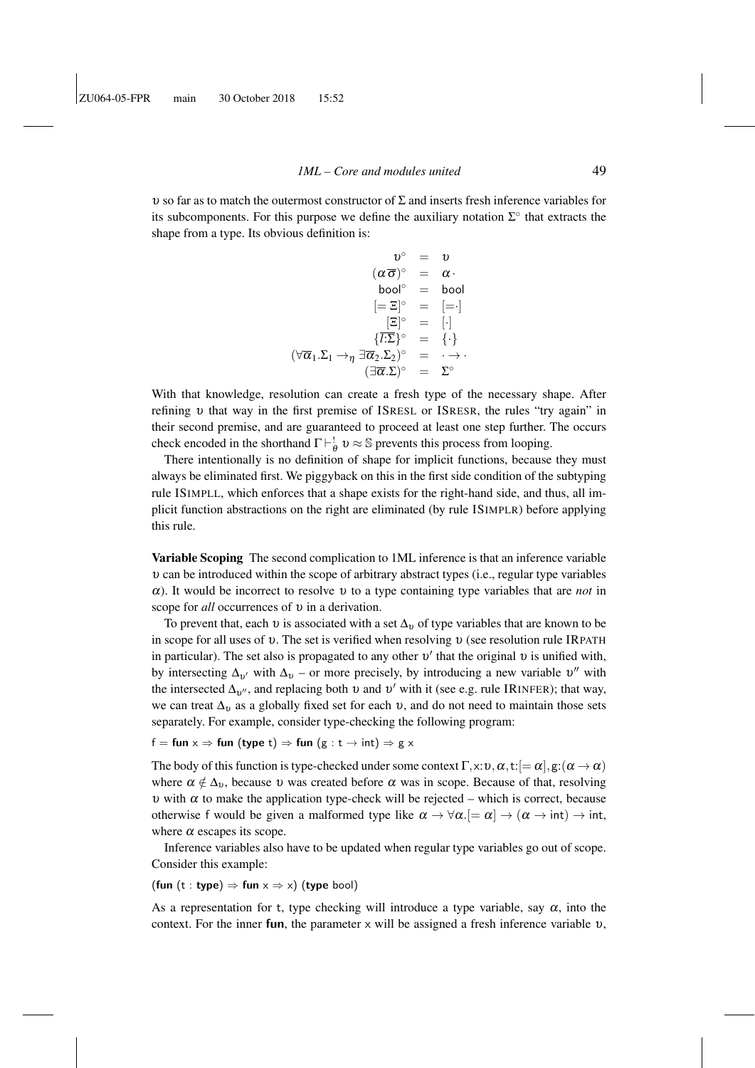$\upsilon$ so far as to match the outermost constructor of $\Sigma$ and inserts fresh inference variables for its subcomponents. For this purpose we define the auxiliary notation $\Sigma^\circ$ that extracts the shape from a type. Its obvious definition is:

$$
\begin{array}{rcl}
\upsilon^\circ & = & \upsilon \\
(\alpha\,\overline{\sigma})^\circ & = & \alpha\,\cdot \\
\mathsf{bool}^\circ & = & \mathsf{bool} \\
[=\Xi]^\circ & = & [=\cdot] \\
[\Xi]^\circ & = & [\cdot] \\
\{\overline{l{:}\Sigma}\}^\circ & = & \{\cdot\} \\
(\forall\overline{\alpha}_1.\Sigma_1 \to_\eta \exists\overline{\alpha}_2.\Sigma_2)^\circ & = & \cdot \to \cdot \\
(\exists\overline{\alpha}.\Sigma)^\circ & = & \Sigma^\circ
\end{array}
$$

With that knowledge, resolution can create a fresh type of the necessary shape. After refining $\upsilon$ that way in the first premise of ISRESL or ISRESR, the rules "try again" in their second premise, and are guaranteed to proceed at least one step further. The occurs check encoded in the shorthand $\Gamma \vdash^{!}_{\theta} \upsilon \approx \mathbb{S}$ prevents this process from looping.

There intentionally is no definition of shape for implicit functions, because they must always be eliminated first. We piggyback on this in the first side condition of the subtyping rule ISIMPLL, which enforces that a shape exists for the right-hand side, and thus, all implicit function abstractions on the right are eliminated (by rule ISIMPLR) before applying this rule.

**Variable Scoping** The second complication to 1ML inference is that an inference variable $\upsilon$ can be introduced within the scope of arbitrary abstract types (i.e., regular type variables $\alpha$). It would be incorrect to resolve $\upsilon$ to a type containing type variables that are *not* in scope for *all* occurrences of $\upsilon$ in a derivation.

To prevent that, each $\upsilon$ is associated with a set $\Delta_\upsilon$ of type variables that are known to be in scope for all uses of $\upsilon$. The set is verified when resolving $\upsilon$ (see resolution rule IRPATH in particular). The set also is propagated to any other $\upsilon'$ that the original $\upsilon$ is unified with, by intersecting $\Delta_{\upsilon'}$ with $\Delta_\upsilon$ – or more precisely, by introducing a new variable $\upsilon''$ with the intersected $\Delta_{\upsilon''}$, and replacing both $\upsilon$ and $\upsilon'$ with it (see e.g. rule IRINFER); that way, we can treat $\Delta_\upsilon$ as a globally fixed set for each $\upsilon$, and do not need to maintain those sets separately. For example, consider type-checking the following program:

```
f = fun x ⇒ fun (type t) ⇒ fun (g : t → int) ⇒ g x
```

The body of this function is type-checked under some context $\Gamma, \mathsf{x}{:}\upsilon, \alpha, \mathsf{t}{:}[=\alpha], \mathsf{g}{:}(\alpha \to \alpha)$ where $\alpha \notin \Delta_\upsilon$, because $\upsilon$ was created before $\alpha$ was in scope. Because of that, resolving $\upsilon$ with $\alpha$ to make the application type-check will be rejected – which is correct, because otherwise f would be given a malformed type like $\alpha \to \forall\alpha.[=\alpha] \to (\alpha \to \mathsf{int}) \to \mathsf{int}$, where $\alpha$ escapes its scope.

Inference variables also have to be updated when regular type variables go out of scope. Consider this example:

```
(fun (t : type) ⇒ fun x ⇒ x) (type bool)
```

As a representation for t, type checking will introduce a type variable, say $\alpha$, into the context. For the inner **fun**, the parameter x will be assigned a fresh inference variable $\upsilon$,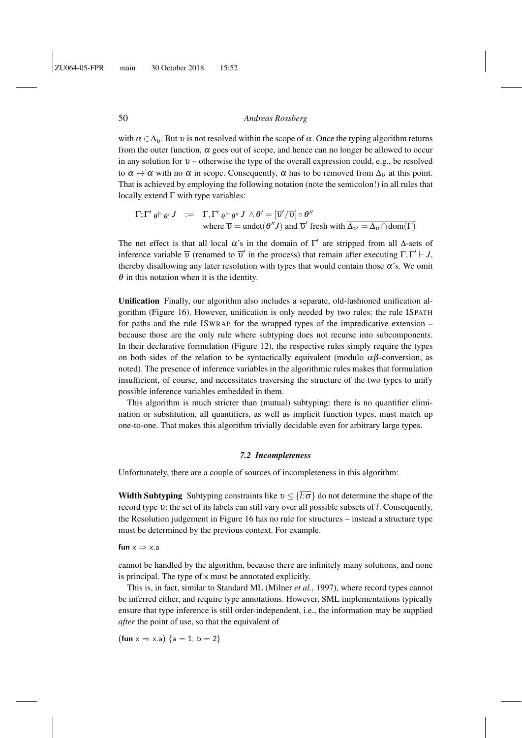with $\alpha \in \Delta_\upsilon$. But $\upsilon$ is not resolved within the scope of $\alpha$. Once the typing algorithm returns from the outer function, $\alpha$ goes out of scope, and hence can no longer be allowed to occur in any solution for $\upsilon$ – otherwise the type of the overall expression could, e.g., be resolved to $\alpha \to \alpha$ with no $\alpha$ in scope. Consequently, $\alpha$ has to be removed from $\Delta_\upsilon$ at this point. That is achieved by employing the following notation (note the semicolon!) in all rules that locally extend $\Gamma$ with type variables:

$$\Gamma;\Gamma' \;{}_\theta\!\vdash_{\theta'} J \quad := \quad \Gamma,\Gamma' \;{}_\theta\!\vdash_{\theta''} J \;\wedge\; \theta' = [\overline{\upsilon}'/\overline{\upsilon}] \circ \theta''$$
$$\text{where } \overline{\upsilon} = \mathrm{undet}(\theta'' J) \text{ and } \overline{\upsilon}' \text{ fresh with } \overline{\Delta_{\upsilon'} = \Delta_\upsilon \cap \mathrm{dom}(\Gamma)}$$

The net effect is that all local $\alpha$'s in the domain of $\Gamma'$ are stripped from all $\Delta$-sets of inference variable $\overline{\upsilon}$ (renamed to $\overline{\upsilon}'$ in the process) that remain after executing $\Gamma,\Gamma' \vdash J$, thereby disallowing any later resolution with types that would contain those $\alpha$'s. We omit $\theta$ in this notation when it is the identity.

**Unification** Finally, our algorithm also includes a separate, old-fashioned unification algorithm (Figure 16). However, unification is only needed by two rules: the rule ISPATH for paths and the rule ISWRAP for the wrapped types of the impredicative extension – because those are the only rule where subtyping does not recurse into subcomponents. In their declarative formulation (Figure 12), the respective rules simply require the types on both sides of the relation to be syntactically equivalent (modulo $\alpha\beta$-conversion, as noted). The presence of inference variables in the algorithmic rules makes that formulation insufficient, of course, and necessitates traversing the structure of the two types to unify possible inference variables embedded in them.

This algorithm is much stricter than (mutual) subtyping: there is no quantifier elimination or substitution, all quantifiers, as well as implicit function types, must match up one-to-one. That makes this algorithm trivially decidable even for arbitrary large types.

### *7.2 Incompleteness*

Unfortunately, there are a couple of sources of incompleteness in this algorithm:

**Width Subtyping** Subtyping constraints like $\upsilon \leq \{\overline{l{:}\sigma}\}$ do not determine the shape of the record type $\upsilon$: the set of its labels can still vary over all possible subsets of $\overline{l}$. Consequently, the Resolution judgement in Figure 16 has no rule for structures – instead a structure type must be determined by the previous context. For example.

```
fun x ⇒ x.a
```

cannot be handled by the algorithm, because there are infinitely many solutions, and none is principal. The type of x must be annotated explicitly.

This is, in fact, similar to Standard ML (Milner *et al.*, 1997), where record types cannot be inferred either, and require type annotations. However, SML implementations typically ensure that type inference is still order-independent, i.e., the information may be supplied *after* the point of use, so that the equivalent of

```
(fun x ⇒ x.a) {a = 1; b = 2}
```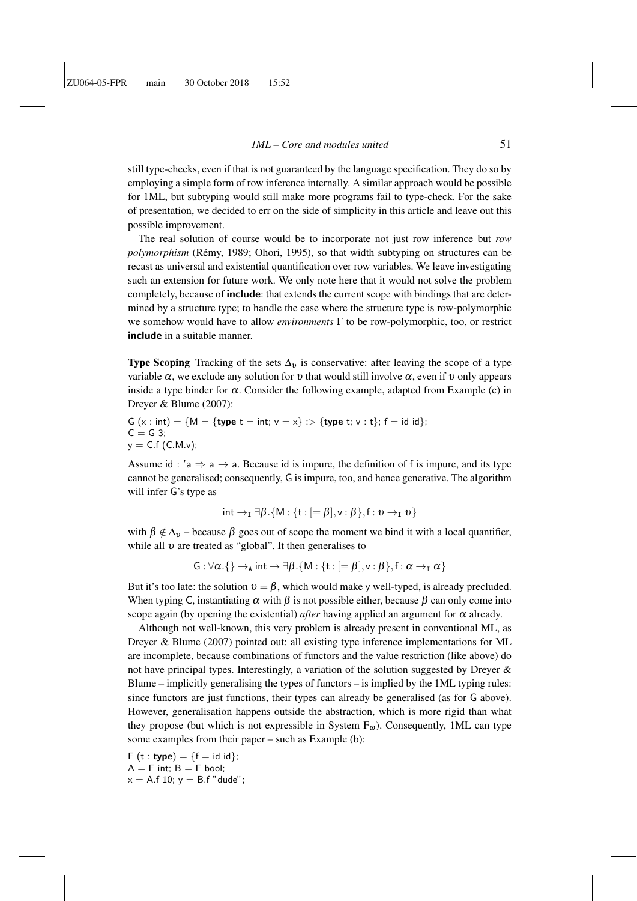still type-checks, even if that is not guaranteed by the language specification. They do so by employing a simple form of row inference internally. A similar approach would be possible for 1ML, but subtyping would still make more programs fail to type-check. For the sake of presentation, we decided to err on the side of simplicity in this article and leave out this possible improvement.

The real solution of course would be to incorporate not just row inference but *row polymorphism* (Rémy, 1989; Ohori, 1995), so that width subtyping on structures can be recast as universal and existential quantification over row variables. We leave investigating such an extension for future work. We only note here that it would not solve the problem completely, because of **include**: that extends the current scope with bindings that are determined by a structure type; to handle the case where the structure type is row-polymorphic we somehow would have to allow *environments* $\Gamma$ to be row-polymorphic, too, or restrict **include** in a suitable manner.

**Type Scoping** Tracking of the sets $\Delta_\upsilon$ is conservative: after leaving the scope of a type variable $\alpha$, we exclude any solution for $\upsilon$ that would still involve $\alpha$, even if $\upsilon$ only appears inside a type binder for $\alpha$. Consider the following example, adapted from Example (c) in Dreyer & Blume (2007):

```
G (x : int) = {M = {type t = int; v = x} :> {type t; v : t}; f = id id};
C = G 3;
y = C.f (C.M.v);
```

Assume id : 'a ⇒ a → a. Because id is impure, the definition of f is impure, and its type cannot be generalised; consequently, G is impure, too, and hence generative. The algorithm will infer G's type as

$$\mathsf{int} \rightarrow_{\mathtt{I}} \exists\beta.\{\mathsf{M} : \{\mathsf{t} : [= \beta], \mathsf{v} : \beta\}, \mathsf{f} : \upsilon \rightarrow_{\mathtt{I}} \upsilon\}$$

with $\beta \notin \Delta_\upsilon$ – because $\beta$ goes out of scope the moment we bind it with a local quantifier, while all $\upsilon$ are treated as "global". It then generalises to

$$\mathsf{G} : \forall\alpha.\{\} \rightarrow_{\mathtt{A}} \mathsf{int} \rightarrow \exists\beta.\{\mathsf{M} : \{\mathsf{t} : [= \beta], \mathsf{v} : \beta\}, \mathsf{f} : \alpha \rightarrow_{\mathtt{I}} \alpha\}$$

But it's too late: the solution $\upsilon = \beta$, which would make y well-typed, is already precluded. When typing C, instantiating $\alpha$ with $\beta$ is not possible either, because $\beta$ can only come into scope again (by opening the existential) *after* having applied an argument for $\alpha$ already.

Although not well-known, this very problem is already present in conventional ML, as Dreyer & Blume (2007) pointed out: all existing type inference implementations for ML are incomplete, because combinations of functors and the value restriction (like above) do not have principal types. Interestingly, a variation of the solution suggested by Dreyer & Blume – implicitly generalising the types of functors – is implied by the 1ML typing rules: since functors are just functions, their types can already be generalised (as for G above). However, generalisation happens outside the abstraction, which is more rigid than what they propose (but which is not expressible in System $\mathrm{F}_\omega$). Consequently, 1ML can type some examples from their paper – such as Example (b):

```
F (t : type) = {f = id id};
A = F int; B = F bool;
x = A.f 10; y = B.f "dude";
```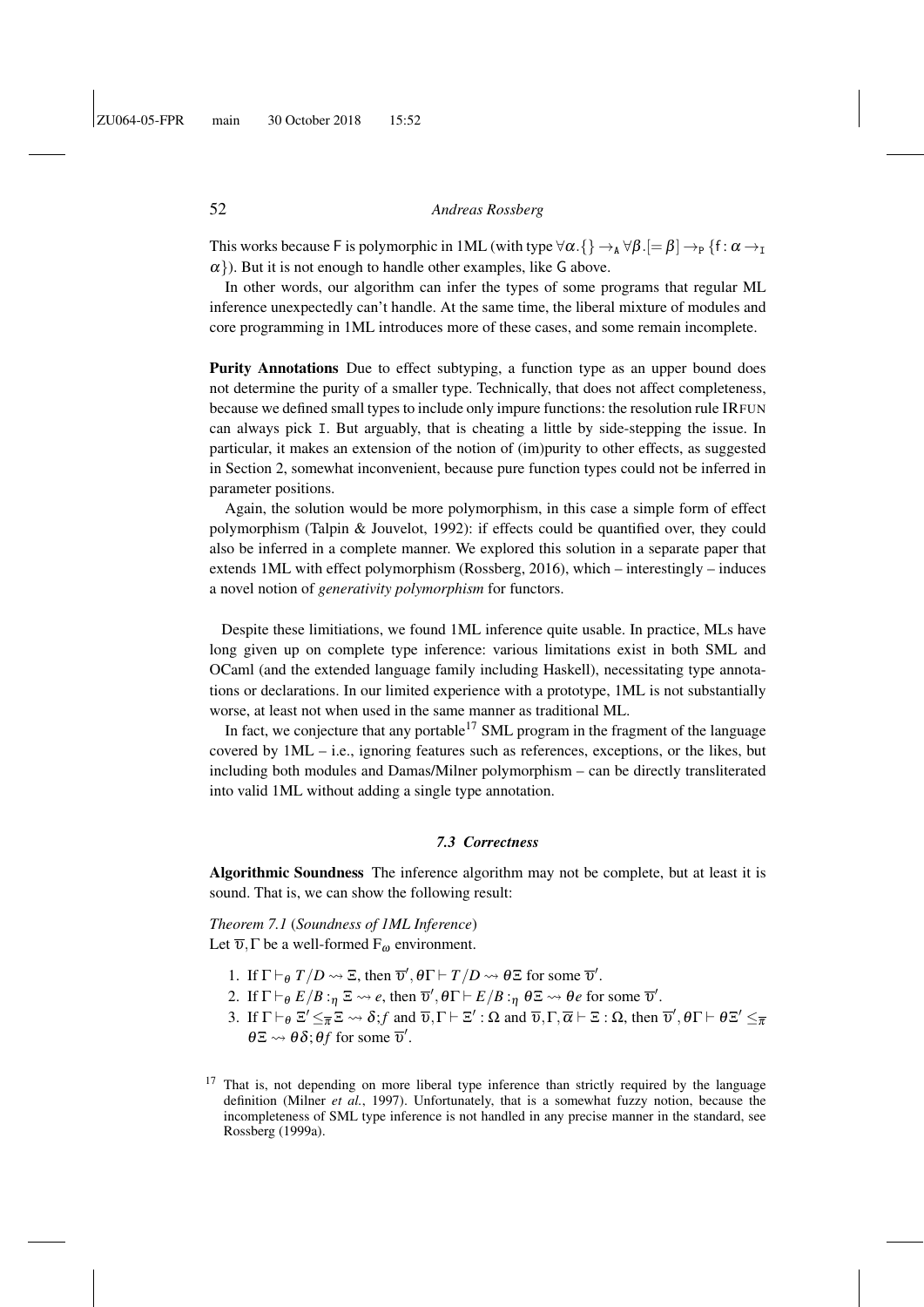This works because F is polymorphic in 1ML (with type $\forall\alpha.\{\} \rightarrow_{\mathtt{A}} \forall\beta.[=\beta] \rightarrow_{\mathtt{P}} \{\mathsf{f} : \alpha \rightarrow_{\mathtt{I}} \alpha\}$). But it is not enough to handle other examples, like G above.

In other words, our algorithm can infer the types of some programs that regular ML inference unexpectedly can't handle. At the same time, the liberal mixture of modules and core programming in 1ML introduces more of these cases, and some remain incomplete.

**Purity Annotations** Due to effect subtyping, a function type as an upper bound does not determine the purity of a smaller type. Technically, that does not affect completeness, because we defined small types to include only impure functions: the resolution rule IRFUN can always pick I. But arguably, that is cheating a little by side-stepping the issue. In particular, it makes an extension of the notion of (im)purity to other effects, as suggested in Section 2, somewhat inconvenient, because pure function types could not be inferred in parameter positions.

Again, the solution would be more polymorphism, in this case a simple form of effect polymorphism (Talpin & Jouvelot, 1992): if effects could be quantified over, they could also be inferred in a complete manner. We explored this solution in a separate paper that extends 1ML with effect polymorphism (Rossberg, 2016), which – interestingly – induces a novel notion of *generativity polymorphism* for functors.

Despite these limitiations, we found 1ML inference quite usable. In practice, MLs have long given up on complete type inference: various limitations exist in both SML and OCaml (and the extended language family including Haskell), necessitating type annotations or declarations. In our limited experience with a prototype, 1ML is not substantially worse, at least not when used in the same manner as traditional ML.

In fact, we conjecture that any portable[17] SML program in the fragment of the language covered by 1ML – i.e., ignoring features such as references, exceptions, or the likes, but including both modules and Damas/Milner polymorphism – can be directly transliterated into valid 1ML without adding a single type annotation.

### *7.3 Correctness*

**Algorithmic Soundness** The inference algorithm may not be complete, but at least it is sound. That is, we can show the following result:

*Theorem 7.1* (*Soundness of 1ML Inference*)
Let $\overline{\upsilon}, \Gamma$ be a well-formed $\mathrm{F}_\omega$ environment.

1. If $\Gamma \vdash_\theta T/D \rightsquigarrow \Xi$, then $\overline{\upsilon}', \theta\Gamma \vdash T/D \rightsquigarrow \theta\Xi$ for some $\overline{\upsilon}'$.
2. If $\Gamma \vdash_\theta E/B :_\eta \Xi \rightsquigarrow e$, then $\overline{\upsilon}', \theta\Gamma \vdash E/B :_\eta \theta\Xi \rightsquigarrow \theta e$ for some $\overline{\upsilon}'$.
3. If $\Gamma \vdash_\theta \Xi' \leq_{\overline{\pi}} \Xi \rightsquigarrow \delta; f$ and $\overline{\upsilon}, \Gamma \vdash \Xi' : \Omega$ and $\overline{\upsilon}, \Gamma, \overline{\alpha} \vdash \Xi : \Omega$, then $\overline{\upsilon}', \theta\Gamma \vdash \theta\Xi' \leq_{\overline{\pi}} \theta\Xi \rightsquigarrow \theta\delta; \theta f$ for some $\overline{\upsilon}'$.

[17] That is, not depending on more liberal type inference than strictly required by the language definition (Milner *et al.*, 1997). Unfortunately, that is a somewhat fuzzy notion, because the incompleteness of SML type inference is not handled in any precise manner in the standard, see Rossberg (1999a).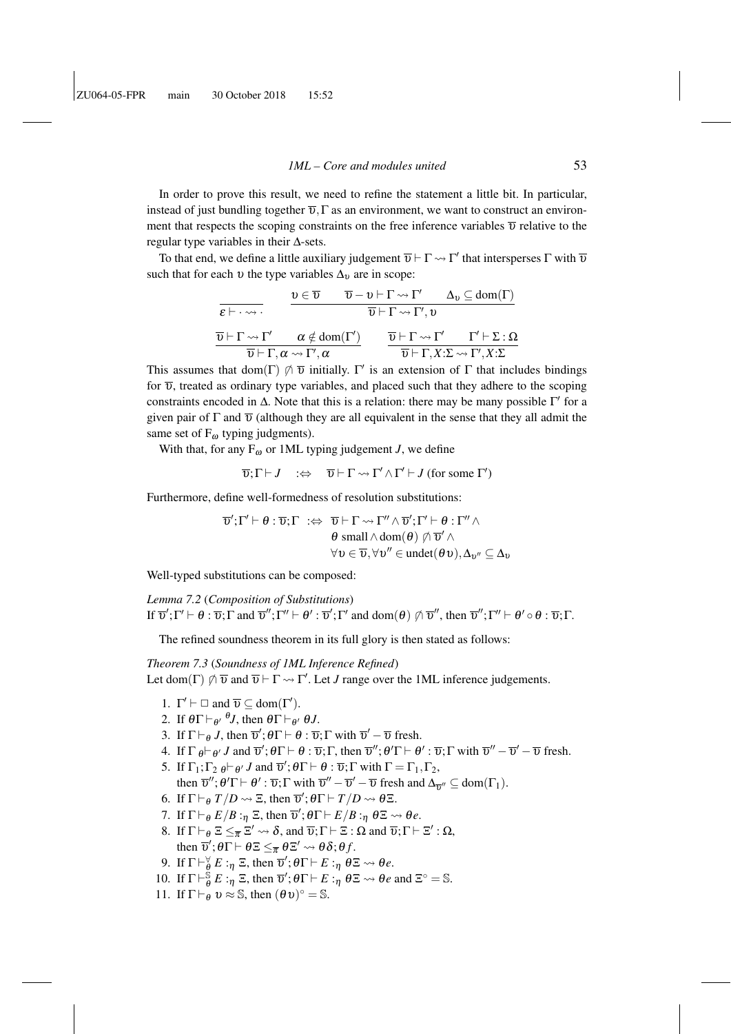In order to prove this result, we need to refine the statement a little bit. In particular, instead of just bundling together $\overline{\upsilon}, \Gamma$ as an environment, we want to construct an environment that respects the scoping constraints on the free inference variables $\overline{\upsilon}$ relative to the regular type variables in their $\Delta$-sets.

To that end, we define a little auxiliary judgement $\overline{\upsilon} \vdash \Gamma \rightsquigarrow \Gamma'$ that intersperses $\Gamma$ with $\overline{\upsilon}$ such that for each $\upsilon$ the type variables $\Delta_\upsilon$ are in scope:

$$\frac{}{\varepsilon \vdash \cdot \rightsquigarrow \cdot} \qquad \frac{\upsilon \in \overline{\upsilon} \qquad \overline{\upsilon} - \upsilon \vdash \Gamma \rightsquigarrow \Gamma' \qquad \Delta_\upsilon \subseteq \mathrm{dom}(\Gamma)}{\overline{\upsilon} \vdash \Gamma \rightsquigarrow \Gamma', \upsilon}$$

$$\frac{\overline{\upsilon} \vdash \Gamma \rightsquigarrow \Gamma' \qquad \alpha \notin \mathrm{dom}(\Gamma')}{\overline{\upsilon} \vdash \Gamma, \alpha \rightsquigarrow \Gamma', \alpha} \qquad \frac{\overline{\upsilon} \vdash \Gamma \rightsquigarrow \Gamma' \qquad \Gamma' \vdash \Sigma : \Omega}{\overline{\upsilon} \vdash \Gamma, X{:}\Sigma \rightsquigarrow \Gamma', X{:}\Sigma}$$

This assumes that $\mathrm{dom}(\Gamma) \not\cap \overline{\upsilon}$ initially. $\Gamma'$ is an extension of $\Gamma$ that includes bindings for $\overline{\upsilon}$, treated as ordinary type variables, and placed such that they adhere to the scoping constraints encoded in $\Delta$. Note that this is a relation: there may be many possible $\Gamma'$ for a given pair of $\Gamma$ and $\overline{\upsilon}$ (although they are all equivalent in the sense that they all admit the same set of $\mathrm{F}_\omega$ typing judgments).

With that, for any $\mathrm{F}_\omega$ or 1ML typing judgement $J$, we define

$$\overline{\upsilon}; \Gamma \vdash J \quad :\Leftrightarrow \quad \overline{\upsilon} \vdash \Gamma \rightsquigarrow \Gamma' \wedge \Gamma' \vdash J \text{ (for some } \Gamma')$$

Furthermore, define well-formedness of resolution substitutions:

$$\begin{aligned} \overline{\upsilon}'; \Gamma' \vdash \theta : \overline{\upsilon}; \Gamma \;\; :\Leftrightarrow \;\; & \overline{\upsilon} \vdash \Gamma \rightsquigarrow \Gamma'' \wedge \overline{\upsilon}'; \Gamma' \vdash \theta : \Gamma'' \wedge \\ & \theta \text{ small} \wedge \mathrm{dom}(\theta) \not\cap \overline{\upsilon}' \wedge \\ & \forall \upsilon \in \overline{\upsilon}, \forall \upsilon'' \in \mathrm{undet}(\theta\upsilon), \Delta_{\upsilon''} \subseteq \Delta_\upsilon \end{aligned}$$

Well-typed substitutions can be composed:

*Lemma 7.2* (*Composition of Substitutions*)
If $\overline{\upsilon}'; \Gamma' \vdash \theta : \overline{\upsilon}; \Gamma$ and $\overline{\upsilon}''; \Gamma'' \vdash \theta' : \overline{\upsilon}'; \Gamma'$ and $\mathrm{dom}(\theta) \not\cap \overline{\upsilon}''$, then $\overline{\upsilon}''; \Gamma'' \vdash \theta' \circ \theta : \overline{\upsilon}; \Gamma$.

The refined soundness theorem in its full glory is then stated as follows:

*Theorem 7.3* (*Soundness of 1ML Inference Refined*)
Let $\mathrm{dom}(\Gamma) \not\cap \overline{\upsilon}$ and $\overline{\upsilon} \vdash \Gamma \rightsquigarrow \Gamma'$. Let $J$ range over the 1ML inference judgements.

1. $\Gamma' \vdash \Box$ and $\overline{\upsilon} \subseteq \mathrm{dom}(\Gamma')$.
2. If $\theta\Gamma \vdash_{\theta'} {}^{\theta}J$, then $\theta\Gamma \vdash_{\theta'} \theta J$.
3. If $\Gamma \vdash_\theta J$, then $\overline{\upsilon}'; \theta\Gamma \vdash \theta : \overline{\upsilon}; \Gamma$ with $\overline{\upsilon}' - \overline{\upsilon}$ fresh.
4. If $\Gamma\ {}_{\theta}\!\vdash_{\theta'} J$ and $\overline{\upsilon}'; \theta\Gamma \vdash \theta : \overline{\upsilon}; \Gamma$, then $\overline{\upsilon}''; \theta'\Gamma \vdash \theta' : \overline{\upsilon}; \Gamma$ with $\overline{\upsilon}'' - \overline{\upsilon}' - \overline{\upsilon}$ fresh.
5. If $\Gamma_1; \Gamma_2\ {}_{\theta}\!\vdash_{\theta'} J$ and $\overline{\upsilon}'; \theta\Gamma \vdash \theta : \overline{\upsilon}; \Gamma$ with $\Gamma = \Gamma_1, \Gamma_2$, then $\overline{\upsilon}''; \theta'\Gamma \vdash \theta' : \overline{\upsilon}; \Gamma$ with $\overline{\upsilon}'' - \overline{\upsilon}' - \overline{\upsilon}$ fresh and $\Delta_{\overline{\upsilon}''} \subseteq \mathrm{dom}(\Gamma_1)$.
6. If $\Gamma \vdash_\theta T/D \rightsquigarrow \Xi$, then $\overline{\upsilon}'; \theta\Gamma \vdash T/D \rightsquigarrow \theta\Xi$.
7. If $\Gamma \vdash_\theta E/B :_\eta \Xi$, then $\overline{\upsilon}'; \theta\Gamma \vdash E/B :_\eta \theta\Xi \rightsquigarrow \theta e$.
8. If $\Gamma \vdash_\theta \Xi \leq_{\overline{\pi}} \Xi' \rightsquigarrow \delta$, and $\overline{\upsilon}; \Gamma \vdash \Xi : \Omega$ and $\overline{\upsilon}; \Gamma \vdash \Xi' : \Omega$, then $\overline{\upsilon}'; \theta\Gamma \vdash \theta\Xi \leq_{\overline{\pi}} \theta\Xi' \rightsquigarrow \theta\delta; \theta f$.
9. If $\Gamma \vdash_\theta^{\forall} E :_\eta \Xi$, then $\overline{\upsilon}'; \theta\Gamma \vdash E :_\eta \theta\Xi \rightsquigarrow \theta e$.
10. If $\Gamma \vdash_\theta^{\mathbb{S}} E :_\eta \Xi$, then $\overline{\upsilon}'; \theta\Gamma \vdash E :_\eta \theta\Xi \rightsquigarrow \theta e$ and $\Xi^\circ = \mathbb{S}$.
11. If $\Gamma \vdash_\theta \upsilon \approx \mathbb{S}$, then $(\theta\upsilon)^\circ = \mathbb{S}$.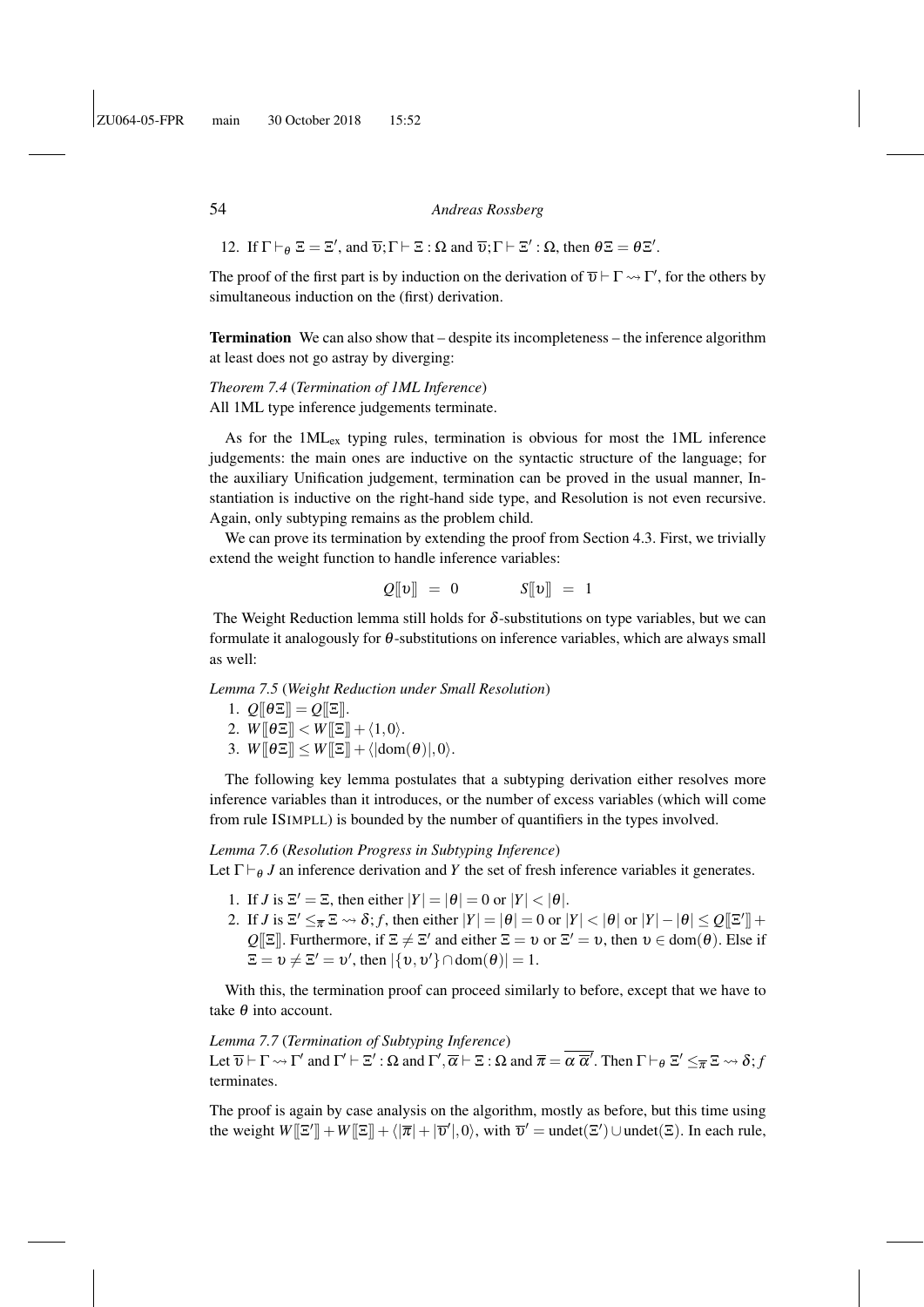12. If $\Gamma \vdash_\theta \Xi = \Xi'$, and $\overline{\upsilon}; \Gamma \vdash \Xi : \Omega$ and $\overline{\upsilon}; \Gamma \vdash \Xi' : \Omega$, then $\theta\Xi = \theta\Xi'$.

The proof of the first part is by induction on the derivation of $\overline{\upsilon} \vdash \Gamma \rightsquigarrow \Gamma'$, for the others by simultaneous induction on the (first) derivation.

**Termination** We can also show that – despite its incompleteness – the inference algorithm at least does not go astray by diverging:

*Theorem 7.4* (*Termination of 1ML Inference*)
All 1ML type inference judgements terminate.

As for the 1ML$_{\text{ex}}$ typing rules, termination is obvious for most the 1ML inference judgements: the main ones are inductive on the syntactic structure of the language; for the auxiliary Unification judgement, termination can be proved in the usual manner, Instantiation is inductive on the right-hand side type, and Resolution is not even recursive. Again, only subtyping remains as the problem child.

We can prove its termination by extending the proof from Section 4.3. First, we trivially extend the weight function to handle inference variables:

$$Q[\![\upsilon]\!] \;=\; 0 \qquad\qquad S[\![\upsilon]\!] \;=\; 1$$

The Weight Reduction lemma still holds for $\delta$-substitutions on type variables, but we can formulate it analogously for $\theta$-substitutions on inference variables, which are always small as well:

*Lemma 7.5* (*Weight Reduction under Small Resolution*)

1. $Q[\![\theta\Xi]\!] = Q[\![\Xi]\!]$.
2. $W[\![\theta\Xi]\!] < W[\![\Xi]\!] + \langle 1, 0\rangle$.
3. $W[\![\theta\Xi]\!] \leq W[\![\Xi]\!] + \langle |\mathrm{dom}(\theta)|, 0\rangle$.

The following key lemma postulates that a subtyping derivation either resolves more inference variables than it introduces, or the number of excess variables (which will come from rule ISIMPLL) is bounded by the number of quantifiers in the types involved.

*Lemma 7.6* (*Resolution Progress in Subtyping Inference*)
Let $\Gamma \vdash_\theta J$ an inference derivation and $Y$ the set of fresh inference variables it generates.

1. If $J$ is $\Xi' = \Xi$, then either $|Y| = |\theta| = 0$ or $|Y| < |\theta|$.
2. If $J$ is $\Xi' \leq_{\overline{\pi}} \Xi \rightsquigarrow \delta; f$, then either $|Y| = |\theta| = 0$ or $|Y| < |\theta|$ or $|Y| - |\theta| \leq Q[\![\Xi']\!] + Q[\![\Xi]\!]$. Furthermore, if $\Xi \neq \Xi'$ and either $\Xi = \upsilon$ or $\Xi' = \upsilon$, then $\upsilon \in \mathrm{dom}(\theta)$. Else if $\Xi = \upsilon \neq \Xi' = \upsilon'$, then $|\{\upsilon, \upsilon'\} \cap \mathrm{dom}(\theta)| = 1$.

With this, the termination proof can proceed similarly to before, except that we have to take $\theta$ into account.

*Lemma 7.7* (*Termination of Subtyping Inference*)
Let $\overline{\upsilon} \vdash \Gamma \rightsquigarrow \Gamma'$ and $\Gamma' \vdash \Xi' : \Omega$ and $\Gamma', \overline{\alpha} \vdash \Xi : \Omega$ and $\overline{\pi} = \overline{\alpha\,\overline{\alpha}'}$. Then $\Gamma \vdash_\theta \Xi' \leq_{\overline{\pi}} \Xi \rightsquigarrow \delta; f$ terminates.

The proof is again by case analysis on the algorithm, mostly as before, but this time using the weight $W[\![\Xi']\!] + W[\![\Xi]\!] + \langle |\overline{\pi}| + |\overline{\upsilon}'|, 0\rangle$, with $\overline{\upsilon}' = \mathrm{undet}(\Xi') \cup \mathrm{undet}(\Xi)$. In each rule,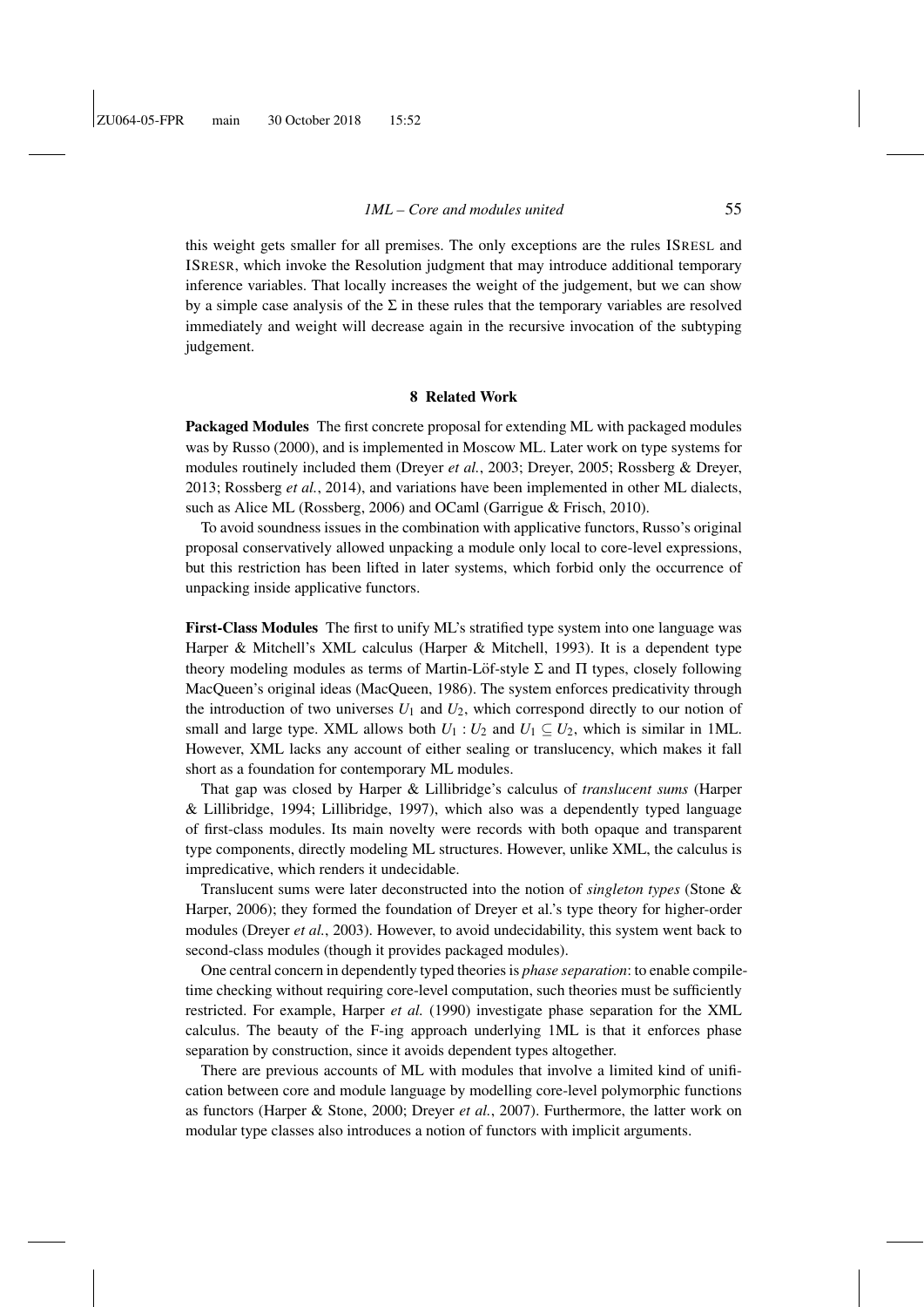this weight gets smaller for all premises. The only exceptions are the rules ISRESL and ISRESR, which invoke the Resolution judgment that may introduce additional temporary inference variables. That locally increases the weight of the judgement, but we can show by a simple case analysis of the $\Sigma$ in these rules that the temporary variables are resolved immediately and weight will decrease again in the recursive invocation of the subtyping judgement.

## 8 Related Work

**Packaged Modules** The first concrete proposal for extending ML with packaged modules was by Russo (2000), and is implemented in Moscow ML. Later work on type systems for modules routinely included them (Dreyer *et al.*, 2003; Dreyer, 2005; Rossberg & Dreyer, 2013; Rossberg *et al.*, 2014), and variations have been implemented in other ML dialects, such as Alice ML (Rossberg, 2006) and OCaml (Garrigue & Frisch, 2010).

To avoid soundness issues in the combination with applicative functors, Russo's original proposal conservatively allowed unpacking a module only local to core-level expressions, but this restriction has been lifted in later systems, which forbid only the occurrence of unpacking inside applicative functors.

**First-Class Modules** The first to unify ML's stratified type system into one language was Harper & Mitchell's XML calculus (Harper & Mitchell, 1993). It is a dependent type theory modeling modules as terms of Martin-Löf-style $\Sigma$ and $\Pi$ types, closely following MacQueen's original ideas (MacQueen, 1986). The system enforces predicativity through the introduction of two universes $U_1$ and $U_2$, which correspond directly to our notion of small and large type. XML allows both $U_1 : U_2$ and $U_1 \subseteq U_2$, which is similar in 1ML. However, XML lacks any account of either sealing or translucency, which makes it fall short as a foundation for contemporary ML modules.

That gap was closed by Harper & Lillibridge's calculus of *translucent sums* (Harper & Lillibridge, 1994; Lillibridge, 1997), which also was a dependently typed language of first-class modules. Its main novelty were records with both opaque and transparent type components, directly modeling ML structures. However, unlike XML, the calculus is impredicative, which renders it undecidable.

Translucent sums were later deconstructed into the notion of *singleton types* (Stone & Harper, 2006); they formed the foundation of Dreyer et al.'s type theory for higher-order modules (Dreyer *et al.*, 2003). However, to avoid undecidability, this system went back to second-class modules (though it provides packaged modules).

One central concern in dependently typed theories is *phase separation*: to enable compile-time checking without requiring core-level computation, such theories must be sufficiently restricted. For example, Harper *et al.* (1990) investigate phase separation for the XML calculus. The beauty of the F-ing approach underlying 1ML is that it enforces phase separation by construction, since it avoids dependent types altogether.

There are previous accounts of ML with modules that involve a limited kind of unification between core and module language by modelling core-level polymorphic functions as functors (Harper & Stone, 2000; Dreyer *et al.*, 2007). Furthermore, the latter work on modular type classes also introduces a notion of functors with implicit arguments.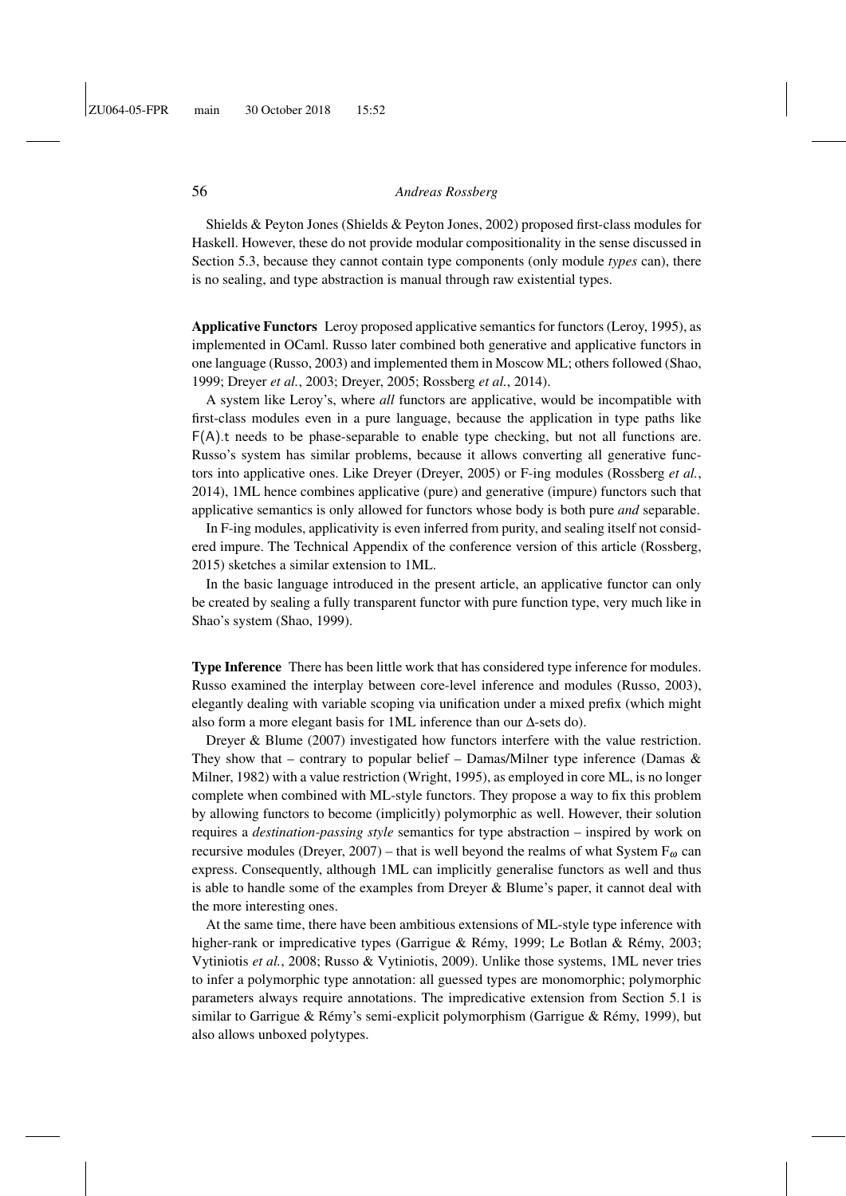Shields & Peyton Jones (Shields & Peyton Jones, 2002) proposed first-class modules for Haskell. However, these do not provide modular compositionality in the sense discussed in Section 5.3, because they cannot contain type components (only module *types* can), there is no sealing, and type abstraction is manual through raw existential types.

**Applicative Functors** Leroy proposed applicative semantics for functors (Leroy, 1995), as implemented in OCaml. Russo later combined both generative and applicative functors in one language (Russo, 2003) and implemented them in Moscow ML; others followed (Shao, 1999; Dreyer *et al.*, 2003; Dreyer, 2005; Rossberg *et al.*, 2014).

A system like Leroy's, where *all* functors are applicative, would be incompatible with first-class modules even in a pure language, because the application in type paths like F(A).t needs to be phase-separable to enable type checking, but not all functions are. Russo's system has similar problems, because it allows converting all generative functors into applicative ones. Like Dreyer (Dreyer, 2005) or F-ing modules (Rossberg *et al.*, 2014), 1ML hence combines applicative (pure) and generative (impure) functors such that applicative semantics is only allowed for functors whose body is both pure *and* separable.

In F-ing modules, applicativity is even inferred from purity, and sealing itself not considered impure. The Technical Appendix of the conference version of this article (Rossberg, 2015) sketches a similar extension to 1ML.

In the basic language introduced in the present article, an applicative functor can only be created by sealing a fully transparent functor with pure function type, very much like in Shao's system (Shao, 1999).

**Type Inference** There has been little work that has considered type inference for modules. Russo examined the interplay between core-level inference and modules (Russo, 2003), elegantly dealing with variable scoping via unification under a mixed prefix (which might also form a more elegant basis for 1ML inference than our $\Delta$-sets do).

Dreyer & Blume (2007) investigated how functors interfere with the value restriction. They show that – contrary to popular belief – Damas/Milner type inference (Damas & Milner, 1982) with a value restriction (Wright, 1995), as employed in core ML, is no longer complete when combined with ML-style functors. They propose a way to fix this problem by allowing functors to become (implicitly) polymorphic as well. However, their solution requires a *destination-passing style* semantics for type abstraction – inspired by work on recursive modules (Dreyer, 2007) – that is well beyond the realms of what System $F_\omega$ can express. Consequently, although 1ML can implicitly generalise functors as well and thus is able to handle some of the examples from Dreyer & Blume's paper, it cannot deal with the more interesting ones.

At the same time, there have been ambitious extensions of ML-style type inference with higher-rank or impredicative types (Garrigue & Rémy, 1999; Le Botlan & Rémy, 2003; Vytiniotis *et al.*, 2008; Russo & Vytiniotis, 2009). Unlike those systems, 1ML never tries to infer a polymorphic type annotation: all guessed types are monomorphic; polymorphic parameters always require annotations. The impredicative extension from Section 5.1 is similar to Garrigue & Rémy's semi-explicit polymorphism (Garrigue & Rémy, 1999), but also allows unboxed polytypes.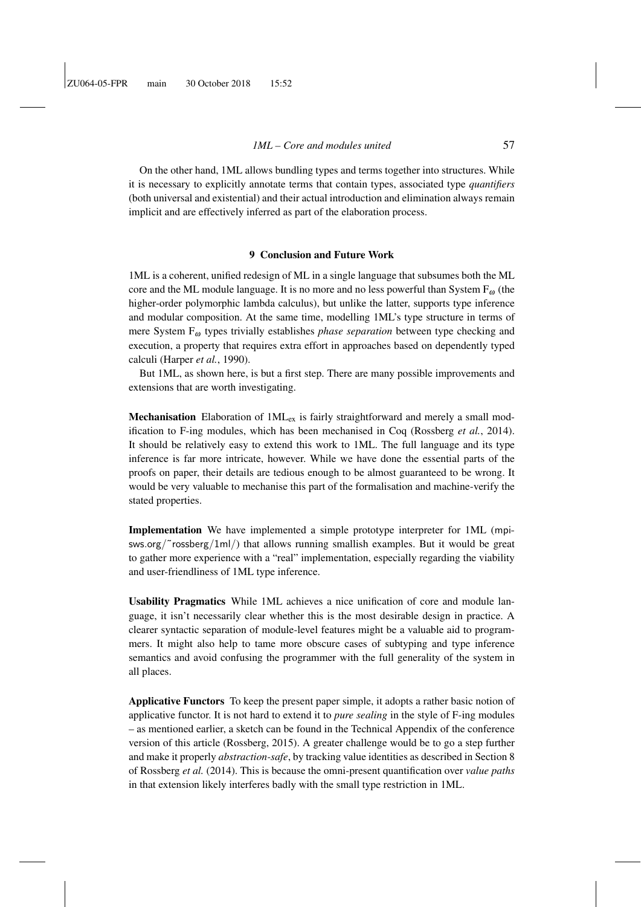On the other hand, 1ML allows bundling types and terms together into structures. While it is necessary to explicitly annotate terms that contain types, associated type *quantifiers* (both universal and existential) and their actual introduction and elimination always remain implicit and are effectively inferred as part of the elaboration process.

## 9 Conclusion and Future Work

1ML is a coherent, unified redesign of ML in a single language that subsumes both the ML core and the ML module language. It is no more and no less powerful than System $F_\omega$ (the higher-order polymorphic lambda calculus), but unlike the latter, supports type inference and modular composition. At the same time, modelling 1ML's type structure in terms of mere System $F_\omega$ types trivially establishes *phase separation* between type checking and execution, a property that requires extra effort in approaches based on dependently typed calculi (Harper *et al.*, 1990).

But 1ML, as shown here, is but a first step. There are many possible improvements and extensions that are worth investigating.

**Mechanisation** Elaboration of $1ML_{ex}$ is fairly straightforward and merely a small modification to F-ing modules, which has been mechanised in Coq (Rossberg *et al.*, 2014). It should be relatively easy to extend this work to 1ML. The full language and its type inference is far more intricate, however. While we have done the essential parts of the proofs on paper, their details are tedious enough to be almost guaranteed to be wrong. It would be very valuable to mechanise this part of the formalisation and machine-verify the stated properties.

**Implementation** We have implemented a simple prototype interpreter for 1ML (mpi-sws.org/~rossberg/1ml/) that allows running smallish examples. But it would be great to gather more experience with a "real" implementation, especially regarding the viability and user-friendliness of 1ML type inference.

**Usability Pragmatics** While 1ML achieves a nice unification of core and module language, it isn't necessarily clear whether this is the most desirable design in practice. A clearer syntactic separation of module-level features might be a valuable aid to programmers. It might also help to tame more obscure cases of subtyping and type inference semantics and avoid confusing the programmer with the full generality of the system in all places.

**Applicative Functors** To keep the present paper simple, it adopts a rather basic notion of applicative functor. It is not hard to extend it to *pure sealing* in the style of F-ing modules – as mentioned earlier, a sketch can be found in the Technical Appendix of the conference version of this article (Rossberg, 2015). A greater challenge would be to go a step further and make it properly *abstraction-safe*, by tracking value identities as described in Section 8 of Rossberg *et al.* (2014). This is because the omni-present quantification over *value paths* in that extension likely interferes badly with the small type restriction in 1ML.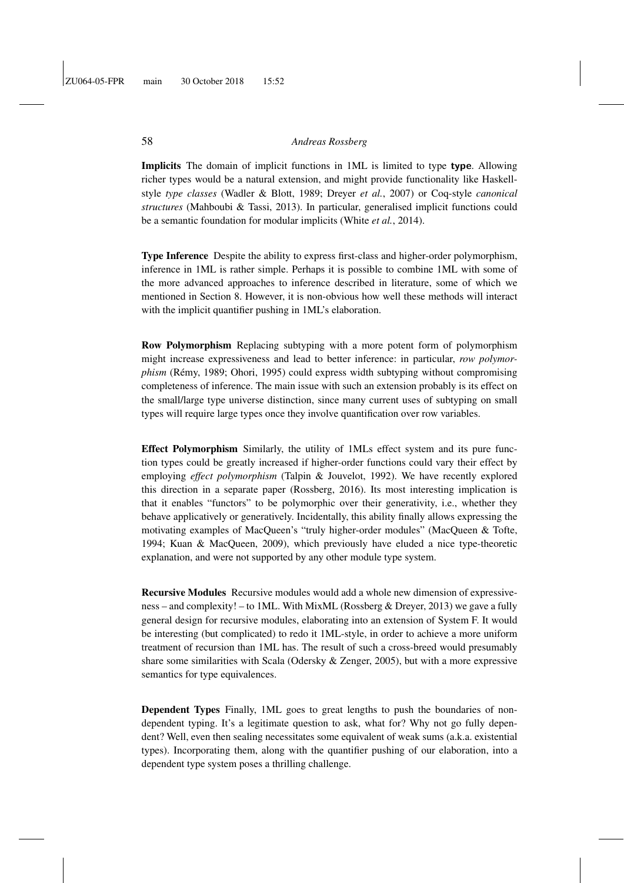**Implicits** The domain of implicit functions in 1ML is limited to type **type**. Allowing richer types would be a natural extension, and might provide functionality like Haskell-style *type classes* (Wadler & Blott, 1989; Dreyer *et al.*, 2007) or Coq-style *canonical structures* (Mahboubi & Tassi, 2013). In particular, generalised implicit functions could be a semantic foundation for modular implicits (White *et al.*, 2014).

**Type Inference** Despite the ability to express first-class and higher-order polymorphism, inference in 1ML is rather simple. Perhaps it is possible to combine 1ML with some of the more advanced approaches to inference described in literature, some of which we mentioned in Section 8. However, it is non-obvious how well these methods will interact with the implicit quantifier pushing in 1ML's elaboration.

**Row Polymorphism** Replacing subtyping with a more potent form of polymorphism might increase expressiveness and lead to better inference: in particular, *row polymorphism* (Rémy, 1989; Ohori, 1995) could express width subtyping without compromising completeness of inference. The main issue with such an extension probably is its effect on the small/large type universe distinction, since many current uses of subtyping on small types will require large types once they involve quantification over row variables.

**Effect Polymorphism** Similarly, the utility of 1MLs effect system and its pure function types could be greatly increased if higher-order functions could vary their effect by employing *effect polymorphism* (Talpin & Jouvelot, 1992). We have recently explored this direction in a separate paper (Rossberg, 2016). Its most interesting implication is that it enables "functors" to be polymorphic over their generativity, i.e., whether they behave applicatively or generatively. Incidentally, this ability finally allows expressing the motivating examples of MacQueen's "truly higher-order modules" (MacQueen & Tofte, 1994; Kuan & MacQueen, 2009), which previously have eluded a nice type-theoretic explanation, and were not supported by any other module type system.

**Recursive Modules** Recursive modules would add a whole new dimension of expressiveness – and complexity! – to 1ML. With MixML (Rossberg & Dreyer, 2013) we gave a fully general design for recursive modules, elaborating into an extension of System F. It would be interesting (but complicated) to redo it 1ML-style, in order to achieve a more uniform treatment of recursion than 1ML has. The result of such a cross-breed would presumably share some similarities with Scala (Odersky & Zenger, 2005), but with a more expressive semantics for type equivalences.

**Dependent Types** Finally, 1ML goes to great lengths to push the boundaries of non-dependent typing. It's a legitimate question to ask, what for? Why not go fully dependent? Well, even then sealing necessitates some equivalent of weak sums (a.k.a. existential types). Incorporating them, along with the quantifier pushing of our elaboration, into a dependent type system poses a thrilling challenge.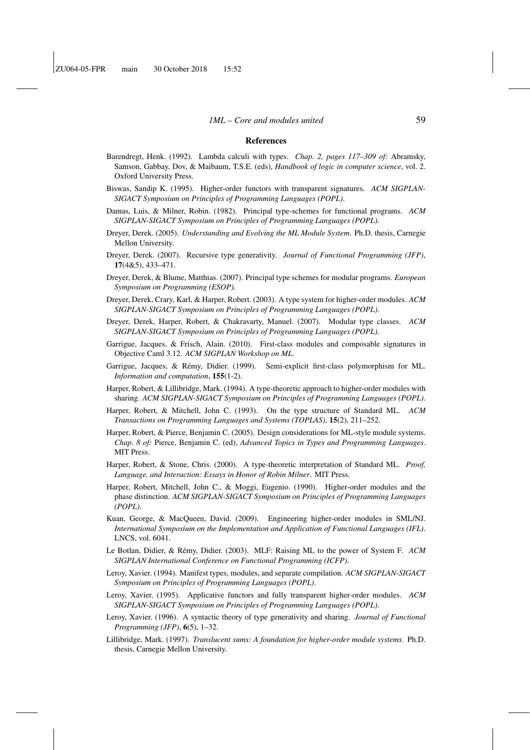## References

Barendregt, Henk. (1992). Lambda calculi with types. *Chap. 2, pages 117–309 of:* Abramsky, Samson, Gabbay, Dov, & Maibaum, T.S.E. (eds), *Handbook of logic in computer science*, vol. 2. Oxford University Press.

Biswas, Sandip K. (1995). Higher-order functors with transparent signatures. *ACM SIGPLAN-SIGACT Symposium on Principles of Programming Languages (POPL)*.

Damas, Luis, & Milner, Robin. (1982). Principal type-schemes for functional programs. *ACM SIGPLAN-SIGACT Symposium on Principles of Programming Languages (POPL)*.

Dreyer, Derek. (2005). *Understanding and Evolving the ML Module System*. Ph.D. thesis, Carnegie Mellon University.

Dreyer, Derek. (2007). Recursive type generativity. *Journal of Functional Programming (JFP)*, **17**(4&5), 433–471.

Dreyer, Derek, & Blume, Matthias. (2007). Principal type schemes for modular programs. *European Symposium on Programming (ESOP)*.

Dreyer, Derek, Crary, Karl, & Harper, Robert. (2003). A type system for higher-order modules. *ACM SIGPLAN-SIGACT Symposium on Principles of Programming Languages (POPL)*.

Dreyer, Derek, Harper, Robert, & Chakravarty, Manuel. (2007). Modular type classes. *ACM SIGPLAN-SIGACT Symposium on Principles of Programming Languages (POPL)*.

Garrigue, Jacques, & Frisch, Alain. (2010). First-class modules and composable signatures in Objective Caml 3.12. *ACM SIGPLAN Workshop on ML*.

Garrigue, Jacques, & Rémy, Didier. (1999). Semi-explicit first-class polymorphism for ML. *Information and computation*, **155**(1-2).

Harper, Robert, & Lillibridge, Mark. (1994). A type-theoretic approach to higher-order modules with sharing. *ACM SIGPLAN-SIGACT Symposium on Principles of Programming Languages (POPL)*.

Harper, Robert, & Mitchell, John C. (1993). On the type structure of Standard ML. *ACM Transactions on Programming Languages and Systems (TOPLAS)*, **15**(2), 211–252.

Harper, Robert, & Pierce, Benjamin C. (2005). Design considerations for ML-style module systems. *Chap. 8 of:* Pierce, Benjamin C. (ed), *Advanced Topics in Types and Programming Languages*. MIT Press.

Harper, Robert, & Stone, Chris. (2000). A type-theoretic interpretation of Standard ML. *Proof, Language, and Interaction: Essays in Honor of Robin Milner*. MIT Press.

Harper, Robert, Mitchell, John C., & Moggi, Eugenio. (1990). Higher-order modules and the phase distinction. *ACM SIGPLAN-SIGACT Symposium on Principles of Programming Languages (POPL)*.

Kuan, George, & MacQueen, David. (2009). Engineering higher-order modules in SML/NJ. *International Symposium on the Implementation and Application of Functional Languages (IFL)*. LNCS, vol. 6041.

Le Botlan, Didier, & Rémy, Didier. (2003). MLF: Raising ML to the power of System F. *ACM SIGPLAN International Conference on Functional Programming (ICFP)*.

Leroy, Xavier. (1994). Manifest types, modules, and separate compilation. *ACM SIGPLAN-SIGACT Symposium on Principles of Programming Languages (POPL)*.

Leroy, Xavier. (1995). Applicative functors and fully transparent higher-order modules. *ACM SIGPLAN-SIGACT Symposium on Principles of Programming Languages (POPL)*.

Leroy, Xavier. (1996). A syntactic theory of type generativity and sharing. *Journal of Functional Programming (JFP)*, **6**(5), 1–32.

Lillibridge, Mark. (1997). *Translucent sums: A foundation for higher-order module systems*. Ph.D. thesis, Carnegie Mellon University.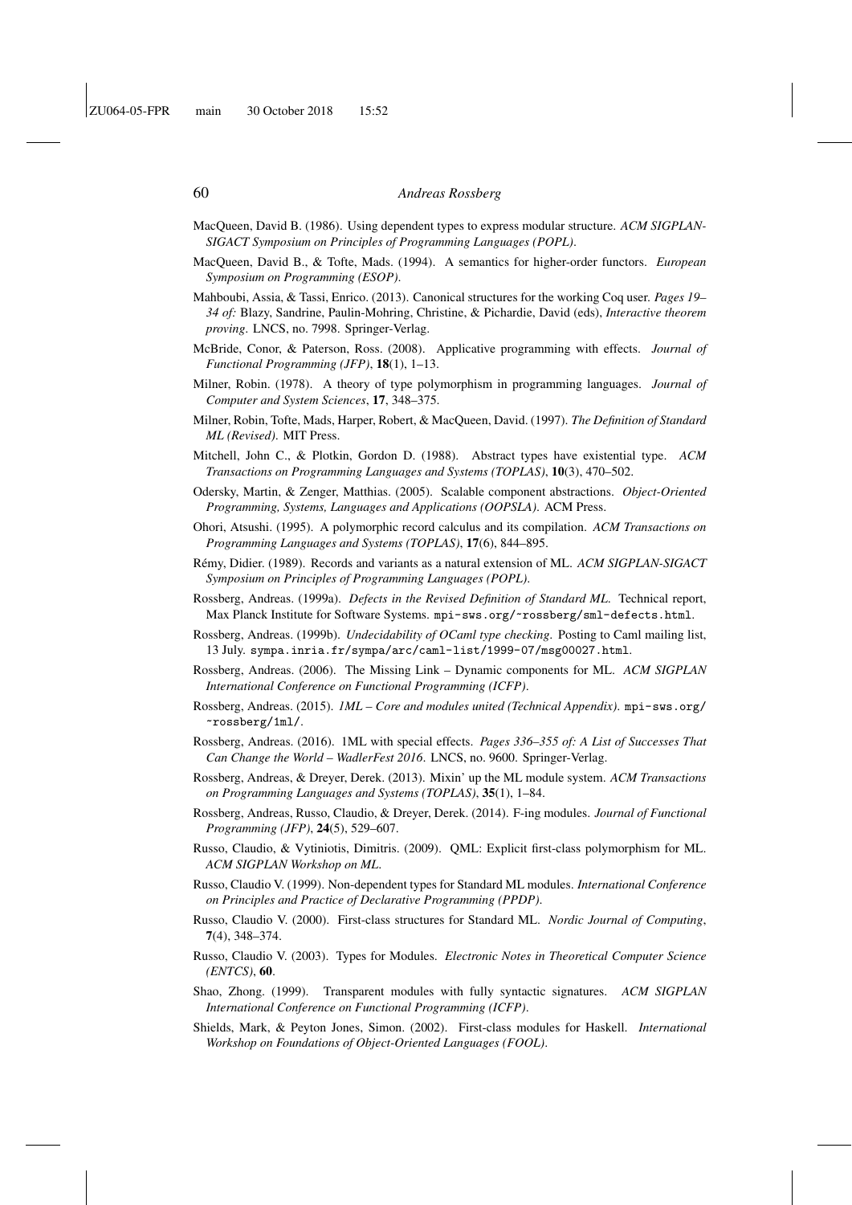MacQueen, David B. (1986). Using dependent types to express modular structure. *ACM SIGPLAN-SIGACT Symposium on Principles of Programming Languages (POPL)*.

MacQueen, David B., & Tofte, Mads. (1994). A semantics for higher-order functors. *European Symposium on Programming (ESOP)*.

Mahboubi, Assia, & Tassi, Enrico. (2013). Canonical structures for the working Coq user. *Pages 19–34 of:* Blazy, Sandrine, Paulin-Mohring, Christine, & Pichardie, David (eds), *Interactive theorem proving*. LNCS, no. 7998. Springer-Verlag.

McBride, Conor, & Paterson, Ross. (2008). Applicative programming with effects. *Journal of Functional Programming (JFP)*, **18**(1), 1–13.

Milner, Robin. (1978). A theory of type polymorphism in programming languages. *Journal of Computer and System Sciences*, **17**, 348–375.

Milner, Robin, Tofte, Mads, Harper, Robert, & MacQueen, David. (1997). *The Definition of Standard ML (Revised)*. MIT Press.

Mitchell, John C., & Plotkin, Gordon D. (1988). Abstract types have existential type. *ACM Transactions on Programming Languages and Systems (TOPLAS)*, **10**(3), 470–502.

Odersky, Martin, & Zenger, Matthias. (2005). Scalable component abstractions. *Object-Oriented Programming, Systems, Languages and Applications (OOPSLA)*. ACM Press.

Ohori, Atsushi. (1995). A polymorphic record calculus and its compilation. *ACM Transactions on Programming Languages and Systems (TOPLAS)*, **17**(6), 844–895.

Rémy, Didier. (1989). Records and variants as a natural extension of ML. *ACM SIGPLAN-SIGACT Symposium on Principles of Programming Languages (POPL)*.

Rossberg, Andreas. (1999a). *Defects in the Revised Definition of Standard ML*. Technical report, Max Planck Institute for Software Systems. `mpi-sws.org/~rossberg/sml-defects.html`.

Rossberg, Andreas. (1999b). *Undecidability of OCaml type checking*. Posting to Caml mailing list, 13 July. `sympa.inria.fr/sympa/arc/caml-list/1999-07/msg00027.html`.

Rossberg, Andreas. (2006). The Missing Link – Dynamic components for ML. *ACM SIGPLAN International Conference on Functional Programming (ICFP)*.

Rossberg, Andreas. (2015). *1ML – Core and modules united (Technical Appendix)*. `mpi-sws.org/~rossberg/1ml/`.

Rossberg, Andreas. (2016). 1ML with special effects. *Pages 336–355 of: A List of Successes That Can Change the World – WadlerFest 2016*. LNCS, no. 9600. Springer-Verlag.

Rossberg, Andreas, & Dreyer, Derek. (2013). Mixin' up the ML module system. *ACM Transactions on Programming Languages and Systems (TOPLAS)*, **35**(1), 1–84.

Rossberg, Andreas, Russo, Claudio, & Dreyer, Derek. (2014). F-ing modules. *Journal of Functional Programming (JFP)*, **24**(5), 529–607.

Russo, Claudio, & Vytiniotis, Dimitris. (2009). QML: Explicit first-class polymorphism for ML. *ACM SIGPLAN Workshop on ML*.

Russo, Claudio V. (1999). Non-dependent types for Standard ML modules. *International Conference on Principles and Practice of Declarative Programming (PPDP)*.

Russo, Claudio V. (2000). First-class structures for Standard ML. *Nordic Journal of Computing*, **7**(4), 348–374.

Russo, Claudio V. (2003). Types for Modules. *Electronic Notes in Theoretical Computer Science (ENTCS)*, **60**.

Shao, Zhong. (1999). Transparent modules with fully syntactic signatures. *ACM SIGPLAN International Conference on Functional Programming (ICFP)*.

Shields, Mark, & Peyton Jones, Simon. (2002). First-class modules for Haskell. *International Workshop on Foundations of Object-Oriented Languages (FOOL)*.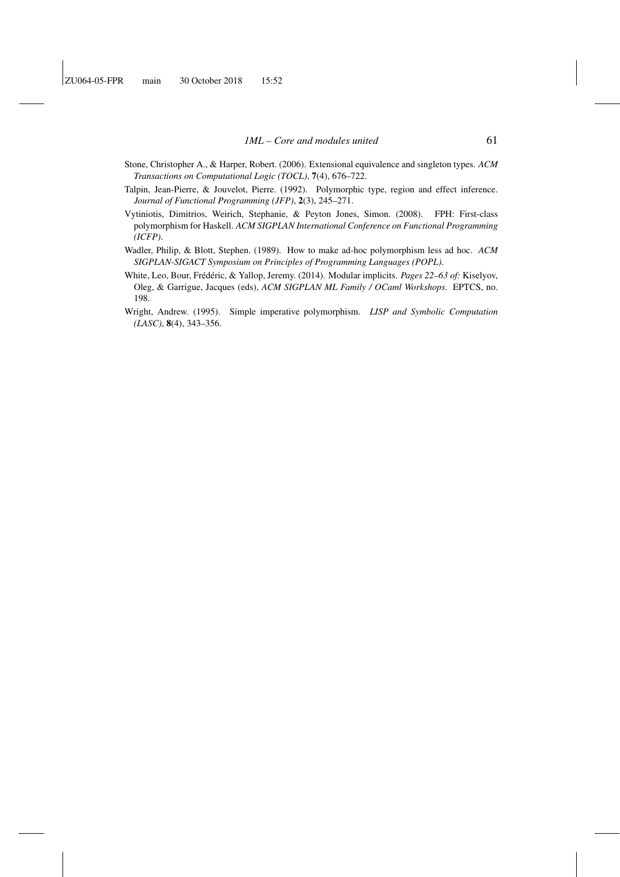Stone, Christopher A., & Harper, Robert. (2006). Extensional equivalence and singleton types. *ACM Transactions on Computational Logic (TOCL)*, **7**(4), 676–722.

Talpin, Jean-Pierre, & Jouvelot, Pierre. (1992). Polymorphic type, region and effect inference. *Journal of Functional Programming (JFP)*, **2**(3), 245–271.

Vytiniotis, Dimitrios, Weirich, Stephanie, & Peyton Jones, Simon. (2008). FPH: First-class polymorphism for Haskell. *ACM SIGPLAN International Conference on Functional Programming (ICFP)*.

Wadler, Philip, & Blott, Stephen. (1989). How to make ad-hoc polymorphism less ad hoc. *ACM SIGPLAN-SIGACT Symposium on Principles of Programming Languages (POPL)*.

White, Leo, Bour, Frédéric, & Yallop, Jeremy. (2014). Modular implicits. *Pages 22–63 of:* Kiselyov, Oleg, & Garrigue, Jacques (eds), *ACM SIGPLAN ML Family / OCaml Workshops*. EPTCS, no. 198.

Wright, Andrew. (1995). Simple imperative polymorphism. *LISP and Symbolic Computation (LASC)*, **8**(4), 343–356.